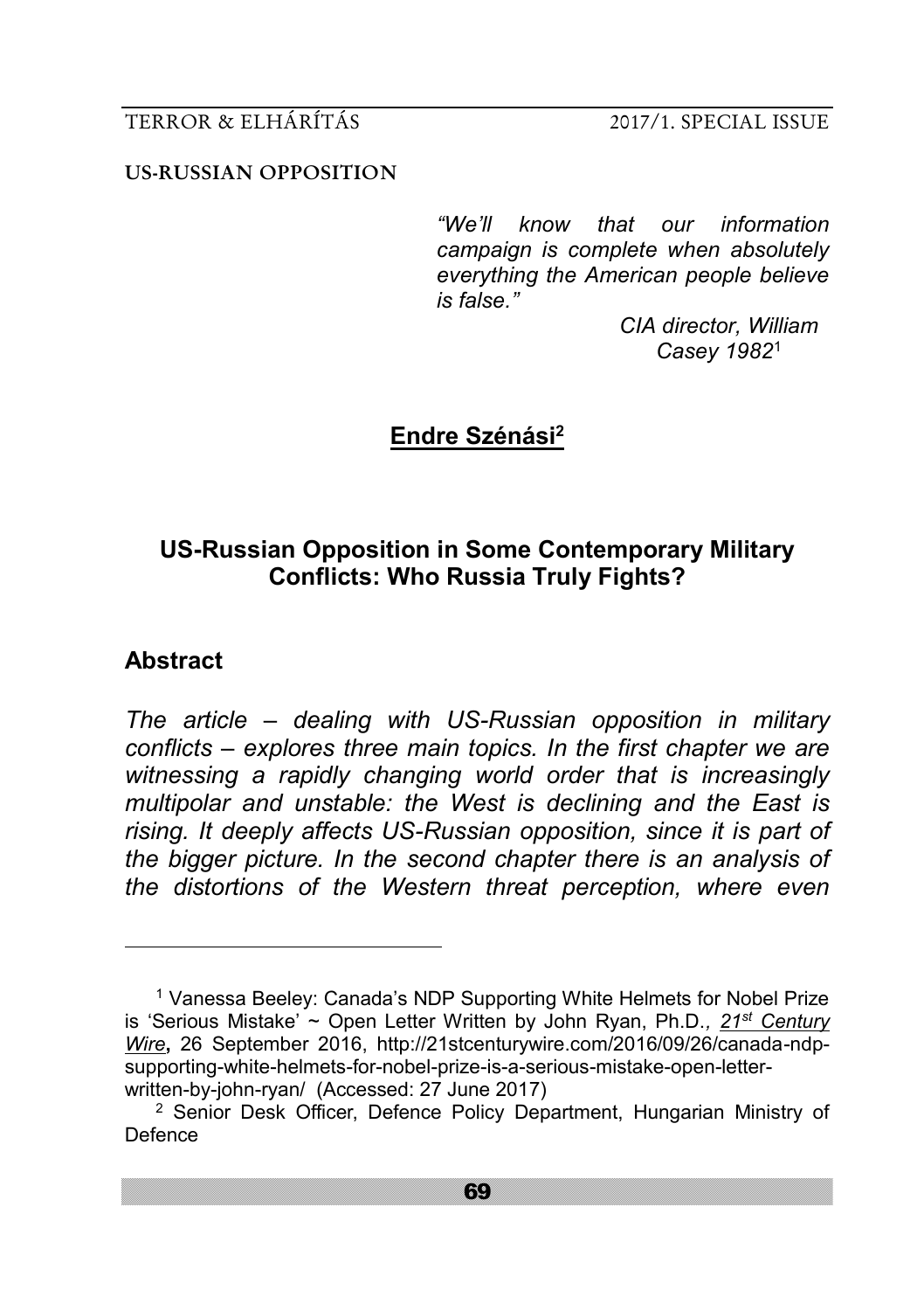## US-RUSSIAN OPPOSITION

> *"We'll know that our information campaign is complete when absolutely everything the American people believe is false."*
>
> *CIA director, William Casey 1982*[1]

**Endre Szénási**[2]

# US-Russian Opposition in Some Contemporary Military Conflicts: Who Russia Truly Fights?

## Abstract

*The article – dealing with US-Russian opposition in military conflicts – explores three main topics. In the first chapter we are witnessing a rapidly changing world order that is increasingly multipolar and unstable: the West is declining and the East is rising. It deeply affects US-Russian opposition, since it is part of the bigger picture. In the second chapter there is an analysis of the distortions of the Western threat perception, where even*

---

[1] Vanessa Beeley: Canada's NDP Supporting White Helmets for Nobel Prize is 'Serious Mistake' ~ Open Letter Written by John Ryan, Ph.D., *21st Century Wire*, 26 September 2016, http://21stcenturywire.com/2016/09/26/canada-ndp-supporting-white-helmets-for-nobel-prize-is-a-serious-mistake-open-letter-written-by-john-ryan/ (Accessed: 27 June 2017)

[2] Senior Desk Officer, Defence Policy Department, Hungarian Ministry of Defence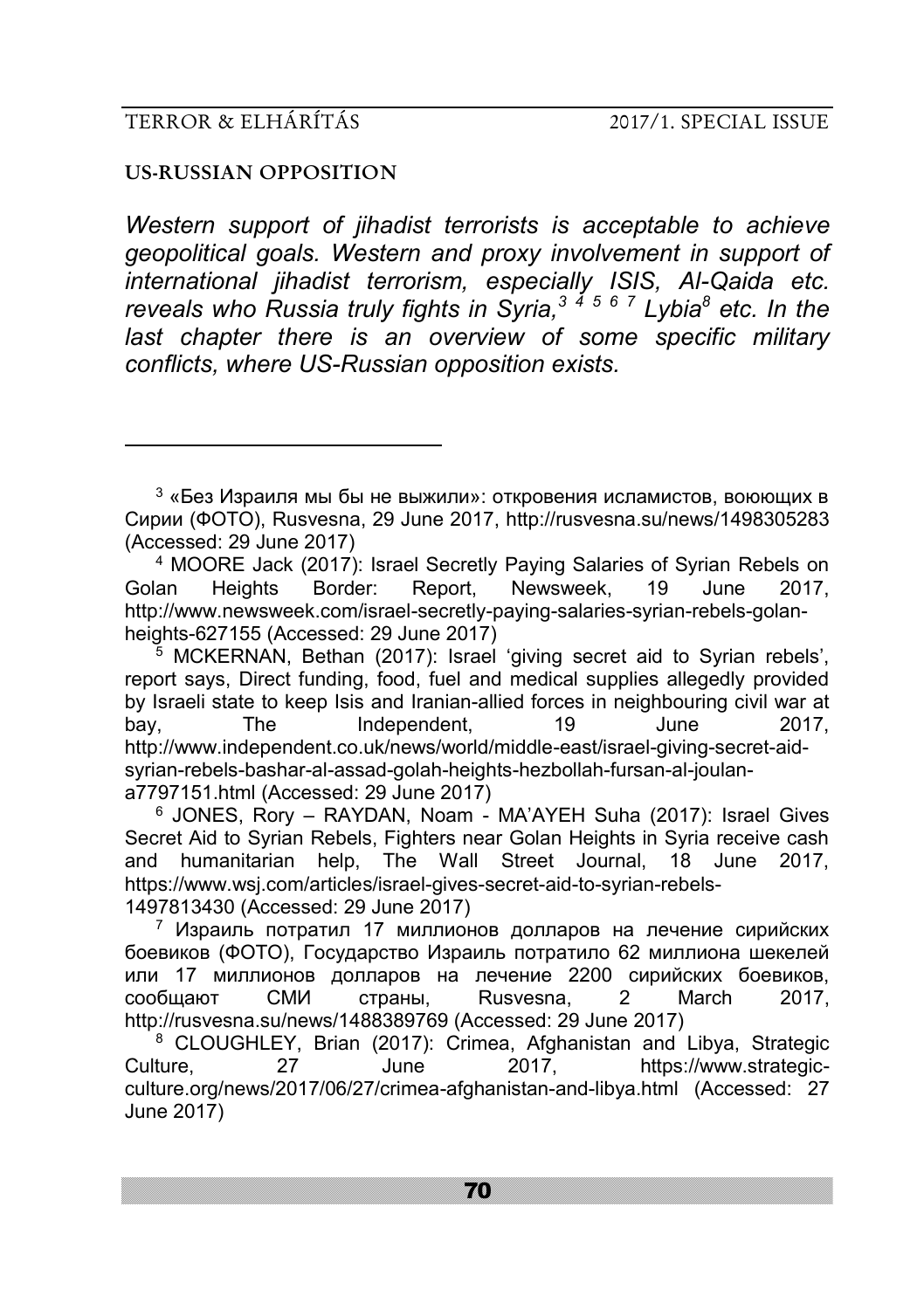**US-RUSSIAN OPPOSITION**

*Western support of jihadist terrorists is acceptable to achieve geopolitical goals. Western and proxy involvement in support of international jihadist terrorism, especially ISIS, Al-Qaida etc. reveals who Russia truly fights in Syria,[3] [4] [5] [6] [7] Lybia[8] etc. In the last chapter there is an overview of some specific military conflicts, where US-Russian opposition exists.*

---

[3] «Без Израиля мы бы не выжили»: откровения исламистов, воюющих в Сирии (ФОТО), Rusvesna, 29 June 2017, http://rusvesna.su/news/1498305283 (Accessed: 29 June 2017)

[4] MOORE Jack (2017): Israel Secretly Paying Salaries of Syrian Rebels on Golan Heights Border: Report, Newsweek, 19 June 2017, http://www.newsweek.com/israel-secretly-paying-salaries-syrian-rebels-golan-heights-627155 (Accessed: 29 June 2017)

[5] MCKERNAN, Bethan (2017): Israel 'giving secret aid to Syrian rebels', report says, Direct funding, food, fuel and medical supplies allegedly provided by Israeli state to keep Isis and Iranian-allied forces in neighbouring civil war at bay, The Independent, 19 June 2017, http://www.independent.co.uk/news/world/middle-east/israel-giving-secret-aid-syrian-rebels-bashar-al-assad-golah-heights-hezbollah-fursan-al-joulan-a7797151.html (Accessed: 29 June 2017)

[6] JONES, Rory – RAYDAN, Noam - MA'AYEH Suha (2017): Israel Gives Secret Aid to Syrian Rebels, Fighters near Golan Heights in Syria receive cash and humanitarian help, The Wall Street Journal, 18 June 2017, https://www.wsj.com/articles/israel-gives-secret-aid-to-syrian-rebels-1497813430 (Accessed: 29 June 2017)

[7] Израиль потратил 17 миллионов долларов на лечение сирийских боевиков (ФОТО), Государство Израиль потратило 62 миллиона шекелей или 17 миллионов долларов на лечение 2200 сирийских боевиков, сообщают СМИ страны, Rusvesna, 2 March 2017, http://rusvesna.su/news/1488389769 (Accessed: 29 June 2017)

[8] CLOUGHLEY, Brian (2017): Crimea, Afghanistan and Libya, Strategic Culture, 27 June 2017, https://www.strategic-culture.org/news/2017/06/27/crimea-afghanistan-and-libya.html (Accessed: 27 June 2017)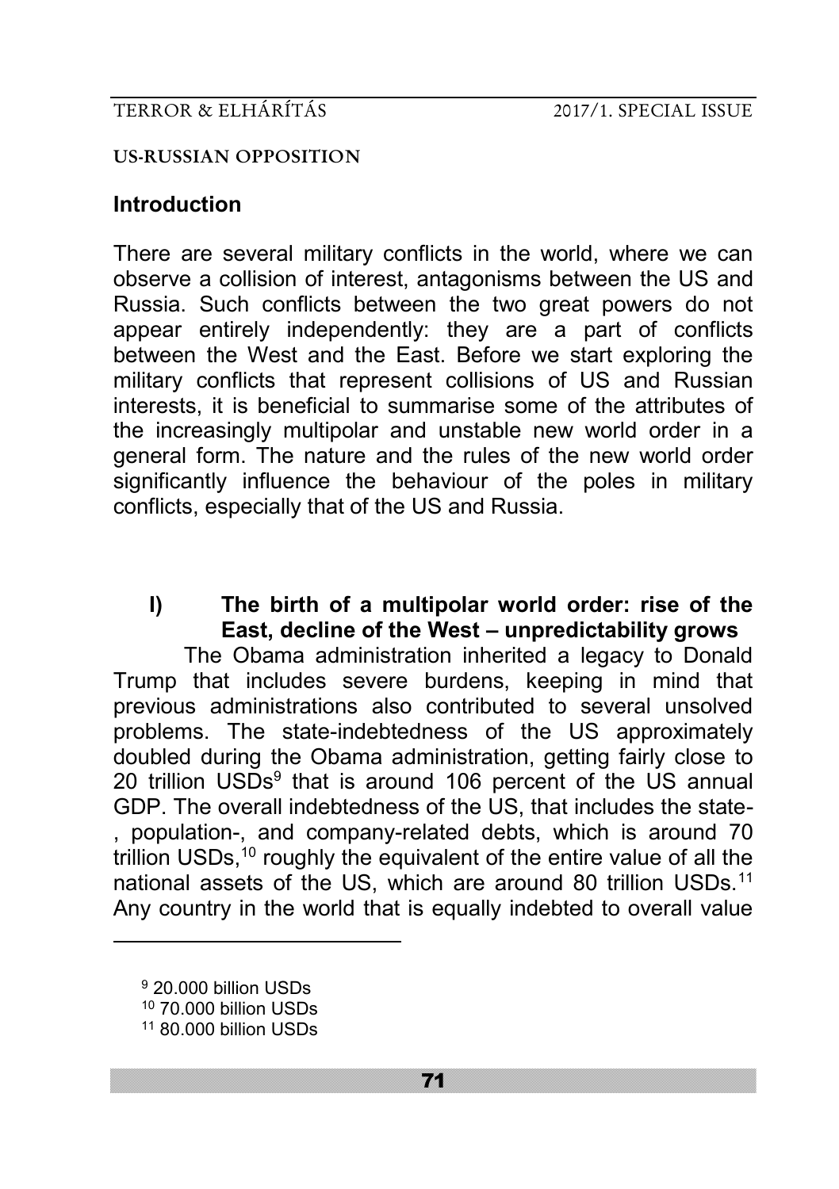## US-RUSSIAN OPPOSITION

### Introduction

There are several military conflicts in the world, where we can observe a collision of interest, antagonisms between the US and Russia. Such conflicts between the two great powers do not appear entirely independently: they are a part of conflicts between the West and the East. Before we start exploring the military conflicts that represent collisions of US and Russian interests, it is beneficial to summarise some of the attributes of the increasingly multipolar and unstable new world order in a general form. The nature and the rules of the new world order significantly influence the behaviour of the poles in military conflicts, especially that of the US and Russia.

### I) The birth of a multipolar world order: rise of the East, decline of the West – unpredictability grows

The Obama administration inherited a legacy to Donald Trump that includes severe burdens, keeping in mind that previous administrations also contributed to several unsolved problems. The state-indebtedness of the US approximately doubled during the Obama administration, getting fairly close to 20 trillion USDs[9] that is around 106 percent of the US annual GDP. The overall indebtedness of the US, that includes the state-, population-, and company-related debts, which is around 70 trillion USDs,[10] roughly the equivalent of the entire value of all the national assets of the US, which are around 80 trillion USDs.[11] Any country in the world that is equally indebted to overall value

[9] 20.000 billion USDs

[10] 70.000 billion USDs

[11] 80.000 billion USDs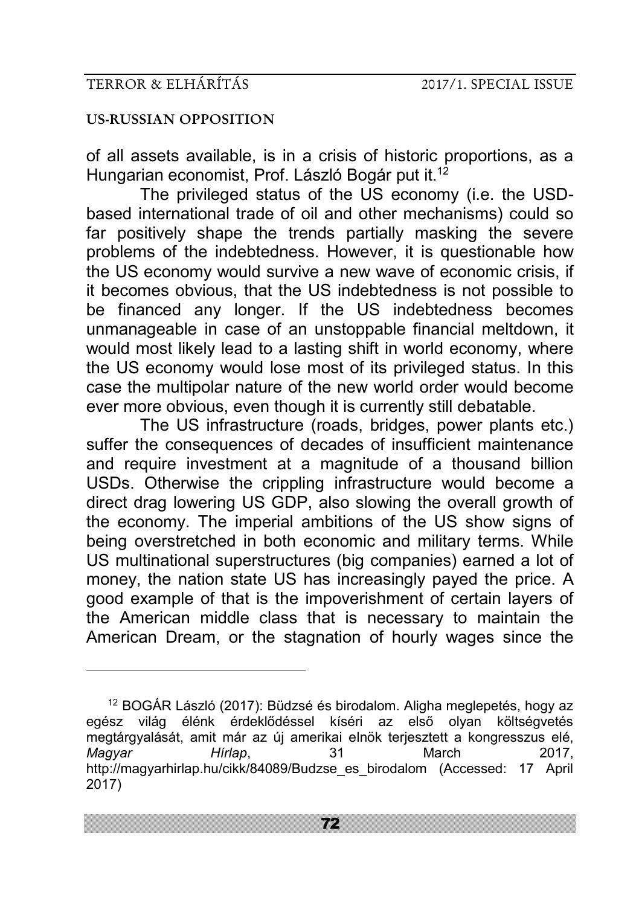of all assets available, is in a crisis of historic proportions, as a Hungarian economist, Prof. László Bogár put it.[12]

The privileged status of the US economy (i.e. the USD-based international trade of oil and other mechanisms) could so far positively shape the trends partially masking the severe problems of the indebtedness. However, it is questionable how the US economy would survive a new wave of economic crisis, if it becomes obvious, that the US indebtedness is not possible to be financed any longer. If the US indebtedness becomes unmanageable in case of an unstoppable financial meltdown, it would most likely lead to a lasting shift in world economy, where the US economy would lose most of its privileged status. In this case the multipolar nature of the new world order would become ever more obvious, even though it is currently still debatable.

The US infrastructure (roads, bridges, power plants etc.) suffer the consequences of decades of insufficient maintenance and require investment at a magnitude of a thousand billion USDs. Otherwise the crippling infrastructure would become a direct drag lowering US GDP, also slowing the overall growth of the economy. The imperial ambitions of the US show signs of being overstretched in both economic and military terms. While US multinational superstructures (big companies) earned a lot of money, the nation state US has increasingly payed the price. A good example of that is the impoverishment of certain layers of the American middle class that is necessary to maintain the American Dream, or the stagnation of hourly wages since the

---

[12] BOGÁR László (2017): Büdzsé és birodalom. Aligha meglepetés, hogy az egész világ élénk érdeklődéssel kíséri az első olyan költségvetés megtárgyalását, amit már az új amerikai elnök terjesztett a kongresszus elé, *Magyar Hírlap*, 31 March 2017, http://magyarhirlap.hu/cikk/84089/Budzse_es_birodalom (Accessed: 17 April 2017)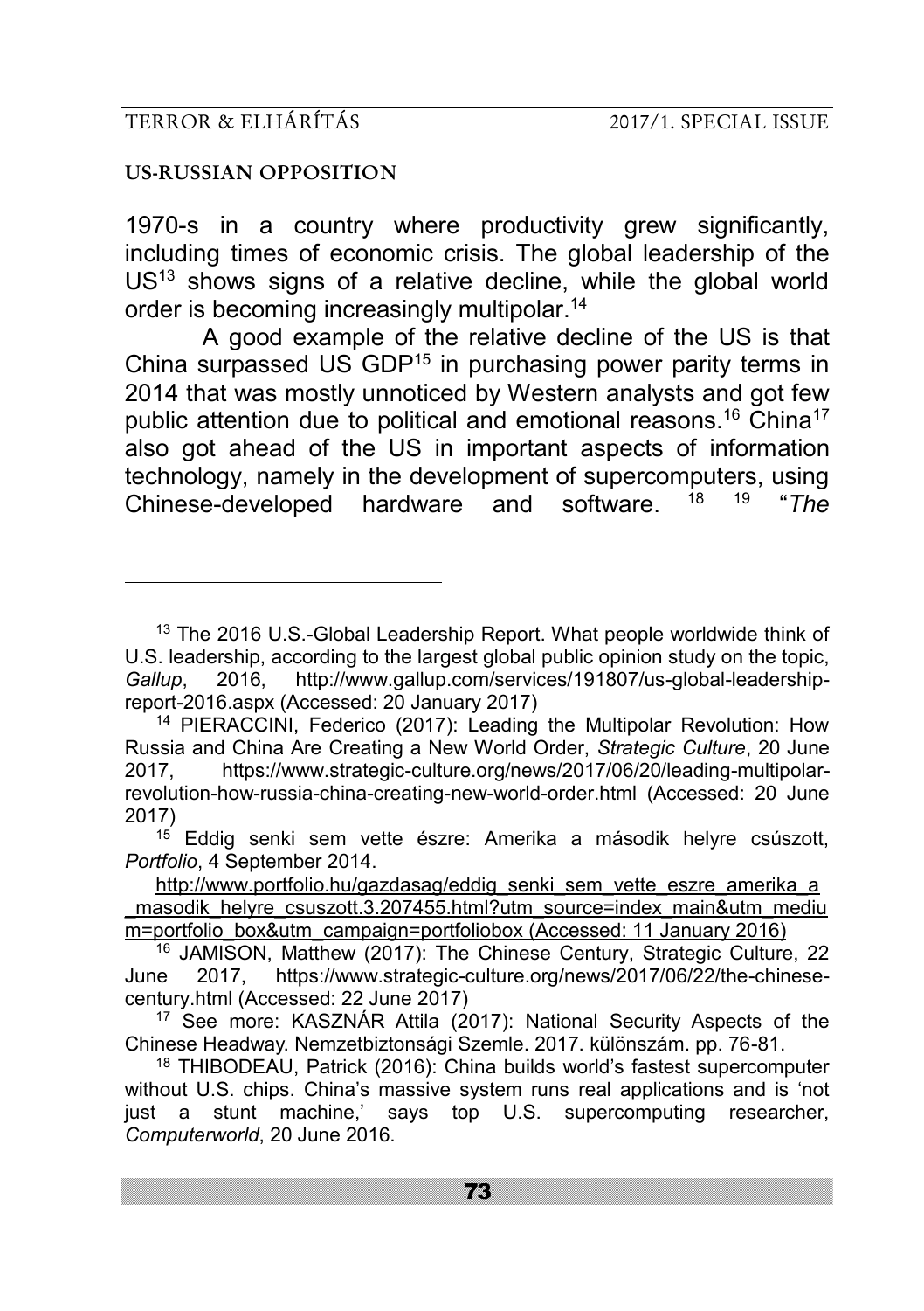1970-s in a country where productivity grew significantly, including times of economic crisis. The global leadership of the US[13] shows signs of a relative decline, while the global world order is becoming increasingly multipolar.[14]

A good example of the relative decline of the US is that China surpassed US GDP[15] in purchasing power parity terms in 2014 that was mostly unnoticed by Western analysts and got few public attention due to political and emotional reasons.[16] China[17] also got ahead of the US in important aspects of information technology, namely in the development of supercomputers, using Chinese-developed hardware and software. [18] [19] "*The*

---

[13] The 2016 U.S.-Global Leadership Report. What people worldwide think of U.S. leadership, according to the largest global public opinion study on the topic, *Gallup*, 2016, http://www.gallup.com/services/191807/us-global-leadership-report-2016.aspx (Accessed: 20 January 2017)

[14] PIERACCINI, Federico (2017): Leading the Multipolar Revolution: How Russia and China Are Creating a New World Order, *Strategic Culture*, 20 June 2017, https://www.strategic-culture.org/news/2017/06/20/leading-multipolar-revolution-how-russia-china-creating-new-world-order.html (Accessed: 20 June 2017)

[15] Eddig senki sem vette észre: Amerika a második helyre csúszott, *Portfolio*, 4 September 2014. http://www.portfolio.hu/gazdasag/eddig_senki_sem_vette_eszre_amerika_a_masodik_helyre_csuszott.3.207455.html?utm_source=index_main&utm_medium=portfolio_box&utm_campaign=portfoliobox (Accessed: 11 January 2016)

[16] JAMISON, Matthew (2017): The Chinese Century, Strategic Culture, 22 June 2017, https://www.strategic-culture.org/news/2017/06/22/the-chinese-century.html (Accessed: 22 June 2017)

[17] See more: KASZNÁR Attila (2017): National Security Aspects of the Chinese Headway. Nemzetbiztonsági Szemle. 2017. különszám. pp. 76-81.

[18] THIBODEAU, Patrick (2016): China builds world's fastest supercomputer without U.S. chips. China's massive system runs real applications and is 'not just a stunt machine,' says top U.S. supercomputing researcher, *Computerworld*, 20 June 2016.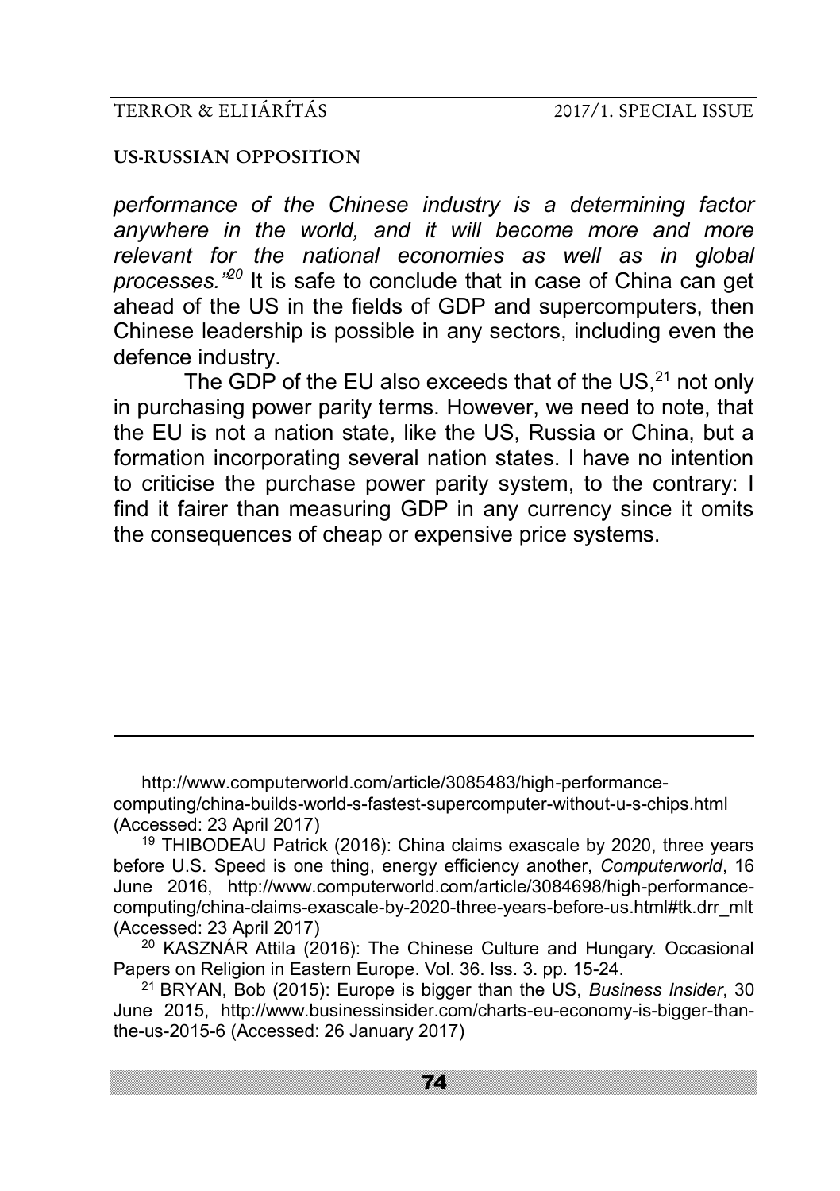*performance of the Chinese industry is a determining factor anywhere in the world, and it will become more and more relevant for the national economies as well as in global processes."*[20] It is safe to conclude that in case of China can get ahead of the US in the fields of GDP and supercomputers, then Chinese leadership is possible in any sectors, including even the defence industry.

The GDP of the EU also exceeds that of the US,[21] not only in purchasing power parity terms. However, we need to note, that the EU is not a nation state, like the US, Russia or China, but a formation incorporating several nation states. I have no intention to criticise the purchase power parity system, to the contrary: I find it fairer than measuring GDP in any currency since it omits the consequences of cheap or expensive price systems.

---

http://www.computerworld.com/article/3085483/high-performance-computing/china-builds-world-s-fastest-supercomputer-without-u-s-chips.html (Accessed: 23 April 2017)

[19] THIBODEAU Patrick (2016): China claims exascale by 2020, three years before U.S. Speed is one thing, energy efficiency another, *Computerworld*, 16 June 2016, http://www.computerworld.com/article/3084698/high-performance-computing/china-claims-exascale-by-2020-three-years-before-us.html#tk.drr_mlt (Accessed: 23 April 2017)

[20] KASZNÁR Attila (2016): The Chinese Culture and Hungary. Occasional Papers on Religion in Eastern Europe. Vol. 36. Iss. 3. pp. 15-24.

[21] BRYAN, Bob (2015): Europe is bigger than the US, *Business Insider*, 30 June 2015, http://www.businessinsider.com/charts-eu-economy-is-bigger-than-the-us-2015-6 (Accessed: 26 January 2017)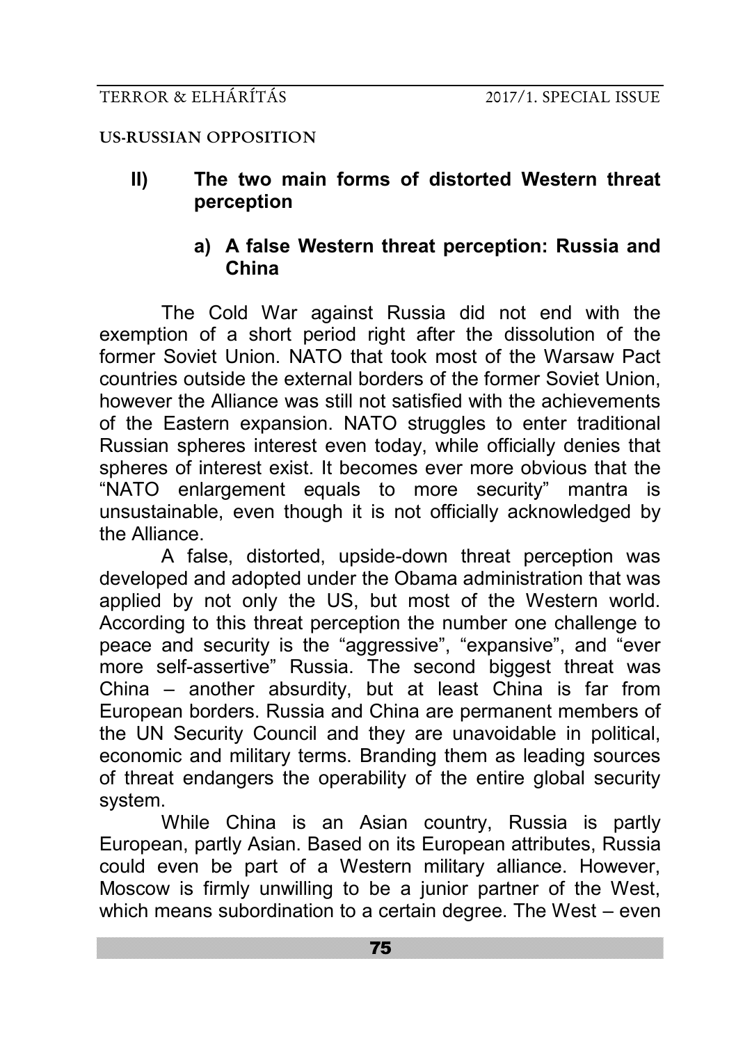## II) The two main forms of distorted Western threat perception

### a) A false Western threat perception: Russia and China

The Cold War against Russia did not end with the exemption of a short period right after the dissolution of the former Soviet Union. NATO that took most of the Warsaw Pact countries outside the external borders of the former Soviet Union, however the Alliance was still not satisfied with the achievements of the Eastern expansion. NATO struggles to enter traditional Russian spheres interest even today, while officially denies that spheres of interest exist. It becomes ever more obvious that the "NATO enlargement equals to more security" mantra is unsustainable, even though it is not officially acknowledged by the Alliance.

A false, distorted, upside-down threat perception was developed and adopted under the Obama administration that was applied by not only the US, but most of the Western world. According to this threat perception the number one challenge to peace and security is the "aggressive", "expansive", and "ever more self-assertive" Russia. The second biggest threat was China – another absurdity, but at least China is far from European borders. Russia and China are permanent members of the UN Security Council and they are unavoidable in political, economic and military terms. Branding them as leading sources of threat endangers the operability of the entire global security system.

While China is an Asian country, Russia is partly European, partly Asian. Based on its European attributes, Russia could even be part of a Western military alliance. However, Moscow is firmly unwilling to be a junior partner of the West, which means subordination to a certain degree. The West – even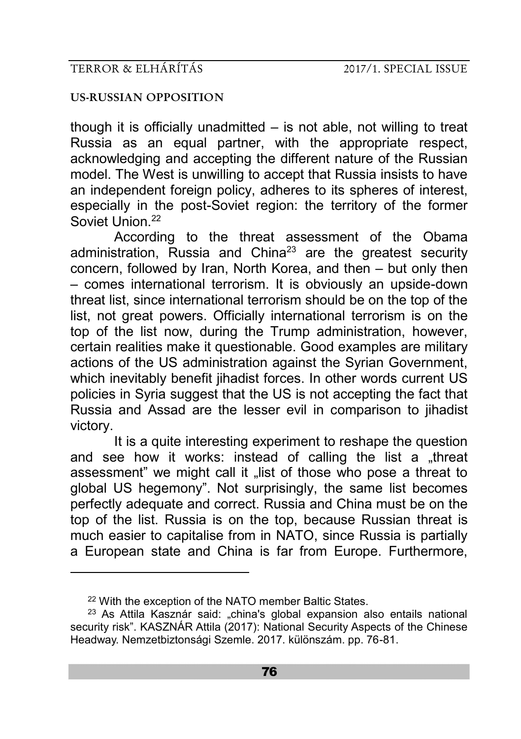though it is officially unadmitted – is not able, not willing to treat Russia as an equal partner, with the appropriate respect, acknowledging and accepting the different nature of the Russian model. The West is unwilling to accept that Russia insists to have an independent foreign policy, adheres to its spheres of interest, especially in the post-Soviet region: the territory of the former Soviet Union.[22]

According to the threat assessment of the Obama administration, Russia and China[23] are the greatest security concern, followed by Iran, North Korea, and then – but only then – comes international terrorism. It is obviously an upside-down threat list, since international terrorism should be on the top of the list, not great powers. Officially international terrorism is on the top of the list now, during the Trump administration, however, certain realities make it questionable. Good examples are military actions of the US administration against the Syrian Government, which inevitably benefit jihadist forces. In other words current US policies in Syria suggest that the US is not accepting the fact that Russia and Assad are the lesser evil in comparison to jihadist victory.

It is a quite interesting experiment to reshape the question and see how it works: instead of calling the list a „threat assessment" we might call it „list of those who pose a threat to global US hegemony". Not surprisingly, the same list becomes perfectly adequate and correct. Russia and China must be on the top of the list. Russia is on the top, because Russian threat is much easier to capitalise from in NATO, since Russia is partially a European state and China is far from Europe. Furthermore,

---

[22] With the exception of the NATO member Baltic States.

[23] As Attila Kasznár said: „china's global expansion also entails national security risk". KASZNÁR Attila (2017): National Security Aspects of the Chinese Headway. Nemzetbiztonsági Szemle. 2017. különszám. pp. 76-81.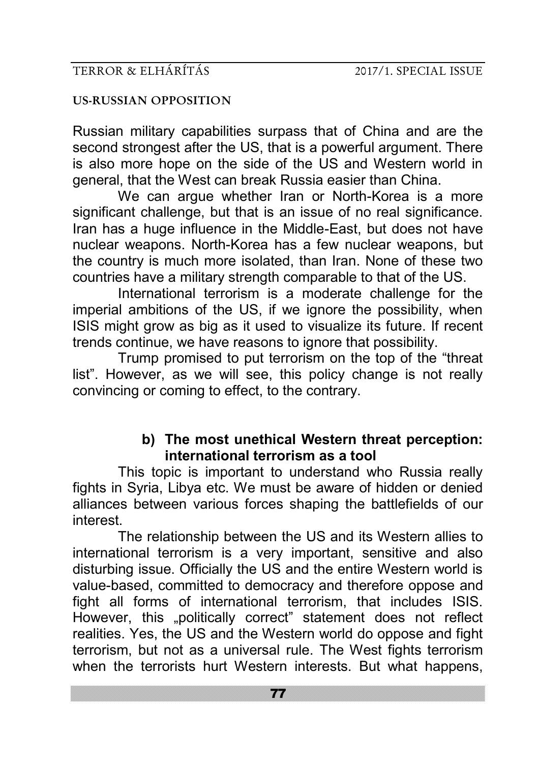Russian military capabilities surpass that of China and are the second strongest after the US, that is a powerful argument. There is also more hope on the side of the US and Western world in general, that the West can break Russia easier than China.

We can argue whether Iran or North-Korea is a more significant challenge, but that is an issue of no real significance. Iran has a huge influence in the Middle-East, but does not have nuclear weapons. North-Korea has a few nuclear weapons, but the country is much more isolated, than Iran. None of these two countries have a military strength comparable to that of the US.

International terrorism is a moderate challenge for the imperial ambitions of the US, if we ignore the possibility, when ISIS might grow as big as it used to visualize its future. If recent trends continue, we have reasons to ignore that possibility.

Trump promised to put terrorism on the top of the "threat list". However, as we will see, this policy change is not really convincing or coming to effect, to the contrary.

### b) The most unethical Western threat perception: international terrorism as a tool

This topic is important to understand who Russia really fights in Syria, Libya etc. We must be aware of hidden or denied alliances between various forces shaping the battlefields of our interest.

The relationship between the US and its Western allies to international terrorism is a very important, sensitive and also disturbing issue. Officially the US and the entire Western world is value-based, committed to democracy and therefore oppose and fight all forms of international terrorism, that includes ISIS. However, this „politically correct" statement does not reflect realities. Yes, the US and the Western world do oppose and fight terrorism, but not as a universal rule. The West fights terrorism when the terrorists hurt Western interests. But what happens,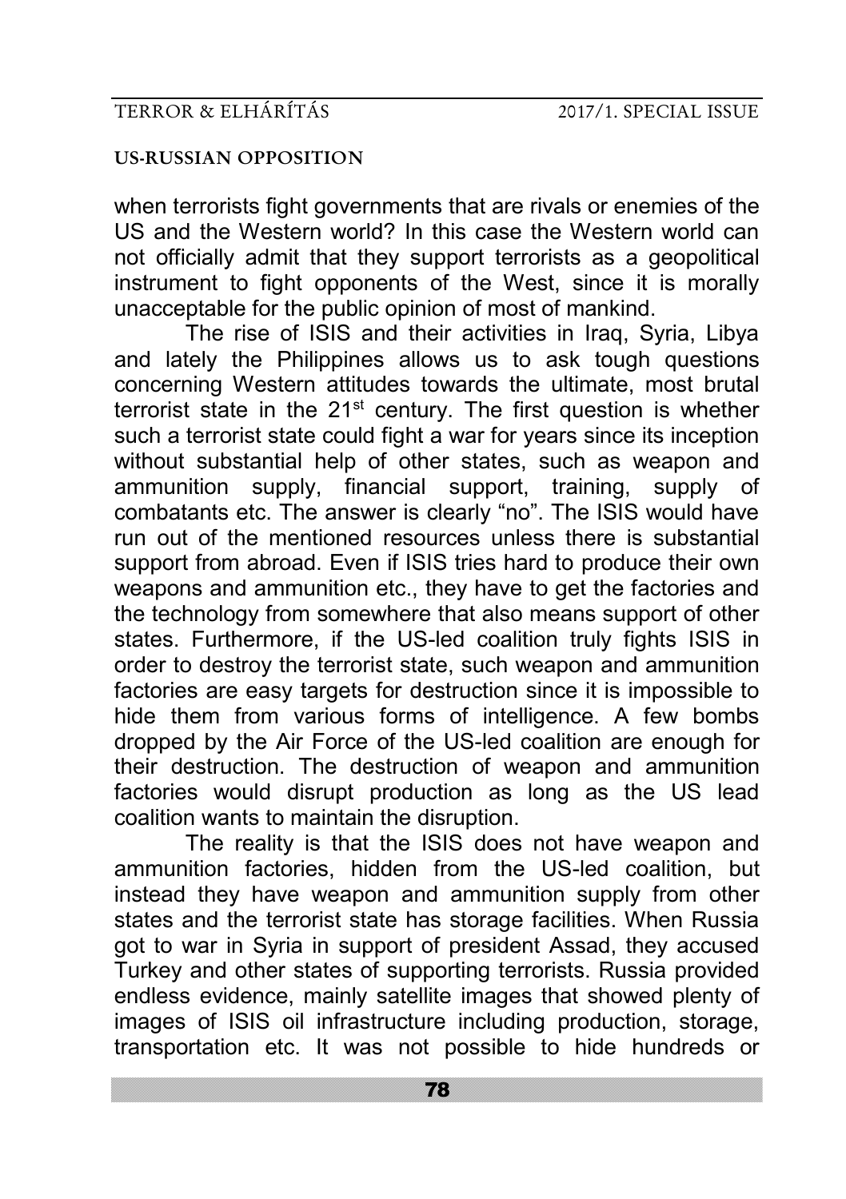when terrorists fight governments that are rivals or enemies of the US and the Western world? In this case the Western world can not officially admit that they support terrorists as a geopolitical instrument to fight opponents of the West, since it is morally unacceptable for the public opinion of most of mankind.

The rise of ISIS and their activities in Iraq, Syria, Libya and lately the Philippines allows us to ask tough questions concerning Western attitudes towards the ultimate, most brutal terrorist state in the 21st century. The first question is whether such a terrorist state could fight a war for years since its inception without substantial help of other states, such as weapon and ammunition supply, financial support, training, supply of combatants etc. The answer is clearly "no". The ISIS would have run out of the mentioned resources unless there is substantial support from abroad. Even if ISIS tries hard to produce their own weapons and ammunition etc., they have to get the factories and the technology from somewhere that also means support of other states. Furthermore, if the US-led coalition truly fights ISIS in order to destroy the terrorist state, such weapon and ammunition factories are easy targets for destruction since it is impossible to hide them from various forms of intelligence. A few bombs dropped by the Air Force of the US-led coalition are enough for their destruction. The destruction of weapon and ammunition factories would disrupt production as long as the US lead coalition wants to maintain the disruption.

The reality is that the ISIS does not have weapon and ammunition factories, hidden from the US-led coalition, but instead they have weapon and ammunition supply from other states and the terrorist state has storage facilities. When Russia got to war in Syria in support of president Assad, they accused Turkey and other states of supporting terrorists. Russia provided endless evidence, mainly satellite images that showed plenty of images of ISIS oil infrastructure including production, storage, transportation etc. It was not possible to hide hundreds or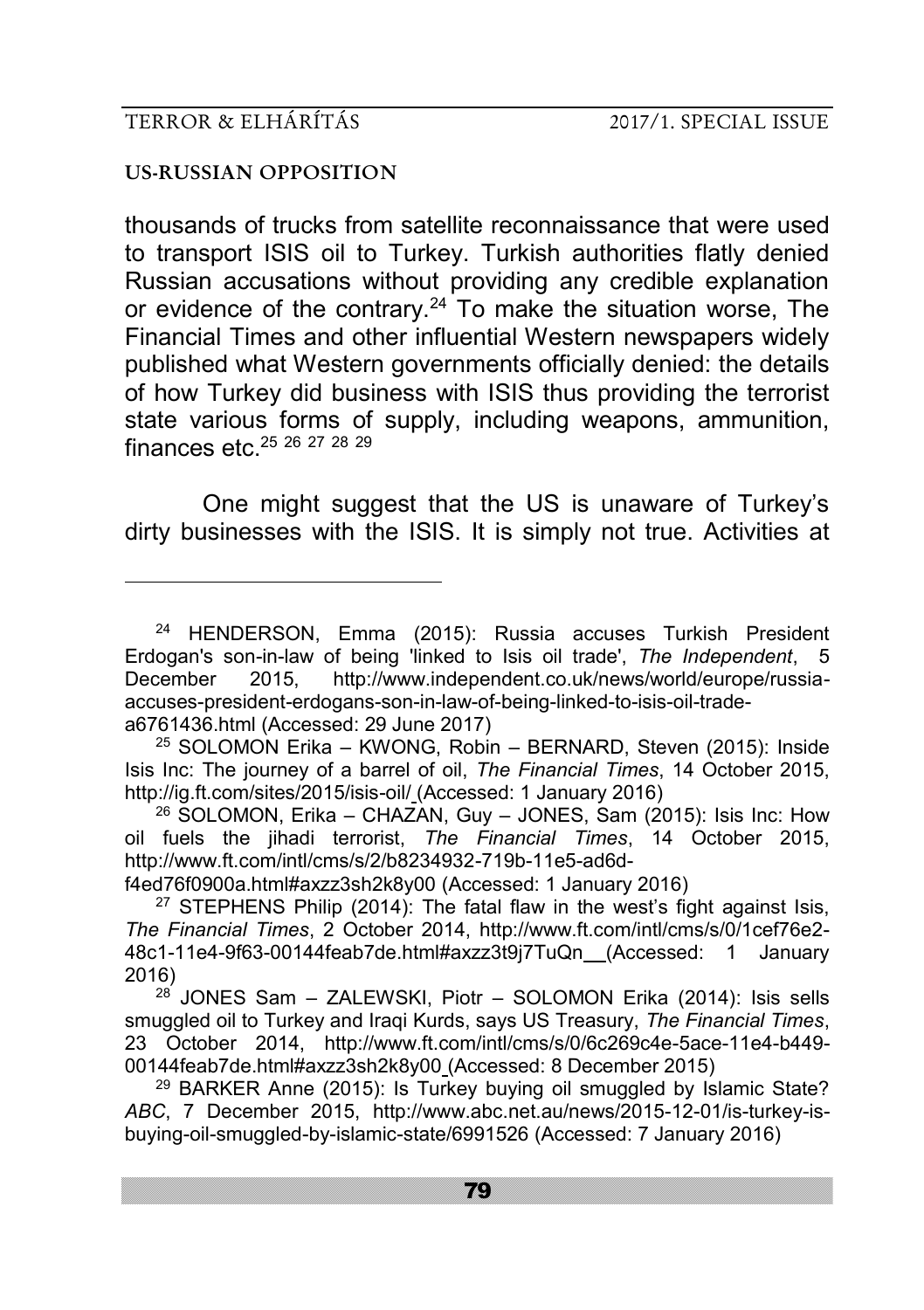thousands of trucks from satellite reconnaissance that were used to transport ISIS oil to Turkey. Turkish authorities flatly denied Russian accusations without providing any credible explanation or evidence of the contrary.[24] To make the situation worse, The Financial Times and other influential Western newspapers widely published what Western governments officially denied: the details of how Turkey did business with ISIS thus providing the terrorist state various forms of supply, including weapons, ammunition, finances etc.[25] [26] [27] [28] [29]

One might suggest that the US is unaware of Turkey's dirty businesses with the ISIS. It is simply not true. Activities at

---

[24] HENDERSON, Emma (2015): Russia accuses Turkish President Erdogan's son-in-law of being 'linked to Isis oil trade', *The Independent*, 5 December 2015, http://www.independent.co.uk/news/world/europe/russia-accuses-president-erdogans-son-in-law-of-being-linked-to-isis-oil-trade-a6761436.html (Accessed: 29 June 2017)

[25] SOLOMON Erika – KWONG, Robin – BERNARD, Steven (2015): Inside Isis Inc: The journey of a barrel of oil, *The Financial Times*, 14 October 2015, http://ig.ft.com/sites/2015/isis-oil/ (Accessed: 1 January 2016)

[26] SOLOMON, Erika – CHAZAN, Guy – JONES, Sam (2015): Isis Inc: How oil fuels the jihadi terrorist, *The Financial Times*, 14 October 2015, http://www.ft.com/intl/cms/s/2/b8234932-719b-11e5-ad6d-f4ed76f0900a.html#axzz3sh2k8y00 (Accessed: 1 January 2016)

[27] STEPHENS Philip (2014): The fatal flaw in the west's fight against Isis, *The Financial Times*, 2 October 2014, http://www.ft.com/intl/cms/s/0/1cef76e2-48c1-11e4-9f63-00144feab7de.html#axzz3t9j7TuQn (Accessed: 1 January 2016)

[28] JONES Sam – ZALEWSKI, Piotr – SOLOMON Erika (2014): Isis sells smuggled oil to Turkey and Iraqi Kurds, says US Treasury, *The Financial Times*, 23 October 2014, http://www.ft.com/intl/cms/s/0/6c269c4e-5ace-11e4-b449-00144feab7de.html#axzz3sh2k8y00 (Accessed: 8 December 2015)

[29] BARKER Anne (2015): Is Turkey buying oil smuggled by Islamic State? *ABC*, 7 December 2015, http://www.abc.net.au/news/2015-12-01/is-turkey-is-buying-oil-smuggled-by-islamic-state/6991526 (Accessed: 7 January 2016)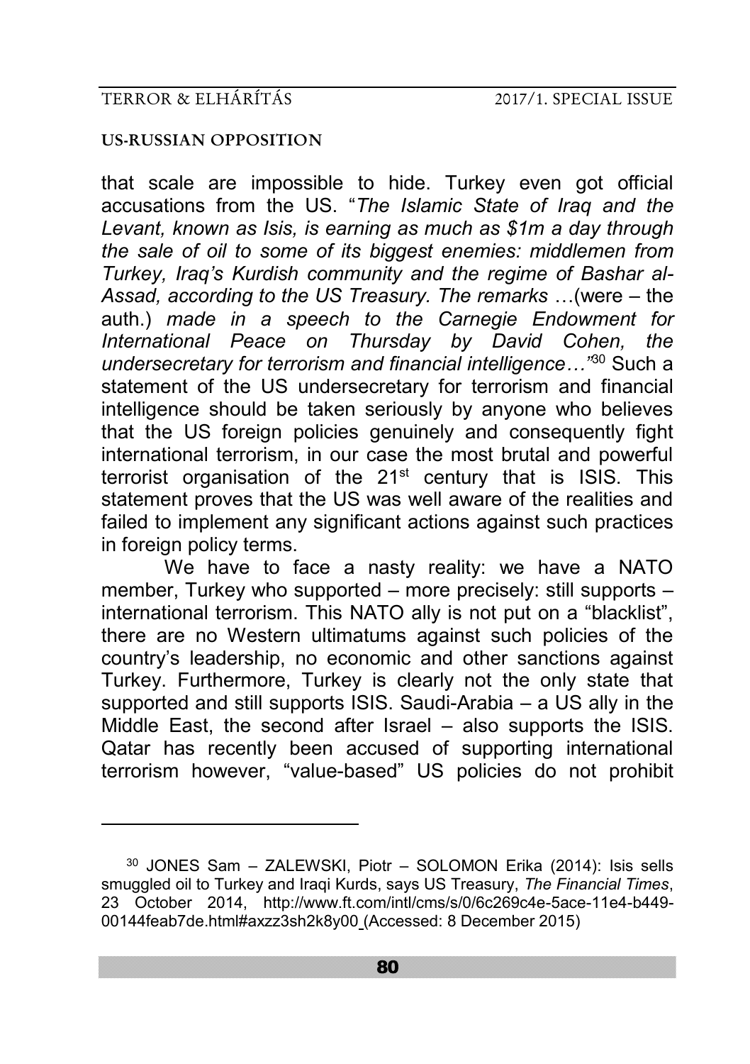that scale are impossible to hide. Turkey even got official accusations from the US. "*The Islamic State of Iraq and the Levant, known as Isis, is earning as much as $1m a day through the sale of oil to some of its biggest enemies: middlemen from Turkey, Iraq's Kurdish community and the regime of Bashar al-Assad, according to the US Treasury. The remarks* …(were – the auth.) *made in a speech to the Carnegie Endowment for International Peace on Thursday by David Cohen, the undersecretary for terrorism and financial intelligence…"*[30] Such a statement of the US undersecretary for terrorism and financial intelligence should be taken seriously by anyone who believes that the US foreign policies genuinely and consequently fight international terrorism, in our case the most brutal and powerful terrorist organisation of the 21st century that is ISIS. This statement proves that the US was well aware of the realities and failed to implement any significant actions against such practices in foreign policy terms.

We have to face a nasty reality: we have a NATO member, Turkey who supported – more precisely: still supports – international terrorism. This NATO ally is not put on a "blacklist", there are no Western ultimatums against such policies of the country's leadership, no economic and other sanctions against Turkey. Furthermore, Turkey is clearly not the only state that supported and still supports ISIS. Saudi-Arabia – a US ally in the Middle East, the second after Israel – also supports the ISIS. Qatar has recently been accused of supporting international terrorism however, "value-based" US policies do not prohibit

---

[30] JONES Sam – ZALEWSKI, Piotr – SOLOMON Erika (2014): Isis sells smuggled oil to Turkey and Iraqi Kurds, says US Treasury, *The Financial Times*, 23 October 2014, http://www.ft.com/intl/cms/s/0/6c269c4e-5ace-11e4-b449-00144feab7de.html#axzz3sh2k8y00 (Accessed: 8 December 2015)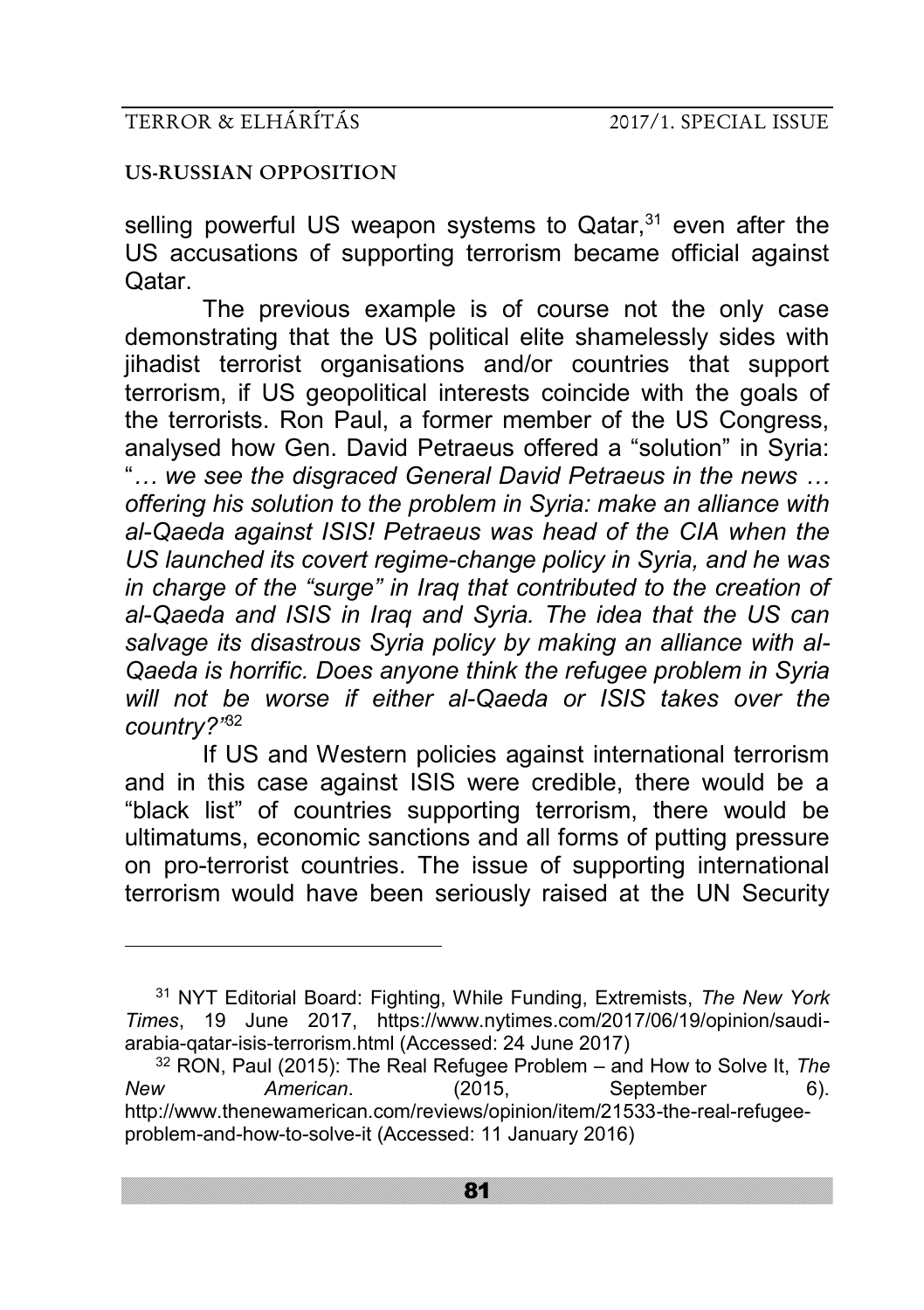selling powerful US weapon systems to Qatar,[31] even after the US accusations of supporting terrorism became official against Qatar.

The previous example is of course not the only case demonstrating that the US political elite shamelessly sides with jihadist terrorist organisations and/or countries that support terrorism, if US geopolitical interests coincide with the goals of the terrorists. Ron Paul, a former member of the US Congress, analysed how Gen. David Petraeus offered a "solution" in Syria: "*… we see the disgraced General David Petraeus in the news … offering his solution to the problem in Syria: make an alliance with al-Qaeda against ISIS! Petraeus was head of the CIA when the US launched its covert regime-change policy in Syria, and he was in charge of the "surge" in Iraq that contributed to the creation of al-Qaeda and ISIS in Iraq and Syria. The idea that the US can salvage its disastrous Syria policy by making an alliance with al-Qaeda is horrific. Does anyone think the refugee problem in Syria will not be worse if either al-Qaeda or ISIS takes over the country?*"[32]

If US and Western policies against international terrorism and in this case against ISIS were credible, there would be a "black list" of countries supporting terrorism, there would be ultimatums, economic sanctions and all forms of putting pressure on pro-terrorist countries. The issue of supporting international terrorism would have been seriously raised at the UN Security

---

[31] NYT Editorial Board: Fighting, While Funding, Extremists, *The New York Times*, 19 June 2017, https://www.nytimes.com/2017/06/19/opinion/saudi-arabia-qatar-isis-terrorism.html (Accessed: 24 June 2017)

[32] RON, Paul (2015): The Real Refugee Problem – and How to Solve It, *The New American*. (2015, September 6). http://www.thenewamerican.com/reviews/opinion/item/21533-the-real-refugee-problem-and-how-to-solve-it (Accessed: 11 January 2016)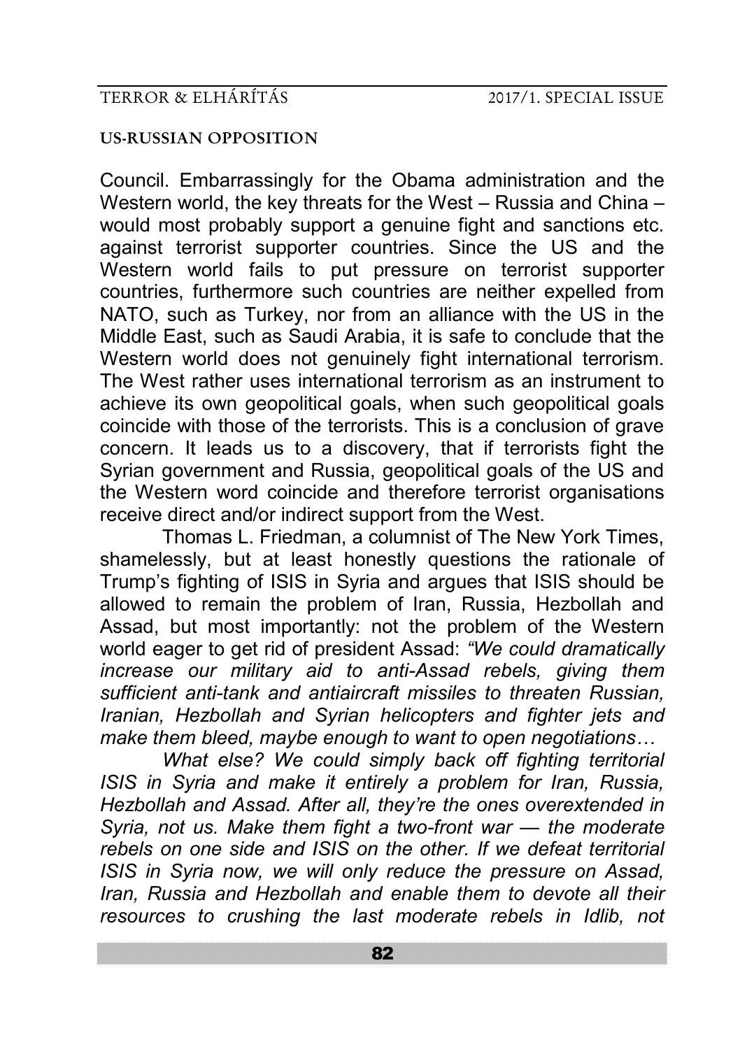Council. Embarrassingly for the Obama administration and the Western world, the key threats for the West – Russia and China – would most probably support a genuine fight and sanctions etc. against terrorist supporter countries. Since the US and the Western world fails to put pressure on terrorist supporter countries, furthermore such countries are neither expelled from NATO, such as Turkey, nor from an alliance with the US in the Middle East, such as Saudi Arabia, it is safe to conclude that the Western world does not genuinely fight international terrorism. The West rather uses international terrorism as an instrument to achieve its own geopolitical goals, when such geopolitical goals coincide with those of the terrorists. This is a conclusion of grave concern. It leads us to a discovery, that if terrorists fight the Syrian government and Russia, geopolitical goals of the US and the Western word coincide and therefore terrorist organisations receive direct and/or indirect support from the West.

Thomas L. Friedman, a columnist of The New York Times, shamelessly, but at least honestly questions the rationale of Trump's fighting of ISIS in Syria and argues that ISIS should be allowed to remain the problem of Iran, Russia, Hezbollah and Assad, but most importantly: not the problem of the Western world eager to get rid of president Assad: *"We could dramatically increase our military aid to anti-Assad rebels, giving them sufficient anti-tank and antiaircraft missiles to threaten Russian, Iranian, Hezbollah and Syrian helicopters and fighter jets and make them bleed, maybe enough to want to open negotiations…*

*What else? We could simply back off fighting territorial ISIS in Syria and make it entirely a problem for Iran, Russia, Hezbollah and Assad. After all, they're the ones overextended in Syria, not us. Make them fight a two-front war — the moderate rebels on one side and ISIS on the other. If we defeat territorial ISIS in Syria now, we will only reduce the pressure on Assad, Iran, Russia and Hezbollah and enable them to devote all their resources to crushing the last moderate rebels in Idlib, not*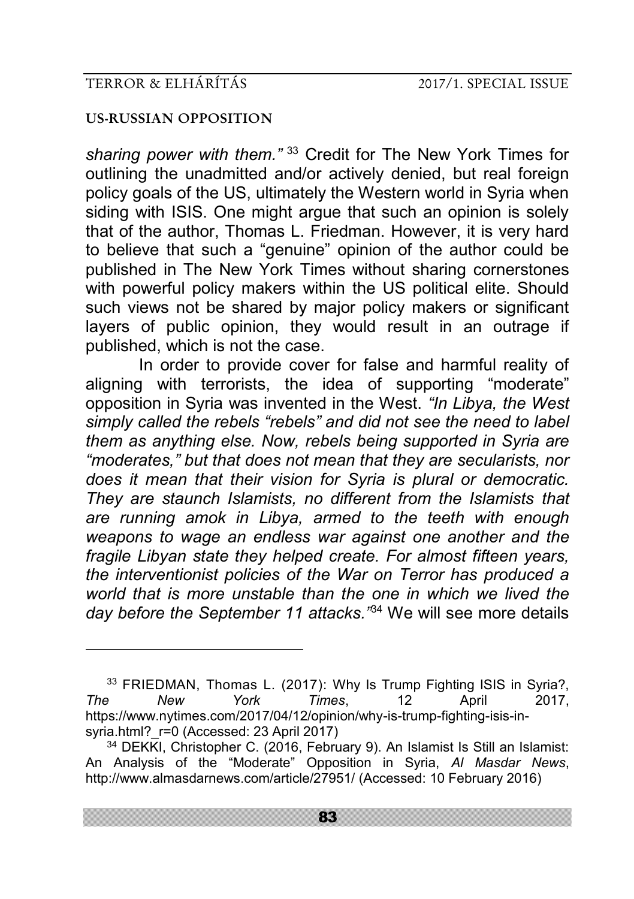*sharing power with them."* [33] Credit for The New York Times for outlining the unadmitted and/or actively denied, but real foreign policy goals of the US, ultimately the Western world in Syria when siding with ISIS. One might argue that such an opinion is solely that of the author, Thomas L. Friedman. However, it is very hard to believe that such a "genuine" opinion of the author could be published in The New York Times without sharing cornerstones with powerful policy makers within the US political elite. Should such views not be shared by major policy makers or significant layers of public opinion, they would result in an outrage if published, which is not the case.

In order to provide cover for false and harmful reality of aligning with terrorists, the idea of supporting "moderate" opposition in Syria was invented in the West. *"In Libya, the West simply called the rebels "rebels" and did not see the need to label them as anything else. Now, rebels being supported in Syria are "moderates," but that does not mean that they are secularists, nor does it mean that their vision for Syria is plural or democratic. They are staunch Islamists, no different from the Islamists that are running amok in Libya, armed to the teeth with enough weapons to wage an endless war against one another and the fragile Libyan state they helped create. For almost fifteen years, the interventionist policies of the War on Terror has produced a world that is more unstable than the one in which we lived the day before the September 11 attacks."*[34] We will see more details

---

[33] FRIEDMAN, Thomas L. (2017): Why Is Trump Fighting ISIS in Syria?, *The New York Times*, 12 April 2017, https://www.nytimes.com/2017/04/12/opinion/why-is-trump-fighting-isis-in-syria.html?_r=0 (Accessed: 23 April 2017)

[34] DEKKI, Christopher C. (2016, February 9). An Islamist Is Still an Islamist: An Analysis of the "Moderate" Opposition in Syria, *Al Masdar News*, http://www.almasdarnews.com/article/27951/ (Accessed: 10 February 2016)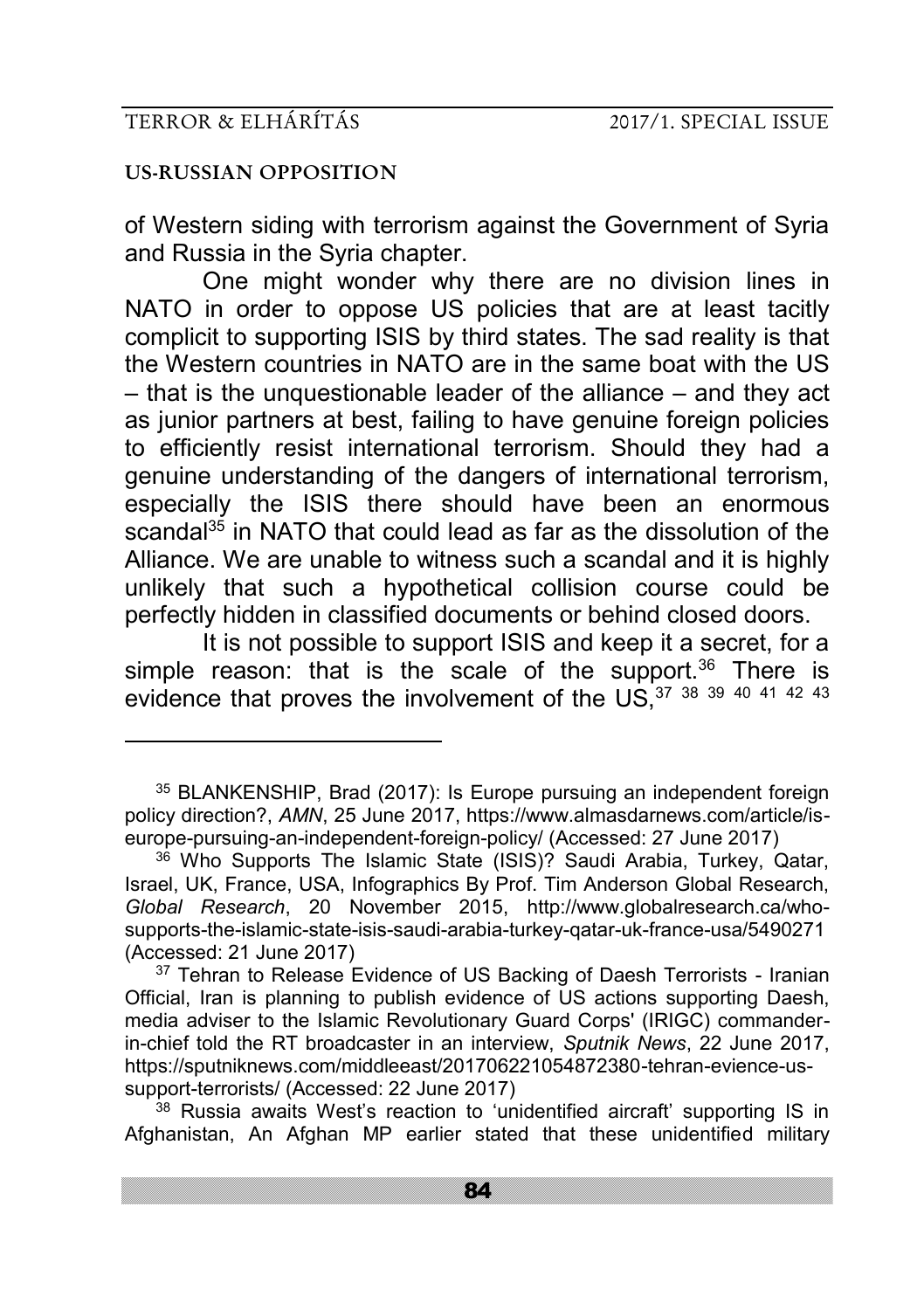of Western siding with terrorism against the Government of Syria and Russia in the Syria chapter.

One might wonder why there are no division lines in NATO in order to oppose US policies that are at least tacitly complicit to supporting ISIS by third states. The sad reality is that the Western countries in NATO are in the same boat with the US – that is the unquestionable leader of the alliance – and they act as junior partners at best, failing to have genuine foreign policies to efficiently resist international terrorism. Should they had a genuine understanding of the dangers of international terrorism, especially the ISIS there should have been an enormous scandal[35] in NATO that could lead as far as the dissolution of the Alliance. We are unable to witness such a scandal and it is highly unlikely that such a hypothetical collision course could be perfectly hidden in classified documents or behind closed doors.

It is not possible to support ISIS and keep it a secret, for a simple reason: that is the scale of the support.[36] There is evidence that proves the involvement of the US,[37] [38] [39] [40] [41] [42] [43]

---

[35] BLANKENSHIP, Brad (2017): Is Europe pursuing an independent foreign policy direction?, *AMN*, 25 June 2017, https://www.almasdarnews.com/article/is-europe-pursuing-an-independent-foreign-policy/ (Accessed: 27 June 2017)

[36] Who Supports The Islamic State (ISIS)? Saudi Arabia, Turkey, Qatar, Israel, UK, France, USA, Infographics By Prof. Tim Anderson Global Research, *Global Research*, 20 November 2015, http://www.globalresearch.ca/who-supports-the-islamic-state-isis-saudi-arabia-turkey-qatar-uk-france-usa/5490271 (Accessed: 21 June 2017)

[37] Tehran to Release Evidence of US Backing of Daesh Terrorists - Iranian Official, Iran is planning to publish evidence of US actions supporting Daesh, media adviser to the Islamic Revolutionary Guard Corps' (IRIGC) commander-in-chief told the RT broadcaster in an interview, *Sputnik News*, 22 June 2017, https://sputniknews.com/middleeast/201706221054872380-tehran-evience-us-support-terrorists/ (Accessed: 22 June 2017)

[38] Russia awaits West's reaction to 'unidentified aircraft' supporting IS in Afghanistan, An Afghan MP earlier stated that these unidentified military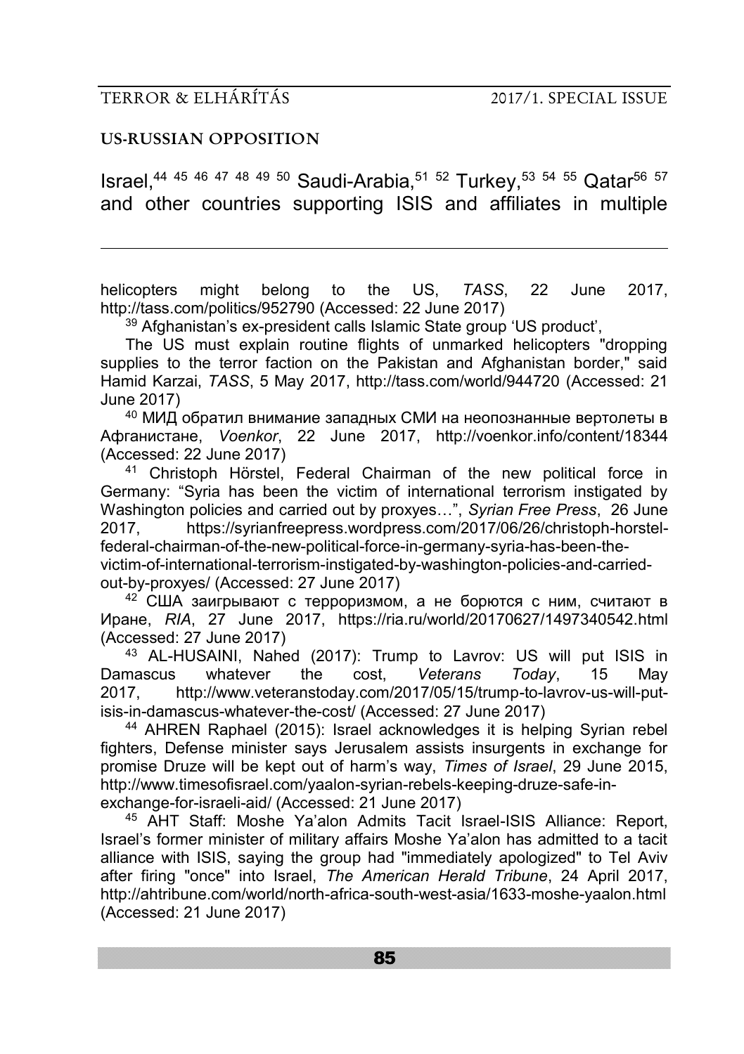## US-RUSSIAN OPPOSITION

Israel,[44] [45] [46] [47] [48] [49] [50] Saudi-Arabia,[51] [52] Turkey,[53] [54] [55] Qatar[56] [57] and other countries supporting ISIS and affiliates in multiple

---

helicopters might belong to the US, *TASS*, 22 June 2017, http://tass.com/politics/952790 (Accessed: 22 June 2017)

[39] Afghanistan's ex-president calls Islamic State group 'US product',

The US must explain routine flights of unmarked helicopters "dropping supplies to the terror faction on the Pakistan and Afghanistan border," said Hamid Karzai, *TASS*, 5 May 2017, http://tass.com/world/944720 (Accessed: 21 June 2017)

[40] МИД обратил внимание западных СМИ на неопознанные вертолеты в Афганистане, *Voenkor*, 22 June 2017, http://voenkor.info/content/18344 (Accessed: 22 June 2017)

[41] Christoph Hörstel, Federal Chairman of the new political force in Germany: "Syria has been the victim of international terrorism instigated by Washington policies and carried out by proxyes…", *Syrian Free Press*, 26 June 2017, https://syrianfreepress.wordpress.com/2017/06/26/christoph-horstel-federal-chairman-of-the-new-political-force-in-germany-syria-has-been-the-victim-of-international-terrorism-instigated-by-washington-policies-and-carried-out-by-proxyes/ (Accessed: 27 June 2017)

[42] США заигрывают с терроризмом, а не борются с ним, считают в Иране, *RIA*, 27 June 2017, https://ria.ru/world/20170627/1497340542.html (Accessed: 27 June 2017)

[43] AL-HUSAINI, Nahed (2017): Trump to Lavrov: US will put ISIS in Damascus whatever the cost, *Veterans Today*, 15 May 2017, http://www.veteranstoday.com/2017/05/15/trump-to-lavrov-us-will-put-isis-in-damascus-whatever-the-cost/ (Accessed: 27 June 2017)

[44] AHREN Raphael (2015): Israel acknowledges it is helping Syrian rebel fighters, Defense minister says Jerusalem assists insurgents in exchange for promise Druze will be kept out of harm's way, *Times of Israel*, 29 June 2015, http://www.timesofisrael.com/yaalon-syrian-rebels-keeping-druze-safe-in-exchange-for-israeli-aid/ (Accessed: 21 June 2017)

[45] AHT Staff: Moshe Ya'alon Admits Tacit Israel-ISIS Alliance: Report, Israel's former minister of military affairs Moshe Ya'alon has admitted to a tacit alliance with ISIS, saying the group had "immediately apologized" to Tel Aviv after firing "once" into Israel, *The American Herald Tribune*, 24 April 2017, http://ahtribune.com/world/north-africa-south-west-asia/1633-moshe-yaalon.html (Accessed: 21 June 2017)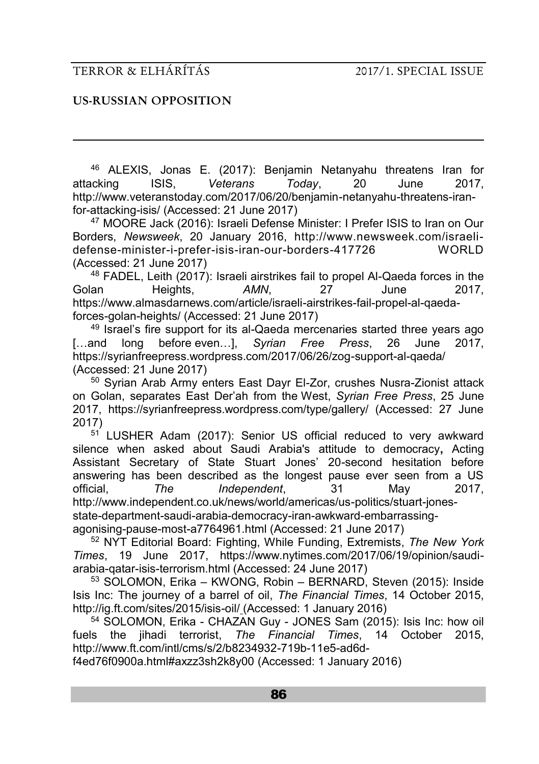[46] ALEXIS, Jonas E. (2017): Benjamin Netanyahu threatens Iran for attacking ISIS, *Veterans Today*, 20 June 2017, http://www.veteranstoday.com/2017/06/20/benjamin-netanyahu-threatens-iran-for-attacking-isis/ (Accessed: 21 June 2017)

[47] MOORE Jack (2016): Israeli Defense Minister: I Prefer ISIS to Iran on Our Borders, *Newsweek*, 20 January 2016, http://www.newsweek.com/israeli-defense-minister-i-prefer-isis-iran-our-borders-417726 WORLD (Accessed: 21 June 2017)

[48] FADEL, Leith (2017): Israeli airstrikes fail to propel Al-Qaeda forces in the Golan Heights, *AMN*, 27 June 2017, https://www.almasdarnews.com/article/israeli-airstrikes-fail-propel-al-qaeda-forces-golan-heights/ (Accessed: 21 June 2017)

[49] Israel's fire support for its al-Qaeda mercenaries started three years ago […and long before even…], *Syrian Free Press*, 26 June 2017, https://syrianfreepress.wordpress.com/2017/06/26/zog-support-al-qaeda/ (Accessed: 21 June 2017)

[50] Syrian Arab Army enters East Dayr El-Zor, crushes Nusra-Zionist attack on Golan, separates East Der'ah from the West, *Syrian Free Press*, 25 June 2017, https://syrianfreepress.wordpress.com/type/gallery/ (Accessed: 27 June 2017)

[51] LUSHER Adam (2017): Senior US official reduced to very awkward silence when asked about Saudi Arabia's attitude to democracy**,** Acting Assistant Secretary of State Stuart Jones' 20-second hesitation before answering has been described as the longest pause ever seen from a US official, *The Independent*, 31 May 2017, http://www.independent.co.uk/news/world/americas/us-politics/stuart-jones-state-department-saudi-arabia-democracy-iran-awkward-embarrassing-agonising-pause-most-a7764961.html (Accessed: 21 June 2017)

[52] NYT Editorial Board: Fighting, While Funding, Extremists, *The New York Times*, 19 June 2017, https://www.nytimes.com/2017/06/19/opinion/saudi-arabia-qatar-isis-terrorism.html (Accessed: 24 June 2017)

[53] SOLOMON, Erika – KWONG, Robin – BERNARD, Steven (2015): Inside Isis Inc: The journey of a barrel of oil, *The Financial Times*, 14 October 2015, http://ig.ft.com/sites/2015/isis-oil/ (Accessed: 1 January 2016)

[54] SOLOMON, Erika - CHAZAN Guy - JONES Sam (2015): Isis Inc: how oil fuels the jihadi terrorist, *The Financial Times*, 14 October 2015, http://www.ft.com/intl/cms/s/2/b8234932-719b-11e5-ad6d-f4ed76f0900a.html#axzz3sh2k8y00 (Accessed: 1 January 2016)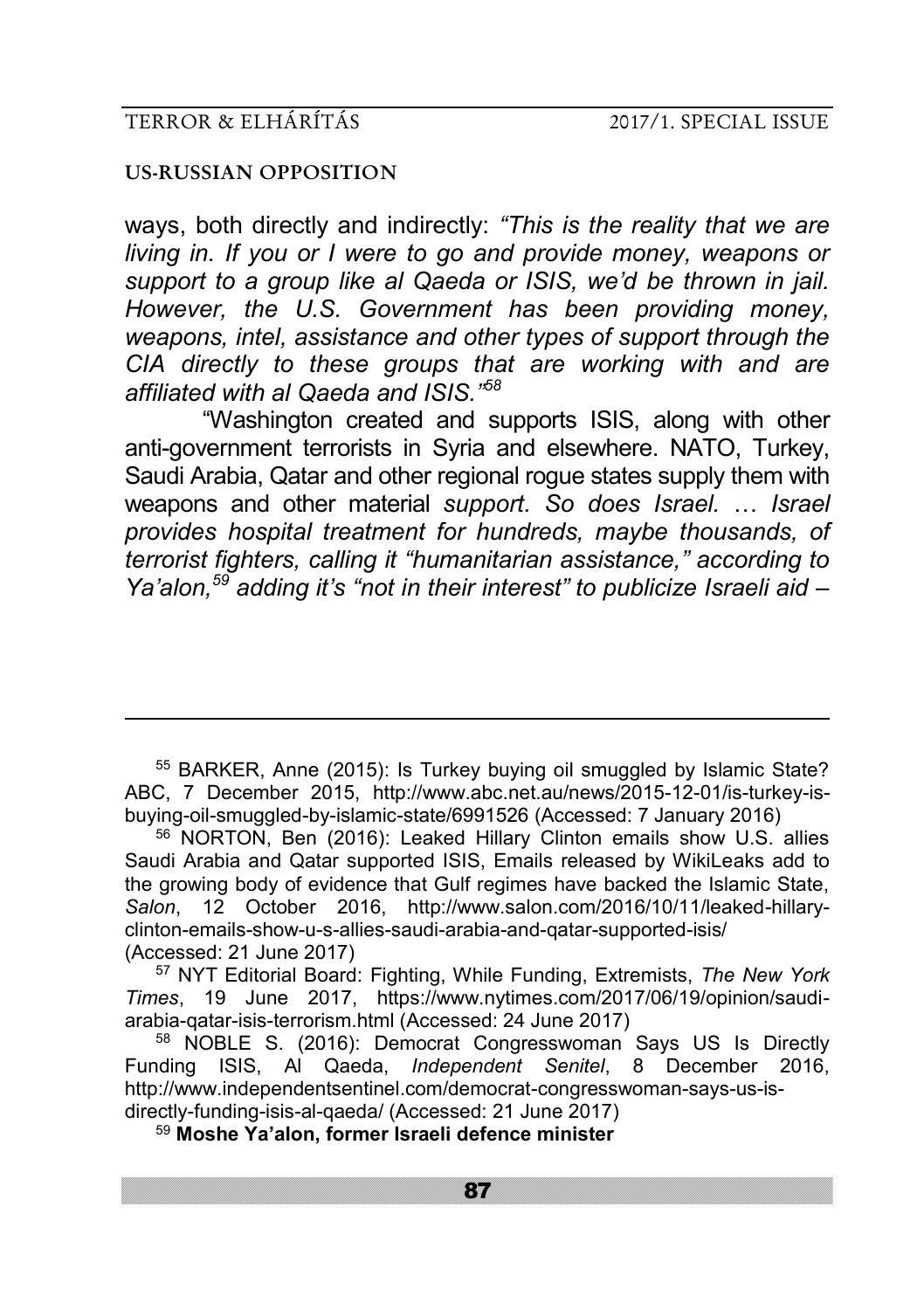ways, both directly and indirectly: *"This is the reality that we are living in. If you or I were to go and provide money, weapons or support to a group like al Qaeda or ISIS, we'd be thrown in jail. However, the U.S. Government has been providing money, weapons, intel, assistance and other types of support through the CIA directly to these groups that are working with and are affiliated with al Qaeda and ISIS."*[58]

"Washington created and supports ISIS, along with other anti-government terrorists in Syria and elsewhere. NATO, Turkey, Saudi Arabia, Qatar and other regional rogue states supply them with weapons and other material *support. So does Israel. … Israel provides hospital treatment for hundreds, maybe thousands, of terrorist fighters, calling it "humanitarian assistance," according to Ya'alon,*[59] *adding it's "not in their interest" to publicize Israeli aid –*

---

[55] BARKER, Anne (2015): Is Turkey buying oil smuggled by Islamic State? ABC, 7 December 2015, http://www.abc.net.au/news/2015-12-01/is-turkey-is-buying-oil-smuggled-by-islamic-state/6991526 (Accessed: 7 January 2016)

[56] NORTON, Ben (2016): Leaked Hillary Clinton emails show U.S. allies Saudi Arabia and Qatar supported ISIS, Emails released by WikiLeaks add to the growing body of evidence that Gulf regimes have backed the Islamic State, *Salon*, 12 October 2016, http://www.salon.com/2016/10/11/leaked-hillary-clinton-emails-show-u-s-allies-saudi-arabia-and-qatar-supported-isis/ (Accessed: 21 June 2017)

[57] NYT Editorial Board: Fighting, While Funding, Extremists, *The New York Times*, 19 June 2017, https://www.nytimes.com/2017/06/19/opinion/saudi-arabia-qatar-isis-terrorism.html (Accessed: 24 June 2017)

[58] NOBLE S. (2016): Democrat Congresswoman Says US Is Directly Funding ISIS, Al Qaeda, *Independent Senitel*, 8 December 2016, http://www.independentsentinel.com/democrat-congresswoman-says-us-is-directly-funding-isis-al-qaeda/ (Accessed: 21 June 2017)

[59] **Moshe Ya'alon, former Israeli defence minister**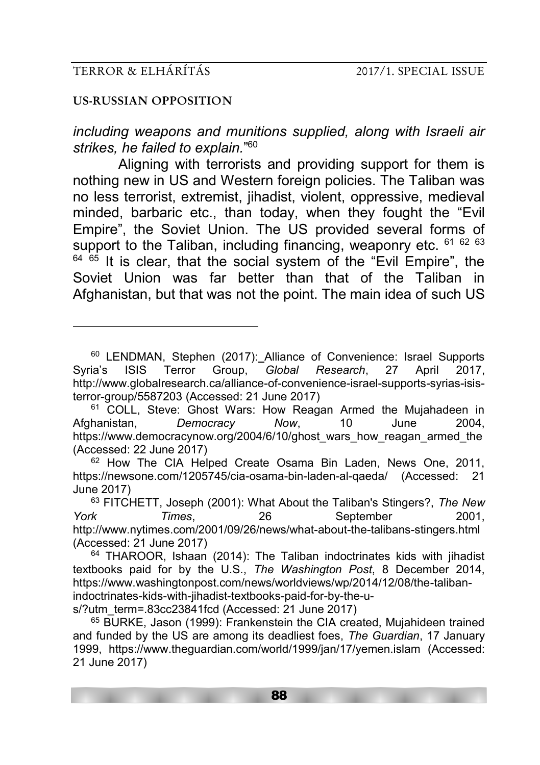*including weapons and munitions supplied, along with Israeli air strikes, he failed to explain.*"[60]

Aligning with terrorists and providing support for them is nothing new in US and Western foreign policies. The Taliban was no less terrorist, extremist, jihadist, violent, oppressive, medieval minded, barbaric etc., than today, when they fought the "Evil Empire", the Soviet Union. The US provided several forms of support to the Taliban, including financing, weaponry etc. [61] [62] [63] [64] [65] It is clear, that the social system of the "Evil Empire", the Soviet Union was far better than that of the Taliban in Afghanistan, but that was not the point. The main idea of such US

---

[60] LENDMAN, Stephen (2017): Alliance of Convenience: Israel Supports Syria's ISIS Terror Group, *Global Research*, 27 April 2017, http://www.globalresearch.ca/alliance-of-convenience-israel-supports-syrias-isis-terror-group/5587203 (Accessed: 21 June 2017)

[61] COLL, Steve: Ghost Wars: How Reagan Armed the Mujahadeen in Afghanistan, *Democracy Now*, 10 June 2004, https://www.democracynow.org/2004/6/10/ghost_wars_how_reagan_armed_the (Accessed: 22 June 2017)

[62] How The CIA Helped Create Osama Bin Laden, News One, 2011, https://newsone.com/1205745/cia-osama-bin-laden-al-qaeda/ (Accessed: 21 June 2017)

[63] FITCHETT, Joseph (2001): What About the Taliban's Stingers?, *The New York Times*, 26 September 2001, http://www.nytimes.com/2001/09/26/news/what-about-the-talibans-stingers.html (Accessed: 21 June 2017)

[64] THAROOR, Ishaan (2014): The Taliban indoctrinates kids with jihadist textbooks paid for by the U.S., *The Washington Post*, 8 December 2014, https://www.washingtonpost.com/news/worldviews/wp/2014/12/08/the-taliban-indoctrinates-kids-with-jihadist-textbooks-paid-for-by-the-u-s/?utm_term=.83cc23841fcd (Accessed: 21 June 2017)

[65] BURKE, Jason (1999): Frankenstein the CIA created, Mujahideen trained and funded by the US are among its deadliest foes, *The Guardian*, 17 January 1999, https://www.theguardian.com/world/1999/jan/17/yemen.islam (Accessed: 21 June 2017)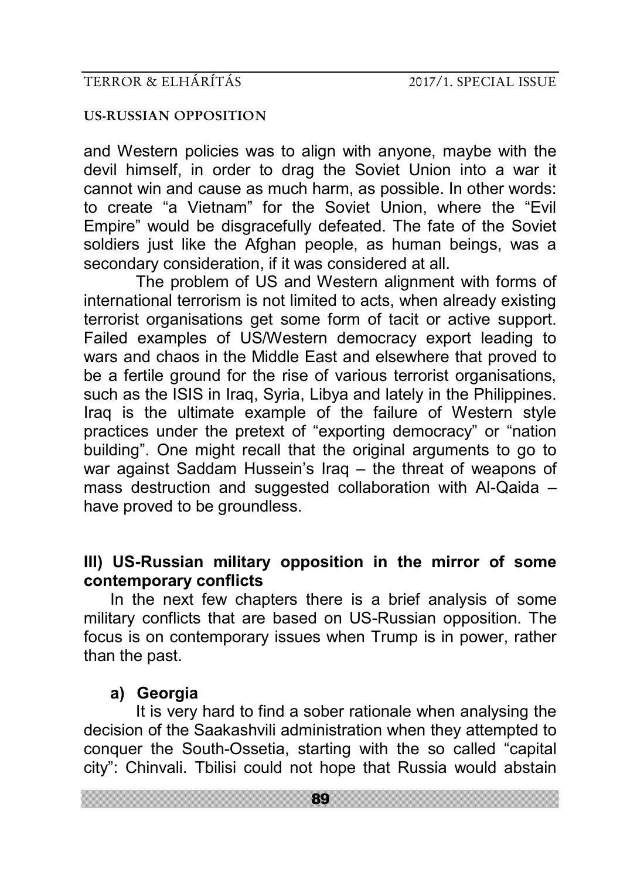and Western policies was to align with anyone, maybe with the devil himself, in order to drag the Soviet Union into a war it cannot win and cause as much harm, as possible. In other words: to create "a Vietnam" for the Soviet Union, where the "Evil Empire" would be disgracefully defeated. The fate of the Soviet soldiers just like the Afghan people, as human beings, was a secondary consideration, if it was considered at all.

The problem of US and Western alignment with forms of international terrorism is not limited to acts, when already existing terrorist organisations get some form of tacit or active support. Failed examples of US/Western democracy export leading to wars and chaos in the Middle East and elsewhere that proved to be a fertile ground for the rise of various terrorist organisations, such as the ISIS in Iraq, Syria, Libya and lately in the Philippines. Iraq is the ultimate example of the failure of Western style practices under the pretext of "exporting democracy" or "nation building". One might recall that the original arguments to go to war against Saddam Hussein's Iraq – the threat of weapons of mass destruction and suggested collaboration with Al-Qaida – have proved to be groundless.

## III) US-Russian military opposition in the mirror of some contemporary conflicts

In the next few chapters there is a brief analysis of some military conflicts that are based on US-Russian opposition. The focus is on contemporary issues when Trump is in power, rather than the past.

### a) Georgia

It is very hard to find a sober rationale when analysing the decision of the Saakashvili administration when they attempted to conquer the South-Ossetia, starting with the so called "capital city": Chinvali. Tbilisi could not hope that Russia would abstain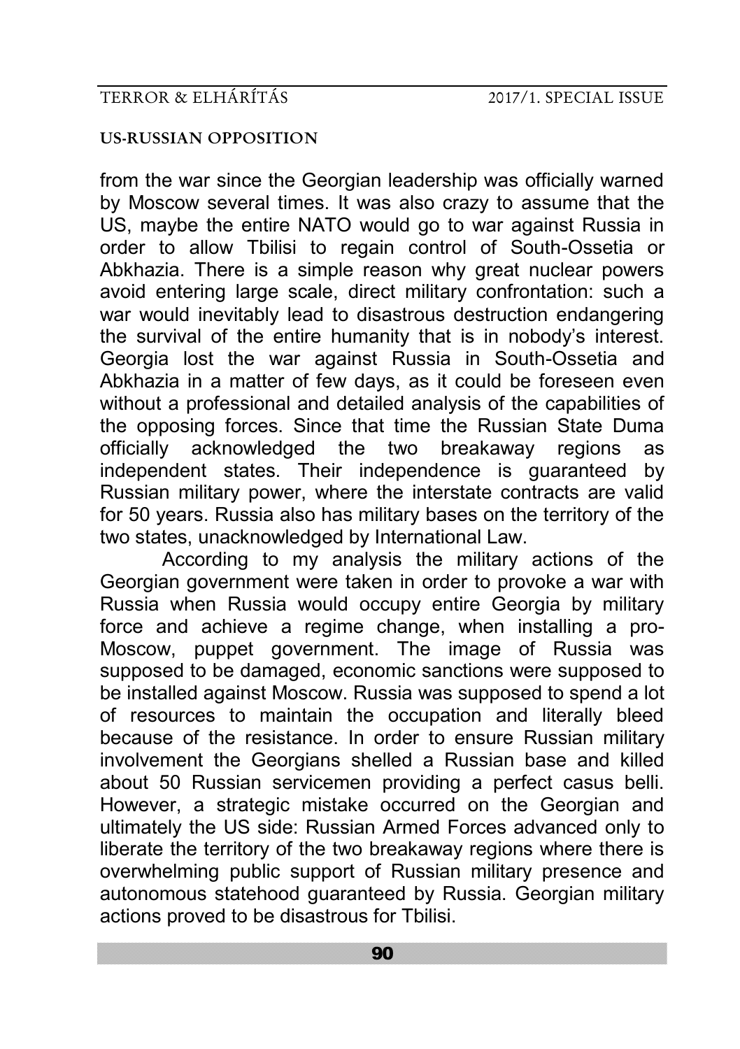from the war since the Georgian leadership was officially warned by Moscow several times. It was also crazy to assume that the US, maybe the entire NATO would go to war against Russia in order to allow Tbilisi to regain control of South-Ossetia or Abkhazia. There is a simple reason why great nuclear powers avoid entering large scale, direct military confrontation: such a war would inevitably lead to disastrous destruction endangering the survival of the entire humanity that is in nobody's interest. Georgia lost the war against Russia in South-Ossetia and Abkhazia in a matter of few days, as it could be foreseen even without a professional and detailed analysis of the capabilities of the opposing forces. Since that time the Russian State Duma officially acknowledged the two breakaway regions as independent states. Their independence is guaranteed by Russian military power, where the interstate contracts are valid for 50 years. Russia also has military bases on the territory of the two states, unacknowledged by International Law.

According to my analysis the military actions of the Georgian government were taken in order to provoke a war with Russia when Russia would occupy entire Georgia by military force and achieve a regime change, when installing a pro-Moscow, puppet government. The image of Russia was supposed to be damaged, economic sanctions were supposed to be installed against Moscow. Russia was supposed to spend a lot of resources to maintain the occupation and literally bleed because of the resistance. In order to ensure Russian military involvement the Georgians shelled a Russian base and killed about 50 Russian servicemen providing a perfect casus belli. However, a strategic mistake occurred on the Georgian and ultimately the US side: Russian Armed Forces advanced only to liberate the territory of the two breakaway regions where there is overwhelming public support of Russian military presence and autonomous statehood guaranteed by Russia. Georgian military actions proved to be disastrous for Tbilisi.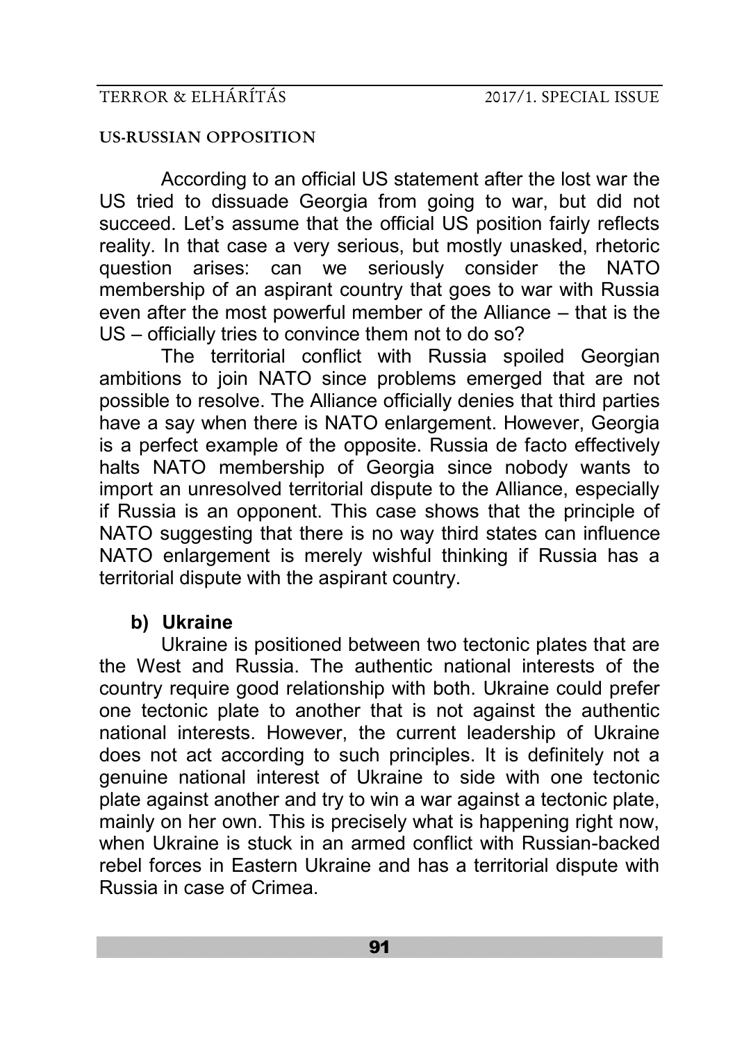According to an official US statement after the lost war the US tried to dissuade Georgia from going to war, but did not succeed. Let's assume that the official US position fairly reflects reality. In that case a very serious, but mostly unasked, rhetoric question arises: can we seriously consider the NATO membership of an aspirant country that goes to war with Russia even after the most powerful member of the Alliance – that is the US – officially tries to convince them not to do so?

The territorial conflict with Russia spoiled Georgian ambitions to join NATO since problems emerged that are not possible to resolve. The Alliance officially denies that third parties have a say when there is NATO enlargement. However, Georgia is a perfect example of the opposite. Russia de facto effectively halts NATO membership of Georgia since nobody wants to import an unresolved territorial dispute to the Alliance, especially if Russia is an opponent. This case shows that the principle of NATO suggesting that there is no way third states can influence NATO enlargement is merely wishful thinking if Russia has a territorial dispute with the aspirant country.

### b) Ukraine

Ukraine is positioned between two tectonic plates that are the West and Russia. The authentic national interests of the country require good relationship with both. Ukraine could prefer one tectonic plate to another that is not against the authentic national interests. However, the current leadership of Ukraine does not act according to such principles. It is definitely not a genuine national interest of Ukraine to side with one tectonic plate against another and try to win a war against a tectonic plate, mainly on her own. This is precisely what is happening right now, when Ukraine is stuck in an armed conflict with Russian-backed rebel forces in Eastern Ukraine and has a territorial dispute with Russia in case of Crimea.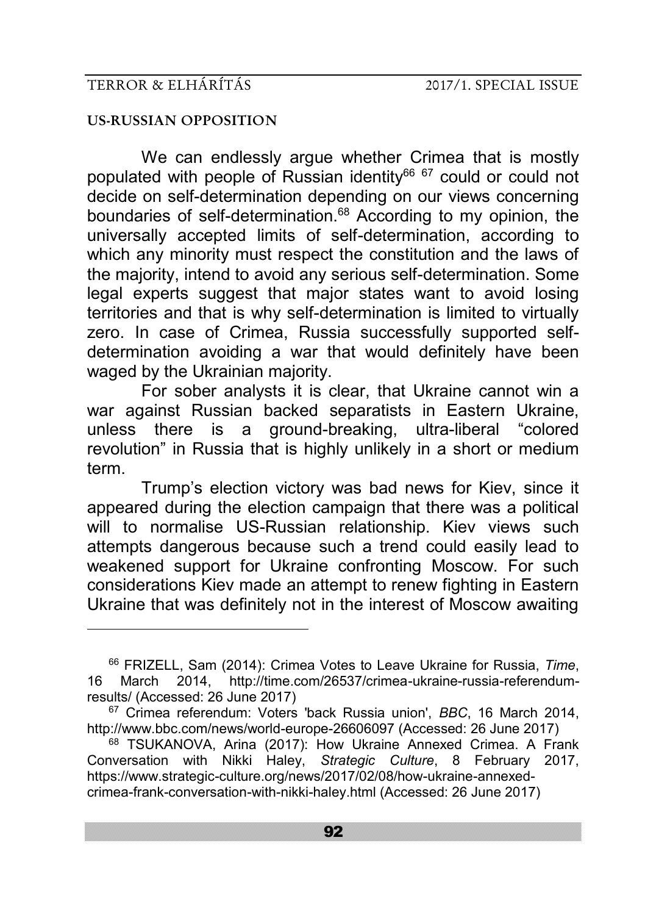## US-RUSSIAN OPPOSITION

We can endlessly argue whether Crimea that is mostly populated with people of Russian identity[66] [67] could or could not decide on self-determination depending on our views concerning boundaries of self-determination.[68] According to my opinion, the universally accepted limits of self-determination, according to which any minority must respect the constitution and the laws of the majority, intend to avoid any serious self-determination. Some legal experts suggest that major states want to avoid losing territories and that is why self-determination is limited to virtually zero. In case of Crimea, Russia successfully supported self-determination avoiding a war that would definitely have been waged by the Ukrainian majority.

For sober analysts it is clear, that Ukraine cannot win a war against Russian backed separatists in Eastern Ukraine, unless there is a ground-breaking, ultra-liberal "colored revolution" in Russia that is highly unlikely in a short or medium term.

Trump's election victory was bad news for Kiev, since it appeared during the election campaign that there was a political will to normalise US-Russian relationship. Kiev views such attempts dangerous because such a trend could easily lead to weakened support for Ukraine confronting Moscow. For such considerations Kiev made an attempt to renew fighting in Eastern Ukraine that was definitely not in the interest of Moscow awaiting

---

[66] FRIZELL, Sam (2014): Crimea Votes to Leave Ukraine for Russia, *Time*, 16 March 2014, http://time.com/26537/crimea-ukraine-russia-referendum-results/ (Accessed: 26 June 2017)

[67] Crimea referendum: Voters 'back Russia union', *BBC*, 16 March 2014, http://www.bbc.com/news/world-europe-26606097 (Accessed: 26 June 2017)

[68] TSUKANOVA, Arina (2017): How Ukraine Annexed Crimea. A Frank Conversation with Nikki Haley, *Strategic Culture*, 8 February 2017, https://www.strategic-culture.org/news/2017/02/08/how-ukraine-annexed-crimea-frank-conversation-with-nikki-haley.html (Accessed: 26 June 2017)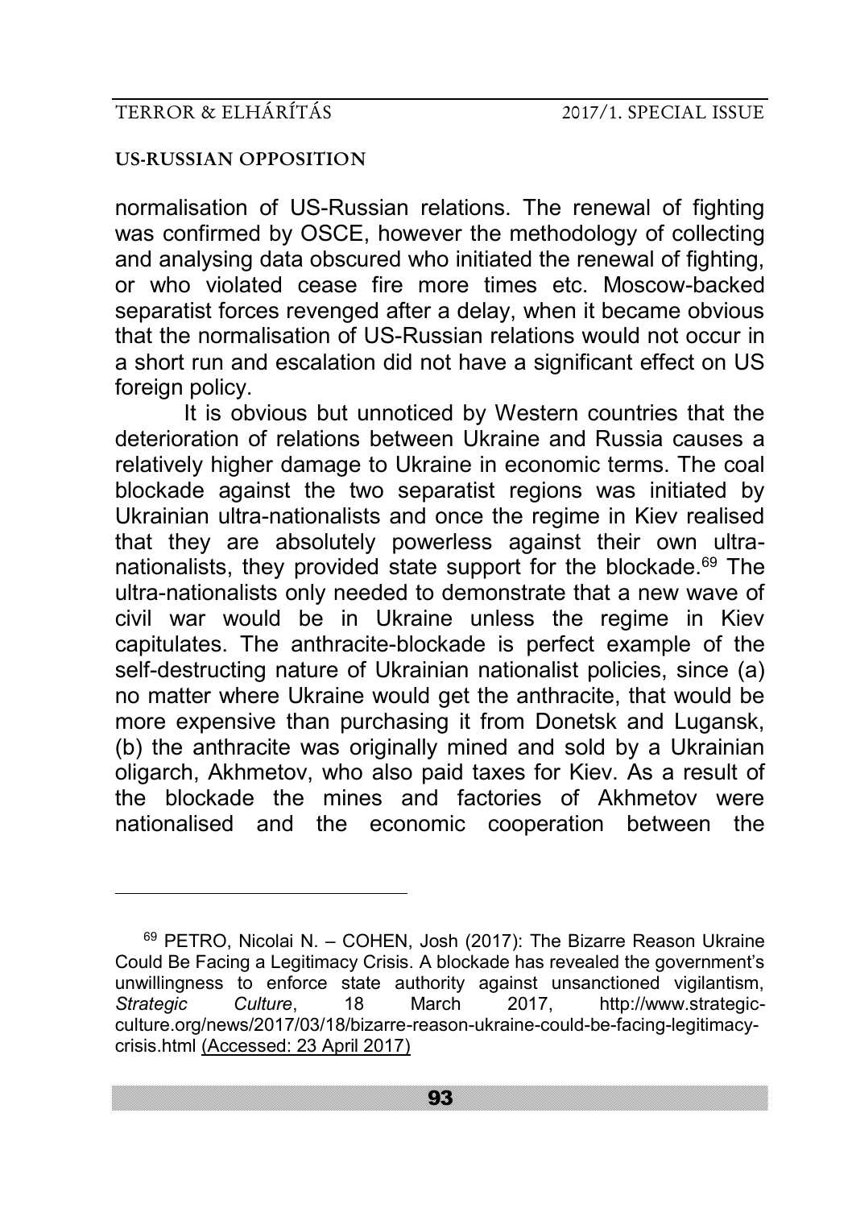normalisation of US-Russian relations. The renewal of fighting was confirmed by OSCE, however the methodology of collecting and analysing data obscured who initiated the renewal of fighting, or who violated cease fire more times etc. Moscow-backed separatist forces revenged after a delay, when it became obvious that the normalisation of US-Russian relations would not occur in a short run and escalation did not have a significant effect on US foreign policy.

It is obvious but unnoticed by Western countries that the deterioration of relations between Ukraine and Russia causes a relatively higher damage to Ukraine in economic terms. The coal blockade against the two separatist regions was initiated by Ukrainian ultra-nationalists and once the regime in Kiev realised that they are absolutely powerless against their own ultra-nationalists, they provided state support for the blockade.[69] The ultra-nationalists only needed to demonstrate that a new wave of civil war would be in Ukraine unless the regime in Kiev capitulates. The anthracite-blockade is perfect example of the self-destructing nature of Ukrainian nationalist policies, since (a) no matter where Ukraine would get the anthracite, that would be more expensive than purchasing it from Donetsk and Lugansk, (b) the anthracite was originally mined and sold by a Ukrainian oligarch, Akhmetov, who also paid taxes for Kiev. As a result of the blockade the mines and factories of Akhmetov were nationalised and the economic cooperation between the

---

[69] PETRO, Nicolai N. – COHEN, Josh (2017): The Bizarre Reason Ukraine Could Be Facing a Legitimacy Crisis. A blockade has revealed the government's unwillingness to enforce state authority against unsanctioned vigilantism, *Strategic Culture*, 18 March 2017, http://www.strategic-culture.org/news/2017/03/18/bizarre-reason-ukraine-could-be-facing-legitimacy-crisis.html (Accessed: 23 April 2017)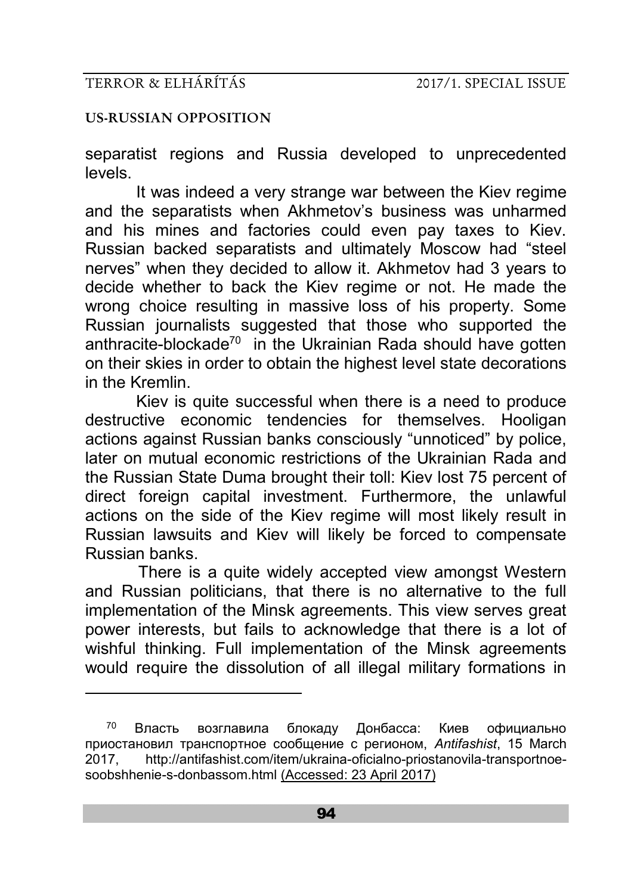separatist regions and Russia developed to unprecedented levels.

It was indeed a very strange war between the Kiev regime and the separatists when Akhmetov's business was unharmed and his mines and factories could even pay taxes to Kiev. Russian backed separatists and ultimately Moscow had "steel nerves" when they decided to allow it. Akhmetov had 3 years to decide whether to back the Kiev regime or not. He made the wrong choice resulting in massive loss of his property. Some Russian journalists suggested that those who supported the anthracite-blockade[70] in the Ukrainian Rada should have gotten on their skies in order to obtain the highest level state decorations in the Kremlin.

Kiev is quite successful when there is a need to produce destructive economic tendencies for themselves. Hooligan actions against Russian banks consciously "unnoticed" by police, later on mutual economic restrictions of the Ukrainian Rada and the Russian State Duma brought their toll: Kiev lost 75 percent of direct foreign capital investment. Furthermore, the unlawful actions on the side of the Kiev regime will most likely result in Russian lawsuits and Kiev will likely be forced to compensate Russian banks.

There is a quite widely accepted view amongst Western and Russian politicians, that there is no alternative to the full implementation of the Minsk agreements. This view serves great power interests, but fails to acknowledge that there is a lot of wishful thinking. Full implementation of the Minsk agreements would require the dissolution of all illegal military formations in

---

[70] Власть возглавила блокаду Донбасса: Киев официально приостановил транспортное сообщение с регионом, *Antifashist*, 15 March 2017, http://antifashist.com/item/ukraina-oficialno-priostanovila-transportnoe-soobshhenie-s-donbassom.html (Accessed: 23 April 2017)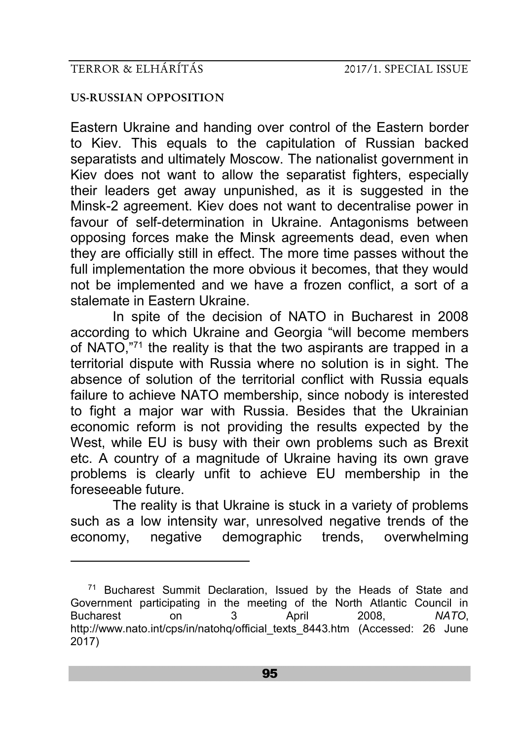Eastern Ukraine and handing over control of the Eastern border to Kiev. This equals to the capitulation of Russian backed separatists and ultimately Moscow. The nationalist government in Kiev does not want to allow the separatist fighters, especially their leaders get away unpunished, as it is suggested in the Minsk-2 agreement. Kiev does not want to decentralise power in favour of self-determination in Ukraine. Antagonisms between opposing forces make the Minsk agreements dead, even when they are officially still in effect. The more time passes without the full implementation the more obvious it becomes, that they would not be implemented and we have a frozen conflict, a sort of a stalemate in Eastern Ukraine.

In spite of the decision of NATO in Bucharest in 2008 according to which Ukraine and Georgia "will become members of NATO,"[71] the reality is that the two aspirants are trapped in a territorial dispute with Russia where no solution is in sight. The absence of solution of the territorial conflict with Russia equals failure to achieve NATO membership, since nobody is interested to fight a major war with Russia. Besides that the Ukrainian economic reform is not providing the results expected by the West, while EU is busy with their own problems such as Brexit etc. A country of a magnitude of Ukraine having its own grave problems is clearly unfit to achieve EU membership in the foreseeable future.

The reality is that Ukraine is stuck in a variety of problems such as a low intensity war, unresolved negative trends of the economy, negative demographic trends, overwhelming

---

[71] Bucharest Summit Declaration, Issued by the Heads of State and Government participating in the meeting of the North Atlantic Council in Bucharest on 3 April 2008, *NATO*, http://www.nato.int/cps/in/natohq/official_texts_8443.htm (Accessed: 26 June 2017)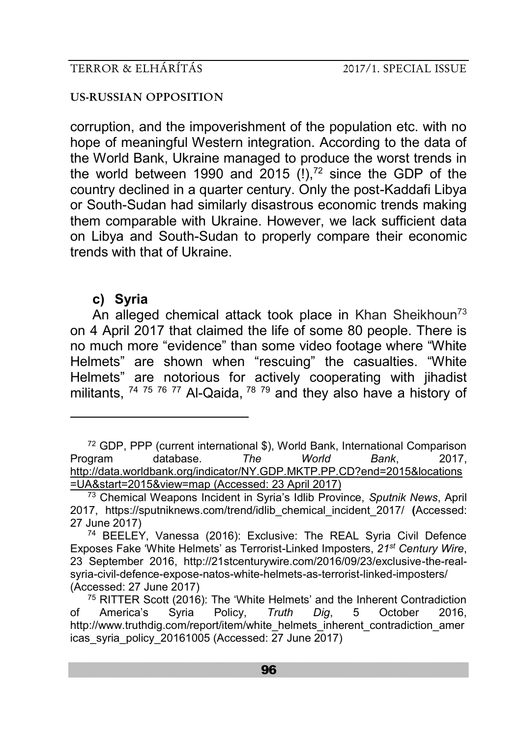corruption, and the impoverishment of the population etc. with no hope of meaningful Western integration. According to the data of the World Bank, Ukraine managed to produce the worst trends in the world between 1990 and 2015 (!),[72] since the GDP of the country declined in a quarter century. Only the post-Kaddafi Libya or South-Sudan had similarly disastrous economic trends making them comparable with Ukraine. However, we lack sufficient data on Libya and South-Sudan to properly compare their economic trends with that of Ukraine.

### c) Syria

An alleged chemical attack took place in Khan Sheikhoun[73] on 4 April 2017 that claimed the life of some 80 people. There is no much more "evidence" than some video footage where "White Helmets" are shown when "rescuing" the casualties. "White Helmets" are notorious for actively cooperating with jihadist militants, [74] [75] [76] [77] Al-Qaida, [78] [79] and they also have a history of

---

[72] GDP, PPP (current international $), World Bank, International Comparison Program database. *The World Bank*, 2017, http://data.worldbank.org/indicator/NY.GDP.MKTP.PP.CD?end=2015&locations=UA&start=2015&view=map (Accessed: 23 April 2017)

[73] Chemical Weapons Incident in Syria's Idlib Province, *Sputnik News*, April 2017, https://sputniknews.com/trend/idlib_chemical_incident_2017/ **(**Accessed: 27 June 2017)

[74] BEELEY, Vanessa (2016): Exclusive: The REAL Syria Civil Defence Exposes Fake 'White Helmets' as Terrorist-Linked Imposters, *21st Century Wire*, 23 September 2016, http://21stcenturywire.com/2016/09/23/exclusive-the-real-syria-civil-defence-expose-natos-white-helmets-as-terrorist-linked-imposters/ (Accessed: 27 June 2017)

[75] RITTER Scott (2016): The 'White Helmets' and the Inherent Contradiction of America's Syria Policy, *Truth Dig*, 5 October 2016, http://www.truthdig.com/report/item/white_helmets_inherent_contradiction_americas_syria_policy_20161005 (Accessed: 27 June 2017)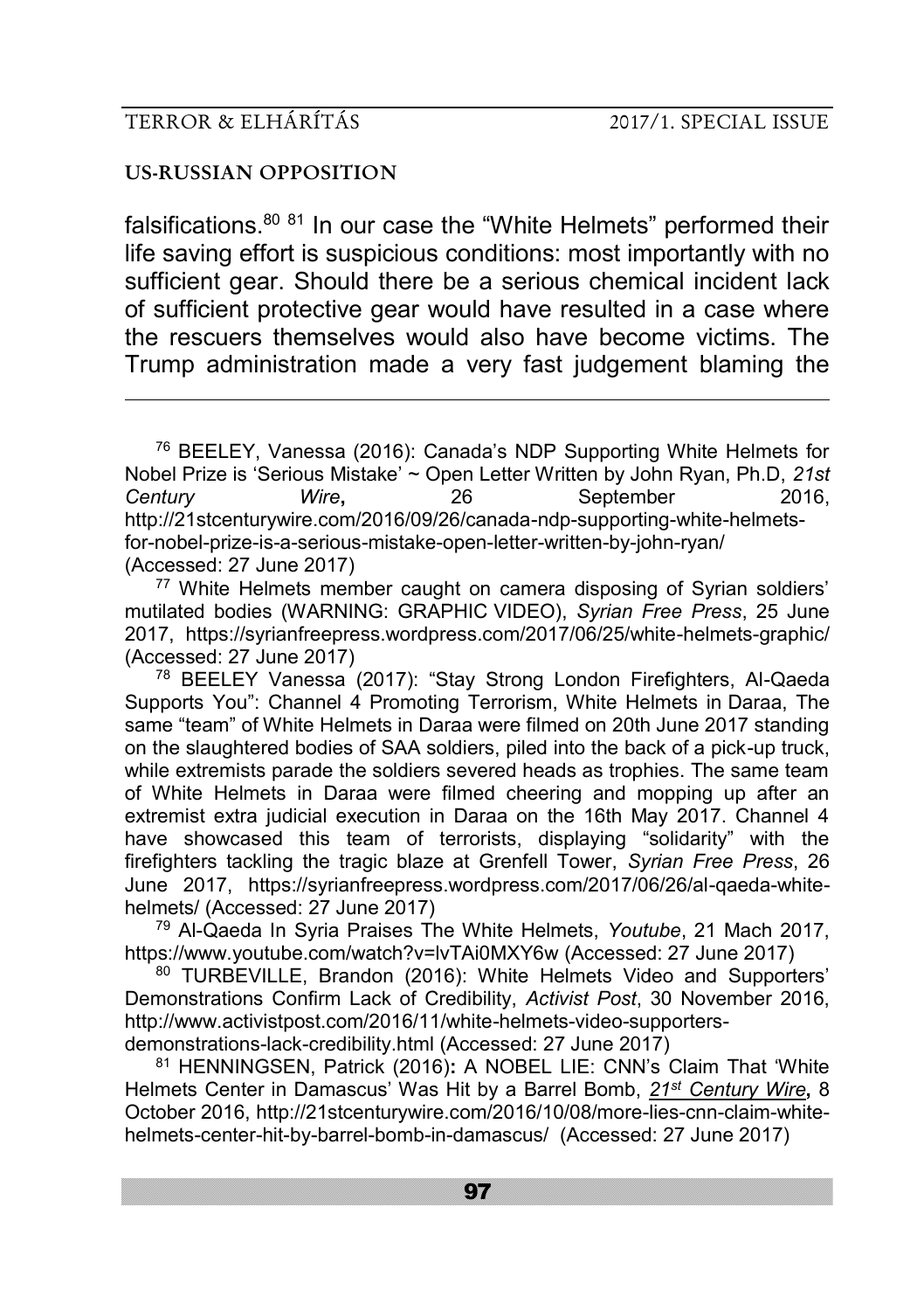falsifications.[80] [81] In our case the "White Helmets" performed their life saving effort is suspicious conditions: most importantly with no sufficient gear. Should there be a serious chemical incident lack of sufficient protective gear would have resulted in a case where the rescuers themselves would also have become victims. The Trump administration made a very fast judgement blaming the

---

[76] BEELEY, Vanessa (2016): Canada's NDP Supporting White Helmets for Nobel Prize is 'Serious Mistake' ~ Open Letter Written by John Ryan, Ph.D, *21st Century Wire***,** 26 September 2016, http://21stcenturywire.com/2016/09/26/canada-ndp-supporting-white-helmets-for-nobel-prize-is-a-serious-mistake-open-letter-written-by-john-ryan/ (Accessed: 27 June 2017)

[77] White Helmets member caught on camera disposing of Syrian soldiers' mutilated bodies (WARNING: GRAPHIC VIDEO), *Syrian Free Press*, 25 June 2017, https://syrianfreepress.wordpress.com/2017/06/25/white-helmets-graphic/ (Accessed: 27 June 2017)

[78] BEELEY Vanessa (2017): "Stay Strong London Firefighters, Al-Qaeda Supports You": Channel 4 Promoting Terrorism, White Helmets in Daraa, The same "team" of White Helmets in Daraa were filmed on 20th June 2017 standing on the slaughtered bodies of SAA soldiers, piled into the back of a pick-up truck, while extremists parade the soldiers severed heads as trophies. The same team of White Helmets in Daraa were filmed cheering and mopping up after an extremist extra judicial execution in Daraa on the 16th May 2017. Channel 4 have showcased this team of terrorists, displaying "solidarity" with the firefighters tackling the tragic blaze at Grenfell Tower, *Syrian Free Press*, 26 June 2017, https://syrianfreepress.wordpress.com/2017/06/26/al-qaeda-white-helmets/ (Accessed: 27 June 2017)

[79] Al-Qaeda In Syria Praises The White Helmets, *Youtube*, 21 Mach 2017, https://www.youtube.com/watch?v=lvTAi0MXY6w (Accessed: 27 June 2017)

[80] TURBEVILLE, Brandon (2016): White Helmets Video and Supporters' Demonstrations Confirm Lack of Credibility, *Activist Post*, 30 November 2016, http://www.activistpost.com/2016/11/white-helmets-video-supporters-demonstrations-lack-credibility.html (Accessed: 27 June 2017)

[81] HENNINGSEN, Patrick (2016)**:** A NOBEL LIE: CNN's Claim That 'White Helmets Center in Damascus' Was Hit by a Barrel Bomb, ***21st Century Wire*****,** 8 October 2016, http://21stcenturywire.com/2016/10/08/more-lies-cnn-claim-white-helmets-center-hit-by-barrel-bomb-in-damascus/ (Accessed: 27 June 2017)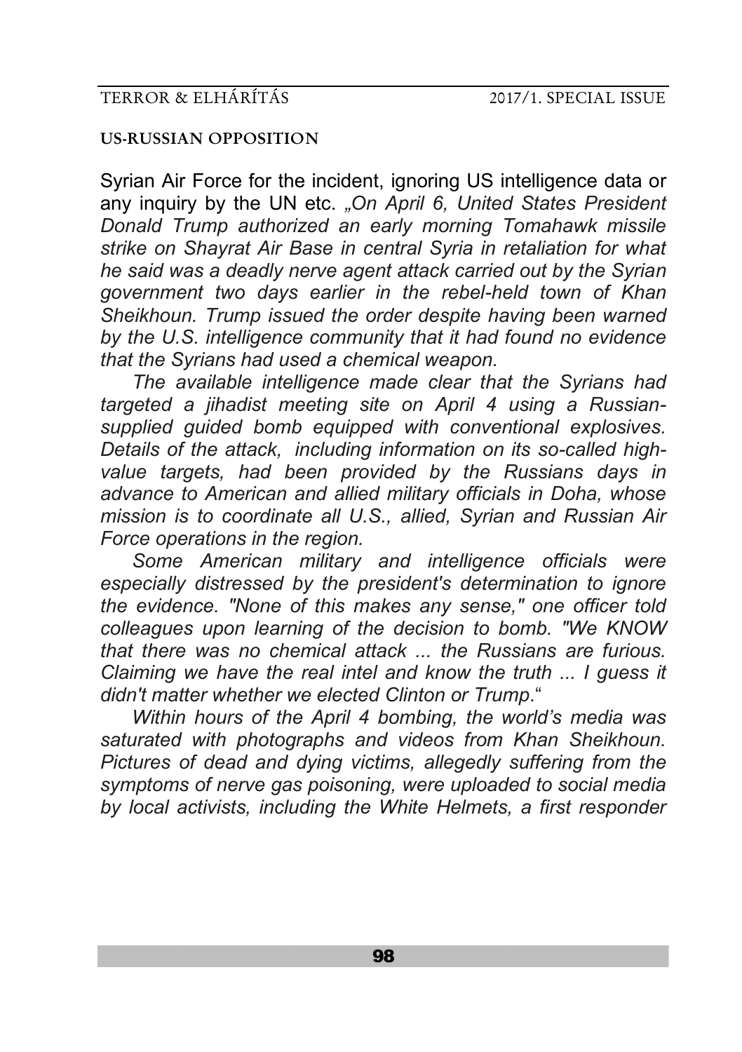**US-RUSSIAN OPPOSITION**

Syrian Air Force for the incident, ignoring US intelligence data or any inquiry by the UN etc. *„On April 6, United States President Donald Trump authorized an early morning Tomahawk missile strike on Shayrat Air Base in central Syria in retaliation for what he said was a deadly nerve agent attack carried out by the Syrian government two days earlier in the rebel-held town of Khan Sheikhoun. Trump issued the order despite having been warned by the U.S. intelligence community that it had found no evidence that the Syrians had used a chemical weapon.*

*The available intelligence made clear that the Syrians had targeted a jihadist meeting site on April 4 using a Russian-supplied guided bomb equipped with conventional explosives. Details of the attack, including information on its so-called high-value targets, had been provided by the Russians days in advance to American and allied military officials in Doha, whose mission is to coordinate all U.S., allied, Syrian and Russian Air Force operations in the region.*

*Some American military and intelligence officials were especially distressed by the president's determination to ignore the evidence. "None of this makes any sense," one officer told colleagues upon learning of the decision to bomb. "We KNOW that there was no chemical attack ... the Russians are furious. Claiming we have the real intel and know the truth ... I guess it didn't matter whether we elected Clinton or Trump*."

*Within hours of the April 4 bombing, the world's media was saturated with photographs and videos from Khan Sheikhoun. Pictures of dead and dying victims, allegedly suffering from the symptoms of nerve gas poisoning, were uploaded to social media by local activists, including the White Helmets, a first responder*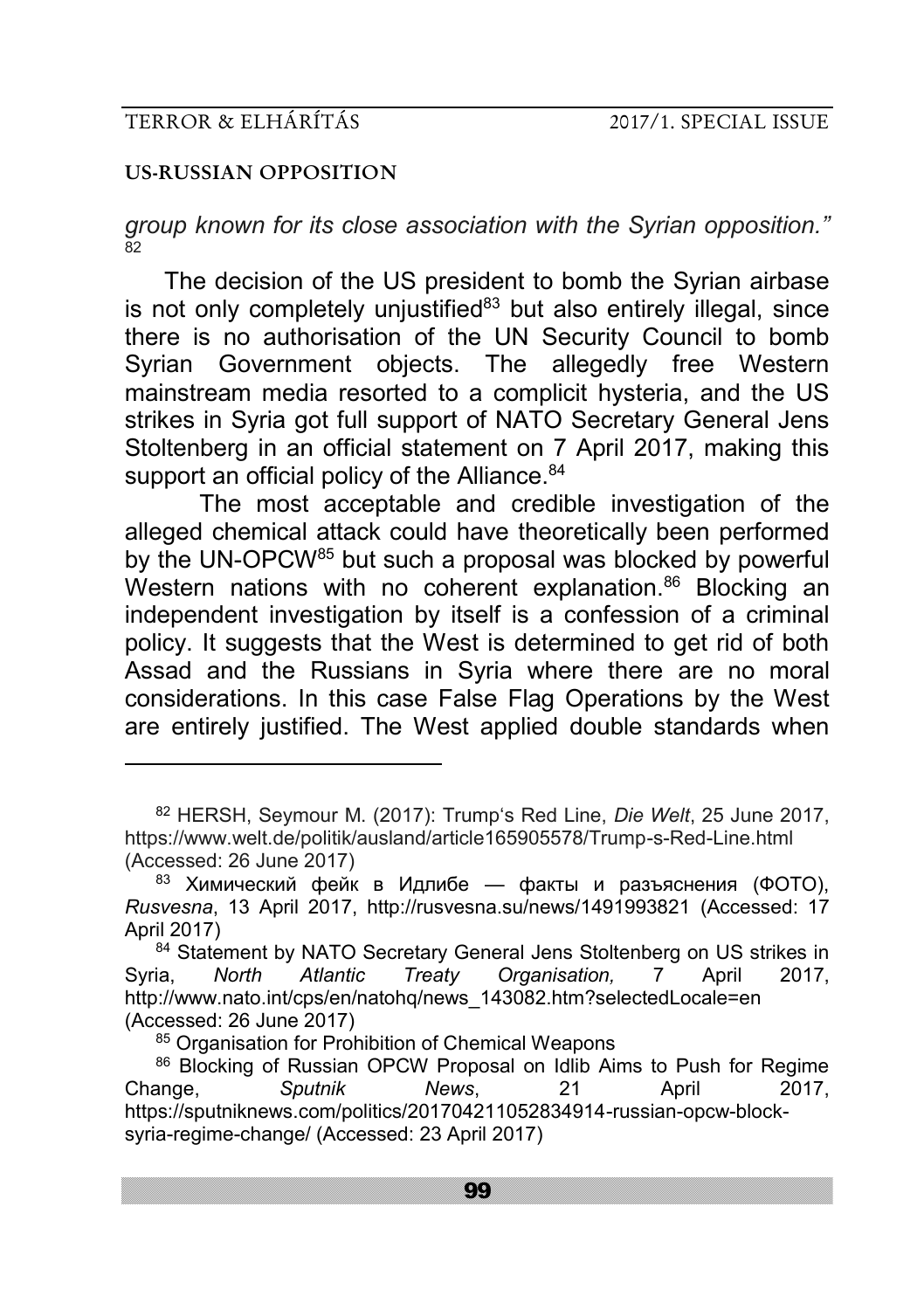*group known for its close association with the Syrian opposition.”* [82]

The decision of the US president to bomb the Syrian airbase is not only completely unjustified[83] but also entirely illegal, since there is no authorisation of the UN Security Council to bomb Syrian Government objects. The allegedly free Western mainstream media resorted to a complicit hysteria, and the US strikes in Syria got full support of NATO Secretary General Jens Stoltenberg in an official statement on 7 April 2017, making this support an official policy of the Alliance.[84]

The most acceptable and credible investigation of the alleged chemical attack could have theoretically been performed by the UN-OPCW[85] but such a proposal was blocked by powerful Western nations with no coherent explanation.[86] Blocking an independent investigation by itself is a confession of a criminal policy. It suggests that the West is determined to get rid of both Assad and the Russians in Syria where there are no moral considerations. In this case False Flag Operations by the West are entirely justified. The West applied double standards when

---

[82] HERSH, Seymour M. (2017): Trump‘s Red Line, *Die Welt*, 25 June 2017, https://www.welt.de/politik/ausland/article165905578/Trump-s-Red-Line.html (Accessed: 26 June 2017)

[83] Химический фейк в Идлибе — факты и разъяснения (ФОТО), *Rusvesna*, 13 April 2017, http://rusvesna.su/news/1491993821 (Accessed: 17 April 2017)

[84] Statement by NATO Secretary General Jens Stoltenberg on US strikes in Syria, *North Atlantic Treaty Organisation,* 7 April 2017, http://www.nato.int/cps/en/natohq/news_143082.htm?selectedLocale=en (Accessed: 26 June 2017)

[85] Organisation for Prohibition of Chemical Weapons

[86] Blocking of Russian OPCW Proposal on Idlib Aims to Push for Regime Change, *Sputnik News*, 21 April 2017, https://sputniknews.com/politics/201704211052834914-russian-opcw-block-syria-regime-change/ (Accessed: 23 April 2017)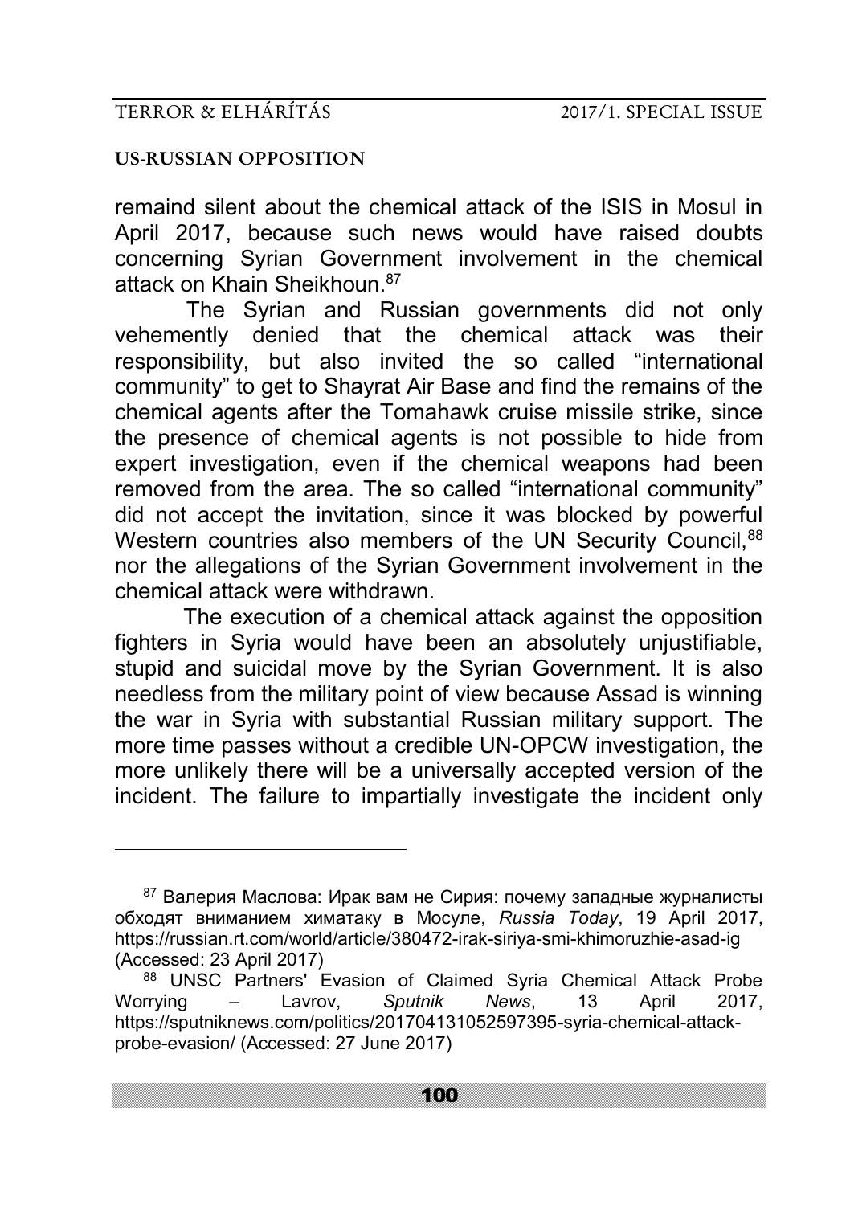remaind silent about the chemical attack of the ISIS in Mosul in April 2017, because such news would have raised doubts concerning Syrian Government involvement in the chemical attack on Khain Sheikhoun.[87]

The Syrian and Russian governments did not only vehemently denied that the chemical attack was their responsibility, but also invited the so called "international community" to get to Shayrat Air Base and find the remains of the chemical agents after the Tomahawk cruise missile strike, since the presence of chemical agents is not possible to hide from expert investigation, even if the chemical weapons had been removed from the area. The so called "international community" did not accept the invitation, since it was blocked by powerful Western countries also members of the UN Security Council,[88] nor the allegations of the Syrian Government involvement in the chemical attack were withdrawn.

The execution of a chemical attack against the opposition fighters in Syria would have been an absolutely unjustifiable, stupid and suicidal move by the Syrian Government. It is also needless from the military point of view because Assad is winning the war in Syria with substantial Russian military support. The more time passes without a credible UN-OPCW investigation, the more unlikely there will be a universally accepted version of the incident. The failure to impartially investigate the incident only

---

[87] Валерия Маслова: Ирак вам не Сирия: почему западные журналисты обходят вниманием химатаку в Мосуле, *Russia Today*, 19 April 2017, https://russian.rt.com/world/article/380472-irak-siriya-smi-khimoruzhie-asad-ig (Accessed: 23 April 2017)

[88] UNSC Partners' Evasion of Claimed Syria Chemical Attack Probe Worrying – Lavrov, *Sputnik News*, 13 April 2017, https://sputniknews.com/politics/201704131052597395-syria-chemical-attack-probe-evasion/ (Accessed: 27 June 2017)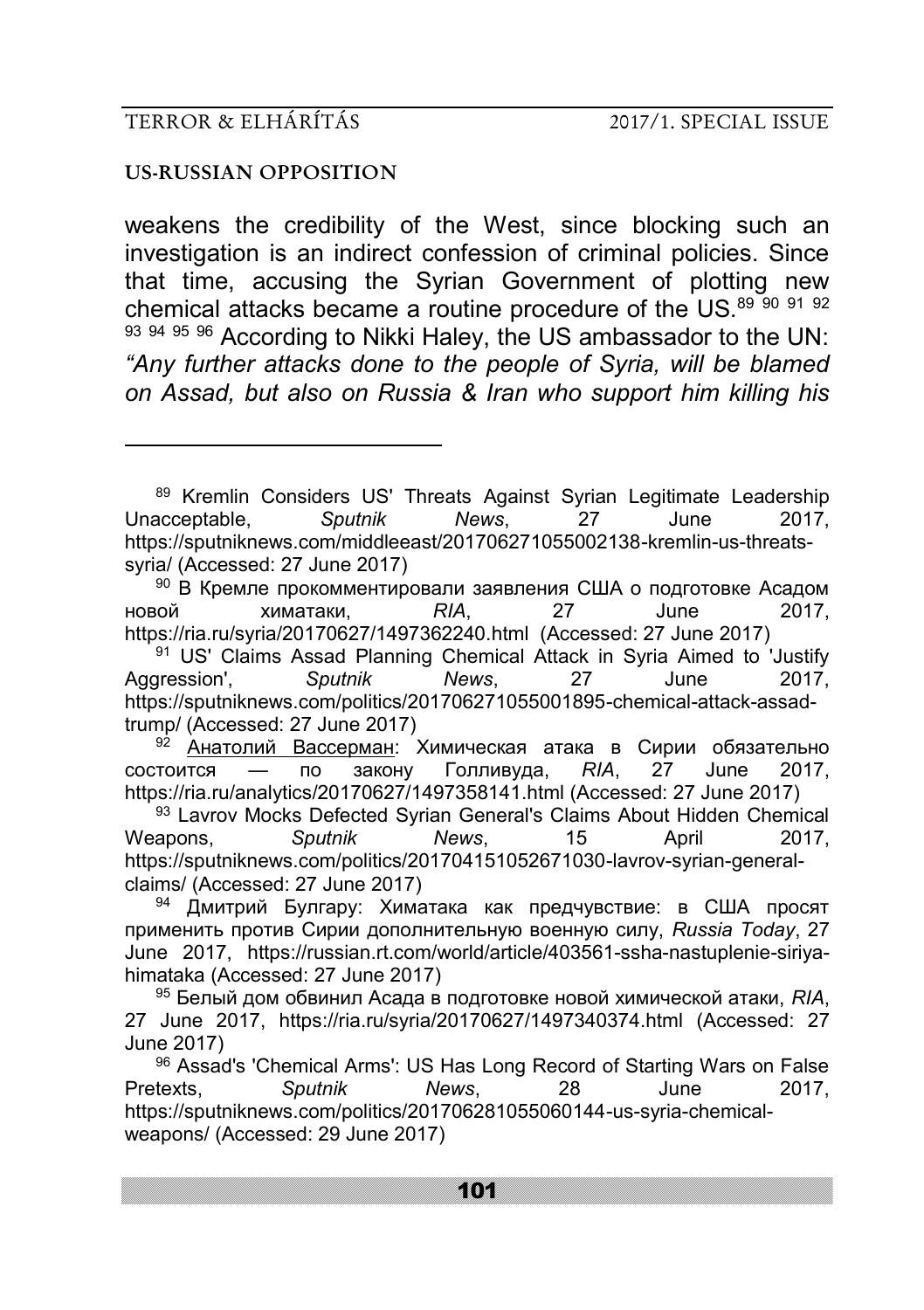weakens the credibility of the West, since blocking such an investigation is an indirect confession of criminal policies. Since that time, accusing the Syrian Government of plotting new chemical attacks became a routine procedure of the US.[89] [90] [91] [92] [93] [94] [95] [96] According to Nikki Haley, the US ambassador to the UN: *"Any further attacks done to the people of Syria, will be blamed on Assad, but also on Russia & Iran who support him killing his*

---

[89] Kremlin Considers US' Threats Against Syrian Legitimate Leadership Unacceptable, *Sputnik News*, 27 June 2017, https://sputniknews.com/middleeast/201706271055002138-kremlin-us-threats-syria/ (Accessed: 27 June 2017)

[90] В Кремле прокомментировали заявления США о подготовке Асадом новой химатаки, *RIA*, 27 June 2017, https://ria.ru/syria/20170627/1497362240.html (Accessed: 27 June 2017)

[91] US' Claims Assad Planning Chemical Attack in Syria Aimed to 'Justify Aggression', *Sputnik News*, 27 June 2017, https://sputniknews.com/politics/201706271055001895-chemical-attack-assad-trump/ (Accessed: 27 June 2017)

[92] Анатолий Вассерман: Химическая атака в Сирии обязательно состоится — по закону Голливуда, *RIA*, 27 June 2017, https://ria.ru/analytics/20170627/1497358141.html (Accessed: 27 June 2017)

[93] Lavrov Mocks Defected Syrian General's Claims About Hidden Chemical Weapons, *Sputnik News*, 15 April 2017, https://sputniknews.com/politics/201704151052671030-lavrov-syrian-general-claims/ (Accessed: 27 June 2017)

[94] Дмитрий Булгару: Химатака как предчувствие: в США просят применить против Сирии дополнительную военную силу, *Russia Today*, 27 June 2017, https://russian.rt.com/world/article/403561-ssha-nastuplenie-siriya-himataka (Accessed: 27 June 2017)

[95] Белый дом обвинил Асада в подготовке новой химической атаки, *RIA*, 27 June 2017, https://ria.ru/syria/20170627/1497340374.html (Accessed: 27 June 2017)

[96] Assad's 'Chemical Arms': US Has Long Record of Starting Wars on False Pretexts, *Sputnik News*, 28 June 2017, https://sputniknews.com/politics/201706281055060144-us-syria-chemical-weapons/ (Accessed: 29 June 2017)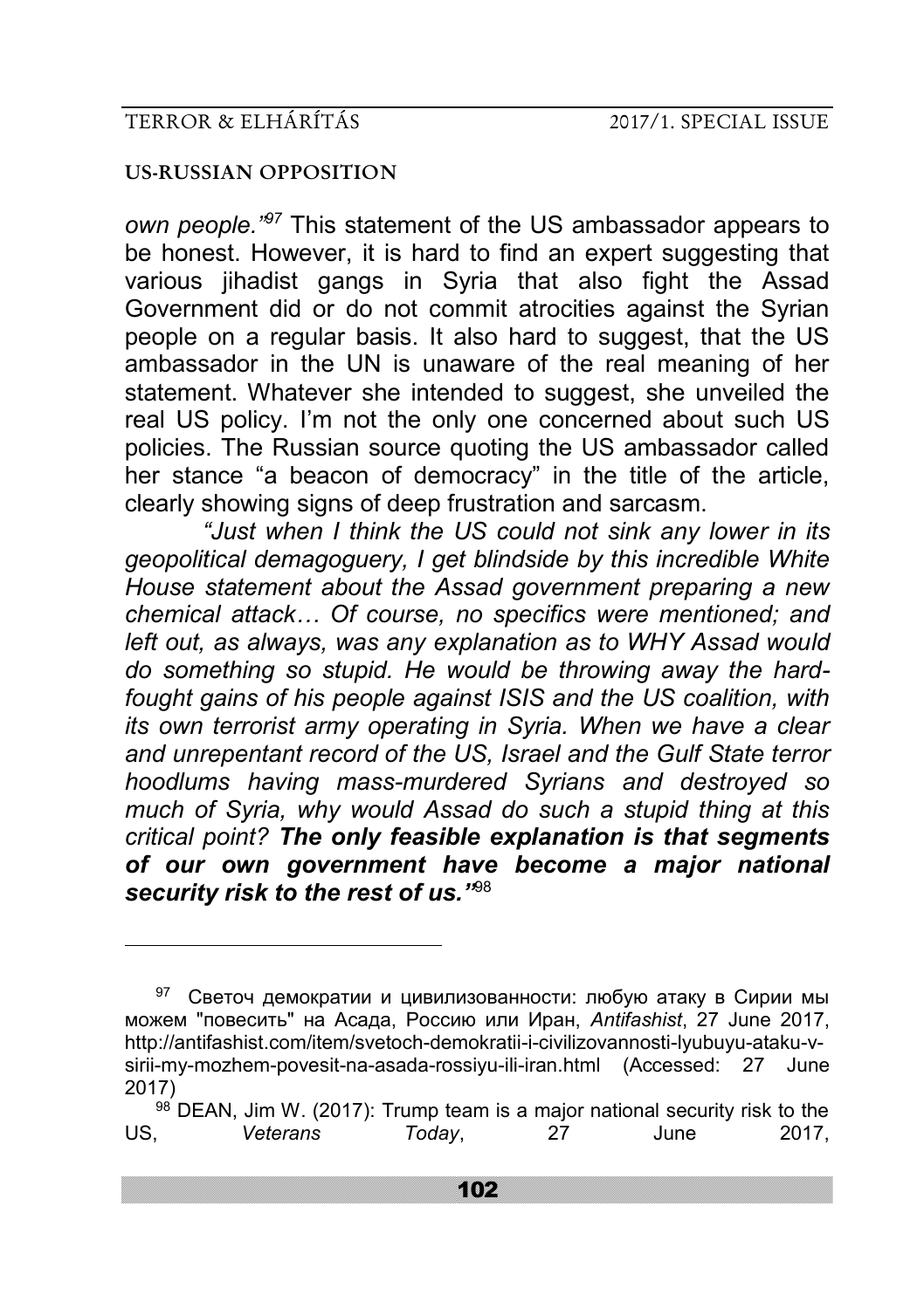*own people."*[97] This statement of the US ambassador appears to be honest. However, it is hard to find an expert suggesting that various jihadist gangs in Syria that also fight the Assad Government did or do not commit atrocities against the Syrian people on a regular basis. It also hard to suggest, that the US ambassador in the UN is unaware of the real meaning of her statement. Whatever she intended to suggest, she unveiled the real US policy. I'm not the only one concerned about such US policies. The Russian source quoting the US ambassador called her stance "a beacon of democracy" in the title of the article, clearly showing signs of deep frustration and sarcasm.

*"Just when I think the US could not sink any lower in its geopolitical demagoguery, I get blindside by this incredible White House statement about the Assad government preparing a new chemical attack… Of course, no specifics were mentioned; and left out, as always, was any explanation as to WHY Assad would do something so stupid. He would be throwing away the hard-fought gains of his people against ISIS and the US coalition, with its own terrorist army operating in Syria. When we have a clear and unrepentant record of the US, Israel and the Gulf State terror hoodlums having mass-murdered Syrians and destroyed so much of Syria, why would Assad do such a stupid thing at this critical point?* ***The only feasible explanation is that segments of our own government have become a major national security risk to the rest of us."***[98]

---

[97] Светоч демократии и цивилизованности: любую атаку в Сирии мы можем "повесить" на Асада, Россию или Иран, *Antifashist*, 27 June 2017, http://antifashist.com/item/svetoch-demokratii-i-civilizovannosti-lyubuyu-ataku-v-sirii-my-mozhem-povesit-na-asada-rossiyu-ili-iran.html (Accessed: 27 June 2017)

[98] DEAN, Jim W. (2017): Trump team is a major national security risk to the US, *Veterans Today*, 27 June 2017,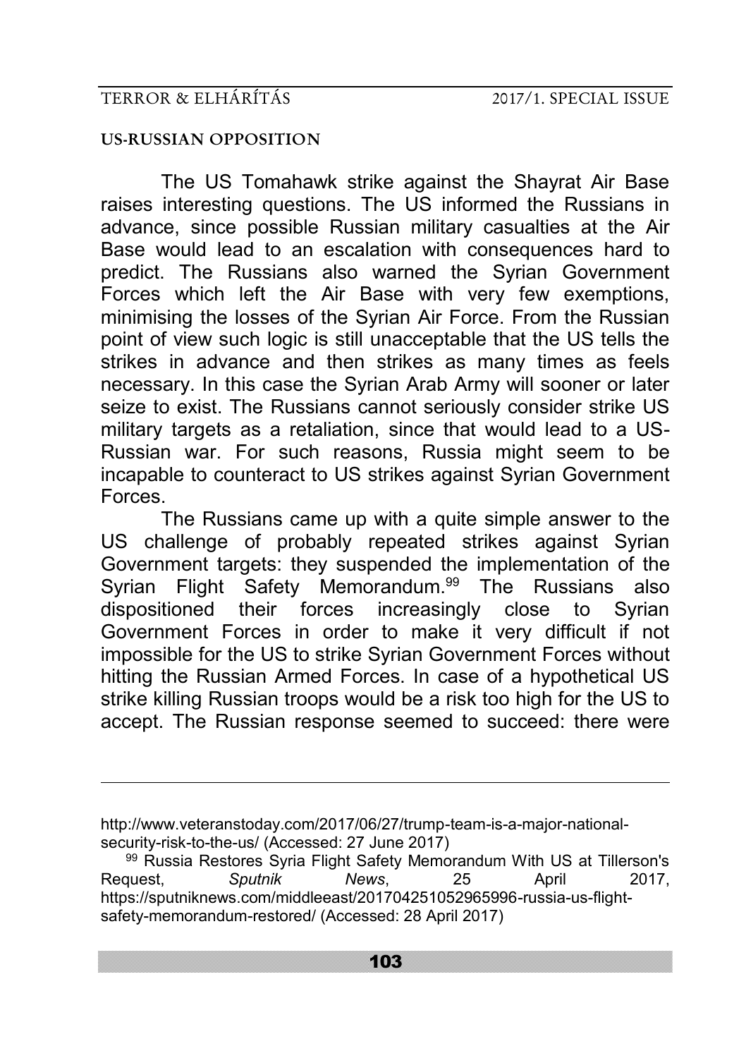## US-RUSSIAN OPPOSITION

The US Tomahawk strike against the Shayrat Air Base raises interesting questions. The US informed the Russians in advance, since possible Russian military casualties at the Air Base would lead to an escalation with consequences hard to predict. The Russians also warned the Syrian Government Forces which left the Air Base with very few exemptions, minimising the losses of the Syrian Air Force. From the Russian point of view such logic is still unacceptable that the US tells the strikes in advance and then strikes as many times as feels necessary. In this case the Syrian Arab Army will sooner or later seize to exist. The Russians cannot seriously consider strike US military targets as a retaliation, since that would lead to a US-Russian war. For such reasons, Russia might seem to be incapable to counteract to US strikes against Syrian Government Forces.

The Russians came up with a quite simple answer to the US challenge of probably repeated strikes against Syrian Government targets: they suspended the implementation of the Syrian Flight Safety Memorandum.[99] The Russians also dispositioned their forces increasingly close to Syrian Government Forces in order to make it very difficult if not impossible for the US to strike Syrian Government Forces without hitting the Russian Armed Forces. In case of a hypothetical US strike killing Russian troops would be a risk too high for the US to accept. The Russian response seemed to succeed: there were

---

http://www.veteranstoday.com/2017/06/27/trump-team-is-a-major-national-security-risk-to-the-us/ (Accessed: 27 June 2017)

[99] Russia Restores Syria Flight Safety Memorandum With US at Tillerson's Request, *Sputnik News*, 25 April 2017, https://sputniknews.com/middleeast/201704251052965996-russia-us-flight-safety-memorandum-restored/ (Accessed: 28 April 2017)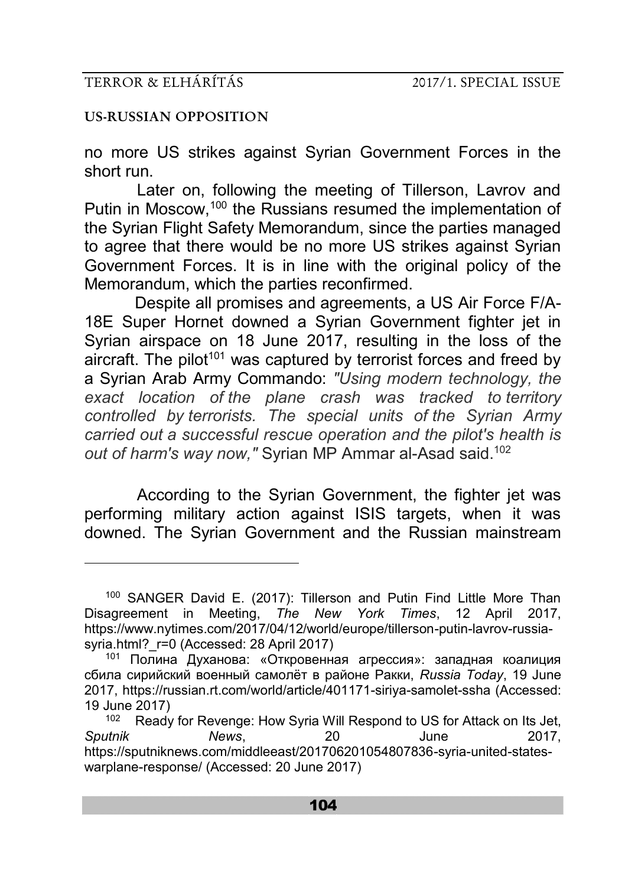no more US strikes against Syrian Government Forces in the short run.

Later on, following the meeting of Tillerson, Lavrov and Putin in Moscow,[100] the Russians resumed the implementation of the Syrian Flight Safety Memorandum, since the parties managed to agree that there would be no more US strikes against Syrian Government Forces. It is in line with the original policy of the Memorandum, which the parties reconfirmed.

Despite all promises and agreements, a US Air Force F/A-18E Super Hornet downed a Syrian Government fighter jet in Syrian airspace on 18 June 2017, resulting in the loss of the aircraft. The pilot[101] was captured by terrorist forces and freed by a Syrian Arab Army Commando: *"Using modern technology, the exact location of the plane crash was tracked to territory controlled by terrorists. The special units of the Syrian Army carried out a successful rescue operation and the pilot's health is out of harm's way now,"* Syrian MP Ammar al-Asad said.[102]

According to the Syrian Government, the fighter jet was performing military action against ISIS targets, when it was downed. The Syrian Government and the Russian mainstream

---

[100] SANGER David E. (2017): Tillerson and Putin Find Little More Than Disagreement in Meeting, *The New York Times*, 12 April 2017, https://www.nytimes.com/2017/04/12/world/europe/tillerson-putin-lavrov-russia-syria.html?_r=0 (Accessed: 28 April 2017)

[101] Полина Духанова: «Откровенная агрессия»: западная коалиция сбила сирийский военный самолёт в районе Ракки, *Russia Today*, 19 June 2017, https://russian.rt.com/world/article/401171-siriya-samolet-ssha (Accessed: 19 June 2017)

[102] Ready for Revenge: How Syria Will Respond to US for Attack on Its Jet, *Sputnik News*, 20 June 2017, https://sputniknews.com/middleeast/201706201054807836-syria-united-states-warplane-response/ (Accessed: 20 June 2017)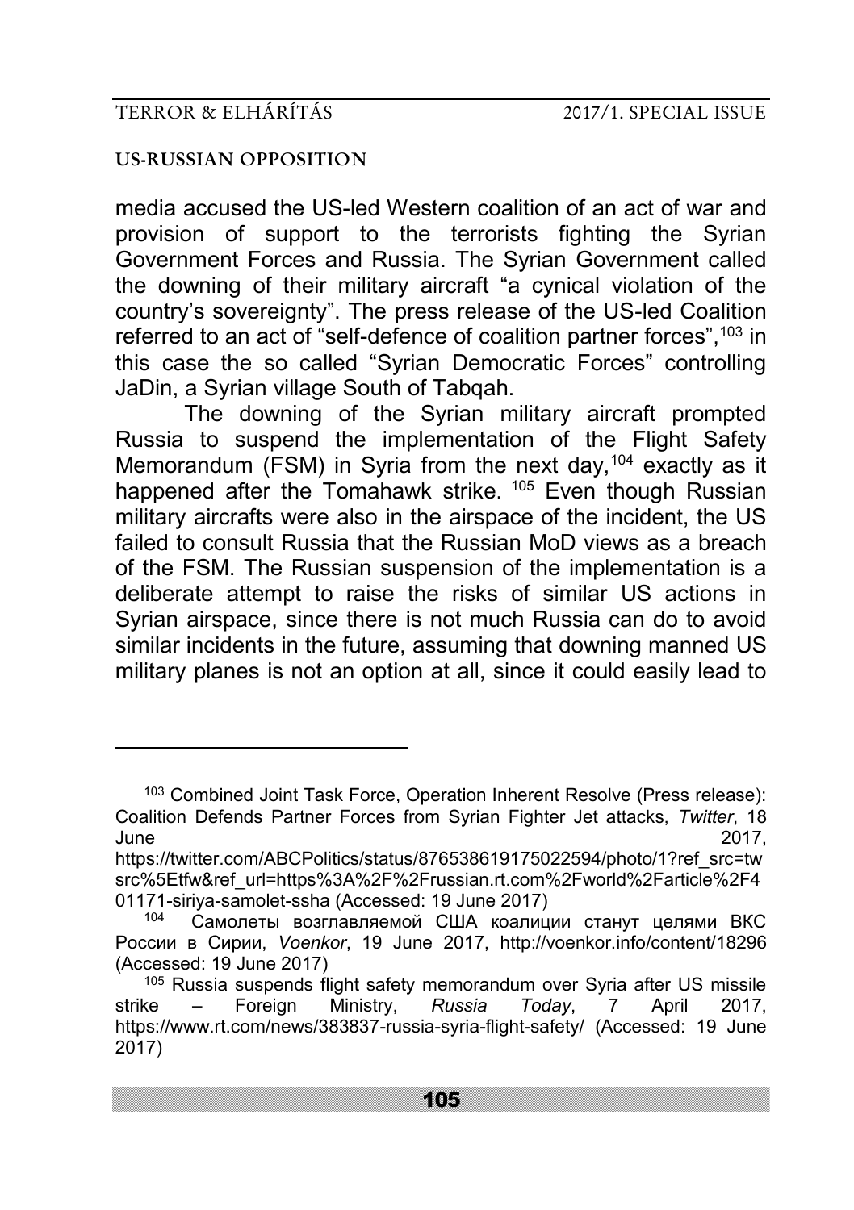media accused the US-led Western coalition of an act of war and provision of support to the terrorists fighting the Syrian Government Forces and Russia. The Syrian Government called the downing of their military aircraft "a cynical violation of the country's sovereignty". The press release of the US-led Coalition referred to an act of "self-defence of coalition partner forces",[103] in this case the so called "Syrian Democratic Forces" controlling JaDin, a Syrian village South of Tabqah.

The downing of the Syrian military aircraft prompted Russia to suspend the implementation of the Flight Safety Memorandum (FSM) in Syria from the next day,[104] exactly as it happened after the Tomahawk strike. [105] Even though Russian military aircrafts were also in the airspace of the incident, the US failed to consult Russia that the Russian MoD views as a breach of the FSM. The Russian suspension of the implementation is a deliberate attempt to raise the risks of similar US actions in Syrian airspace, since there is not much Russia can do to avoid similar incidents in the future, assuming that downing manned US military planes is not an option at all, since it could easily lead to

---

[103] Combined Joint Task Force, Operation Inherent Resolve (Press release): Coalition Defends Partner Forces from Syrian Fighter Jet attacks, *Twitter*, 18 June 2017, https://twitter.com/ABCPolitics/status/876538619175022594/photo/1?ref_src=twsrc%5Etfw&ref_url=https%3A%2F%2Frussian.rt.com%2Fworld%2Farticle%2F401171-siriya-samolet-ssha (Accessed: 19 June 2017)

[104] Самолеты возглавляемой США коалиции станут целями ВКС России в Сирии, *Voenkor*, 19 June 2017, http://voenkor.info/content/18296 (Accessed: 19 June 2017)

[105] Russia suspends flight safety memorandum over Syria after US missile strike – Foreign Ministry, *Russia Today*, 7 April 2017, https://www.rt.com/news/383837-russia-syria-flight-safety/ (Accessed: 19 June 2017)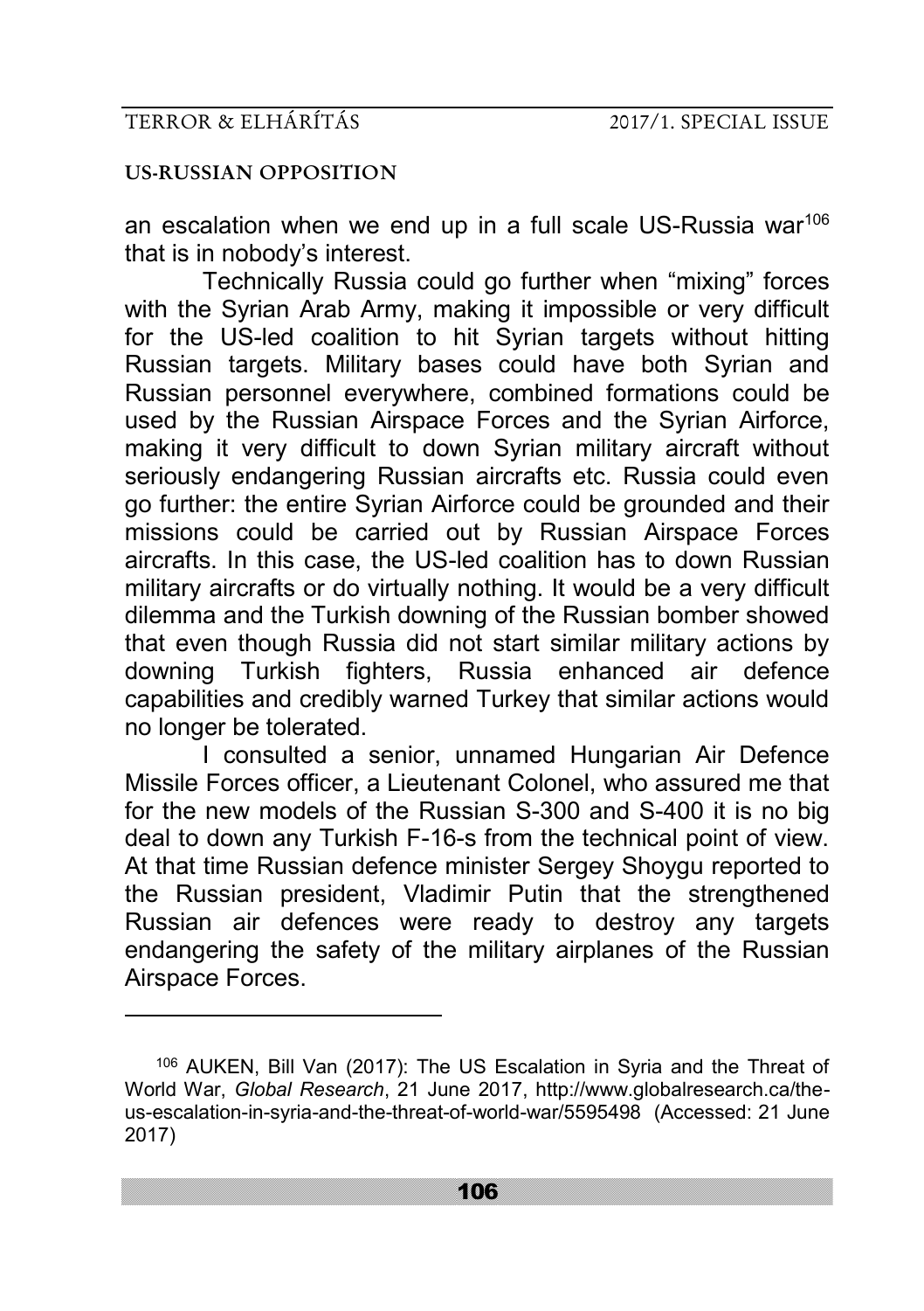an escalation when we end up in a full scale US-Russia war[106] that is in nobody's interest.

Technically Russia could go further when "mixing" forces with the Syrian Arab Army, making it impossible or very difficult for the US-led coalition to hit Syrian targets without hitting Russian targets. Military bases could have both Syrian and Russian personnel everywhere, combined formations could be used by the Russian Airspace Forces and the Syrian Airforce, making it very difficult to down Syrian military aircraft without seriously endangering Russian aircrafts etc. Russia could even go further: the entire Syrian Airforce could be grounded and their missions could be carried out by Russian Airspace Forces aircrafts. In this case, the US-led coalition has to down Russian military aircrafts or do virtually nothing. It would be a very difficult dilemma and the Turkish downing of the Russian bomber showed that even though Russia did not start similar military actions by downing Turkish fighters, Russia enhanced air defence capabilities and credibly warned Turkey that similar actions would no longer be tolerated.

I consulted a senior, unnamed Hungarian Air Defence Missile Forces officer, a Lieutenant Colonel, who assured me that for the new models of the Russian S-300 and S-400 it is no big deal to down any Turkish F-16-s from the technical point of view. At that time Russian defence minister Sergey Shoygu reported to the Russian president, Vladimir Putin that the strengthened Russian air defences were ready to destroy any targets endangering the safety of the military airplanes of the Russian Airspace Forces.

---

[106] AUKEN, Bill Van (2017): The US Escalation in Syria and the Threat of World War, *Global Research*, 21 June 2017, http://www.globalresearch.ca/the-us-escalation-in-syria-and-the-threat-of-world-war/5595498 (Accessed: 21 June 2017)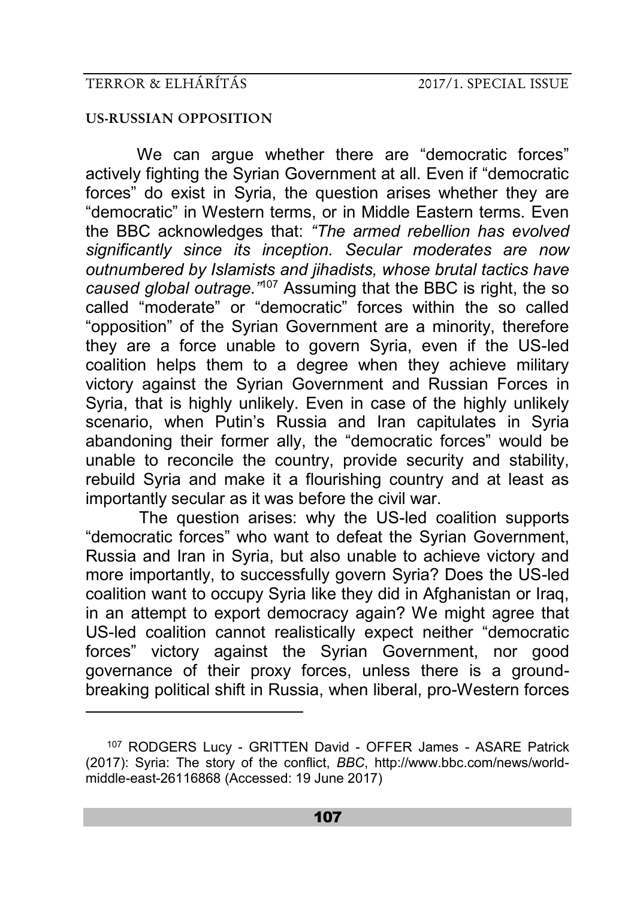## US-RUSSIAN OPPOSITION

We can argue whether there are "democratic forces" actively fighting the Syrian Government at all. Even if "democratic forces" do exist in Syria, the question arises whether they are "democratic" in Western terms, or in Middle Eastern terms. Even the BBC acknowledges that: *"The armed rebellion has evolved significantly since its inception. Secular moderates are now outnumbered by Islamists and jihadists, whose brutal tactics have caused global outrage."*[107] Assuming that the BBC is right, the so called "moderate" or "democratic" forces within the so called "opposition" of the Syrian Government are a minority, therefore they are a force unable to govern Syria, even if the US-led coalition helps them to a degree when they achieve military victory against the Syrian Government and Russian Forces in Syria, that is highly unlikely. Even in case of the highly unlikely scenario, when Putin's Russia and Iran capitulates in Syria abandoning their former ally, the "democratic forces" would be unable to reconcile the country, provide security and stability, rebuild Syria and make it a flourishing country and at least as importantly secular as it was before the civil war.

The question arises: why the US-led coalition supports "democratic forces" who want to defeat the Syrian Government, Russia and Iran in Syria, but also unable to achieve victory and more importantly, to successfully govern Syria? Does the US-led coalition want to occupy Syria like they did in Afghanistan or Iraq, in an attempt to export democracy again? We might agree that US-led coalition cannot realistically expect neither "democratic forces" victory against the Syrian Government, nor good governance of their proxy forces, unless there is a ground-breaking political shift in Russia, when liberal, pro-Western forces

---

[107] RODGERS Lucy - GRITTEN David - OFFER James - ASARE Patrick (2017): Syria: The story of the conflict, *BBC*, http://www.bbc.com/news/world-middle-east-26116868 (Accessed: 19 June 2017)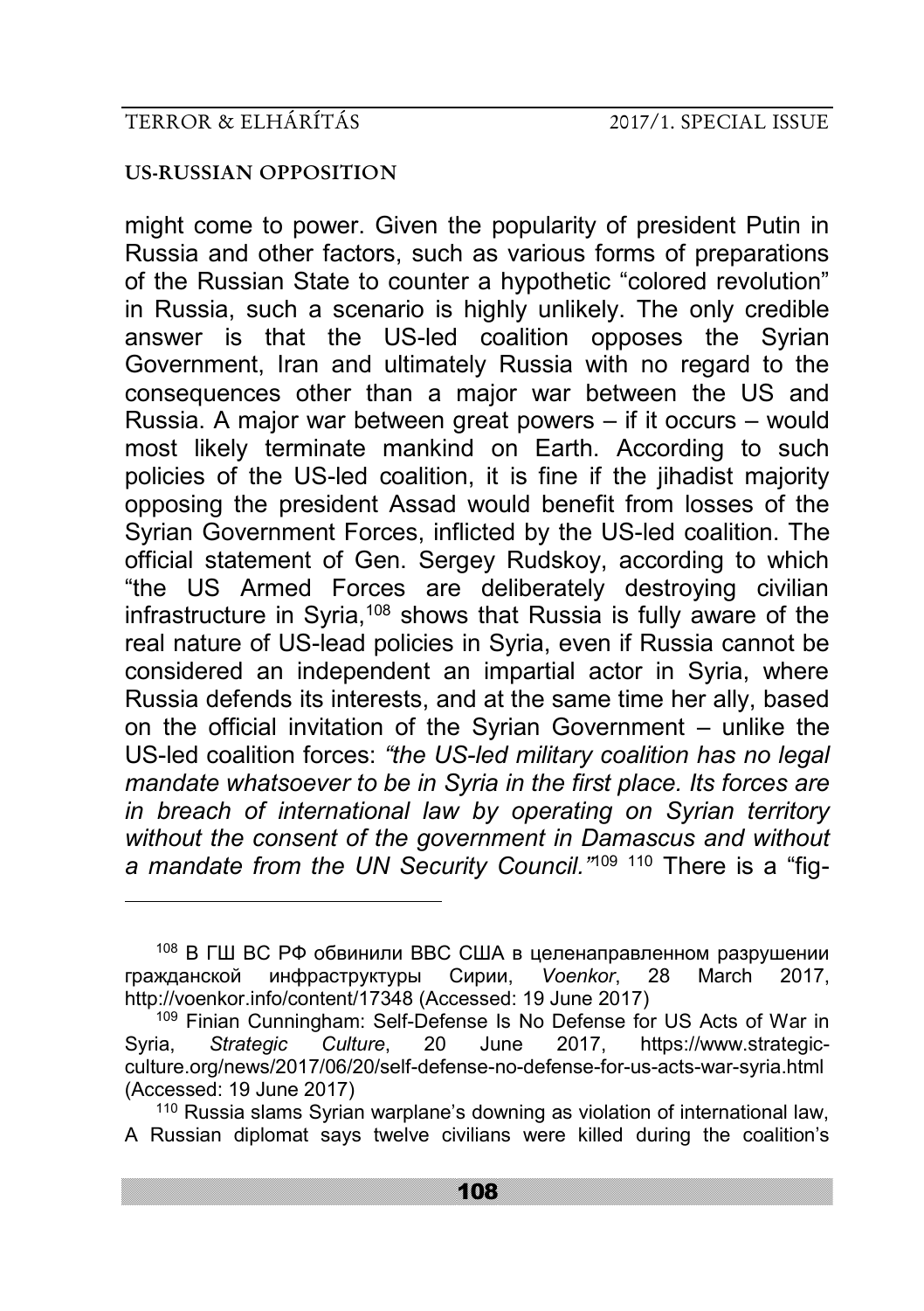might come to power. Given the popularity of president Putin in Russia and other factors, such as various forms of preparations of the Russian State to counter a hypothetic "colored revolution" in Russia, such a scenario is highly unlikely. The only credible answer is that the US-led coalition opposes the Syrian Government, Iran and ultimately Russia with no regard to the consequences other than a major war between the US and Russia. A major war between great powers – if it occurs – would most likely terminate mankind on Earth. According to such policies of the US-led coalition, it is fine if the jihadist majority opposing the president Assad would benefit from losses of the Syrian Government Forces, inflicted by the US-led coalition. The official statement of Gen. Sergey Rudskoy, according to which "the US Armed Forces are deliberately destroying civilian infrastructure in Syria,[108] shows that Russia is fully aware of the real nature of US-lead policies in Syria, even if Russia cannot be considered an independent an impartial actor in Syria, where Russia defends its interests, and at the same time her ally, based on the official invitation of the Syrian Government – unlike the US-led coalition forces: *"the US-led military coalition has no legal mandate whatsoever to be in Syria in the first place. Its forces are in breach of international law by operating on Syrian territory without the consent of the government in Damascus and without a mandate from the UN Security Council."*[109] [110] There is a "fig-

---

[108] В ГШ ВС РФ обвинили ВВС США в целенаправленном разрушении гражданской инфраструктуры Сирии, *Voenkor*, 28 March 2017, http://voenkor.info/content/17348 (Accessed: 19 June 2017)

[109] Finian Cunningham: Self-Defense Is No Defense for US Acts of War in Syria, *Strategic Culture*, 20 June 2017, https://www.strategic-culture.org/news/2017/06/20/self-defense-no-defense-for-us-acts-war-syria.html (Accessed: 19 June 2017)

[110] Russia slams Syrian warplane's downing as violation of international law, A Russian diplomat says twelve civilians were killed during the coalition's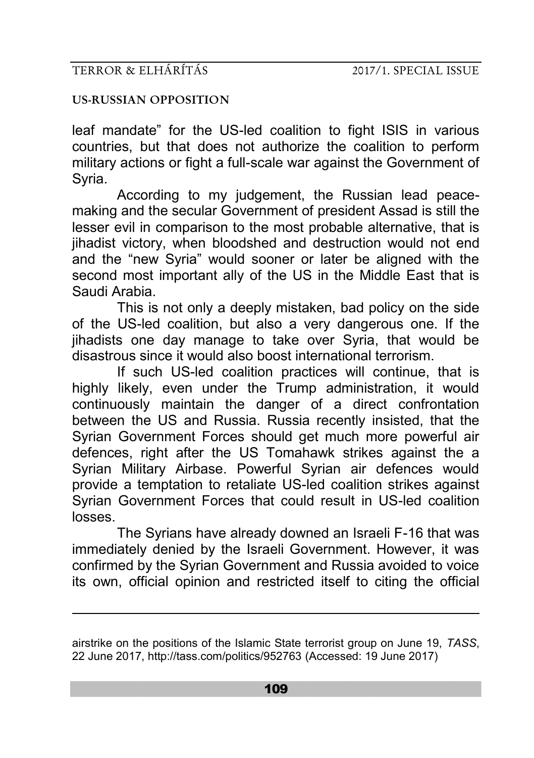leaf mandate" for the US-led coalition to fight ISIS in various countries, but that does not authorize the coalition to perform military actions or fight a full-scale war against the Government of Syria.

According to my judgement, the Russian lead peace-making and the secular Government of president Assad is still the lesser evil in comparison to the most probable alternative, that is jihadist victory, when bloodshed and destruction would not end and the "new Syria" would sooner or later be aligned with the second most important ally of the US in the Middle East that is Saudi Arabia.

This is not only a deeply mistaken, bad policy on the side of the US-led coalition, but also a very dangerous one. If the jihadists one day manage to take over Syria, that would be disastrous since it would also boost international terrorism.

If such US-led coalition practices will continue, that is highly likely, even under the Trump administration, it would continuously maintain the danger of a direct confrontation between the US and Russia. Russia recently insisted, that the Syrian Government Forces should get much more powerful air defences, right after the US Tomahawk strikes against the a Syrian Military Airbase. Powerful Syrian air defences would provide a temptation to retaliate US-led coalition strikes against Syrian Government Forces that could result in US-led coalition losses.

The Syrians have already downed an Israeli F-16 that was immediately denied by the Israeli Government. However, it was confirmed by the Syrian Government and Russia avoided to voice its own, official opinion and restricted itself to citing the official

---

airstrike on the positions of the Islamic State terrorist group on June 19, *TASS*, 22 June 2017, http://tass.com/politics/952763 (Accessed: 19 June 2017)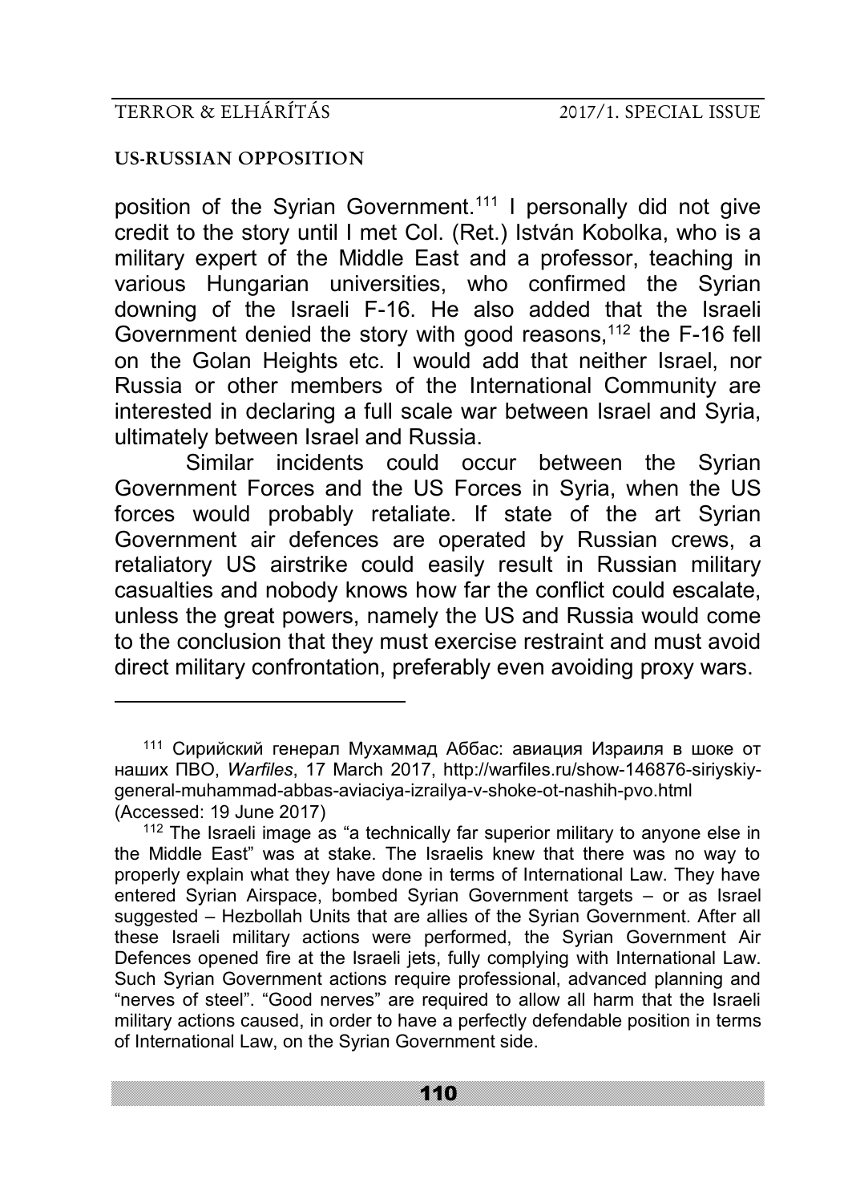position of the Syrian Government.[111] I personally did not give credit to the story until I met Col. (Ret.) István Kobolka, who is a military expert of the Middle East and a professor, teaching in various Hungarian universities, who confirmed the Syrian downing of the Israeli F-16. He also added that the Israeli Government denied the story with good reasons,[112] the F-16 fell on the Golan Heights etc. I would add that neither Israel, nor Russia or other members of the International Community are interested in declaring a full scale war between Israel and Syria, ultimately between Israel and Russia.

Similar incidents could occur between the Syrian Government Forces and the US Forces in Syria, when the US forces would probably retaliate. If state of the art Syrian Government air defences are operated by Russian crews, a retaliatory US airstrike could easily result in Russian military casualties and nobody knows how far the conflict could escalate, unless the great powers, namely the US and Russia would come to the conclusion that they must exercise restraint and must avoid direct military confrontation, preferably even avoiding proxy wars.

---

[111] Сирийский генерал Мухаммад Аббас: авиация Израиля в шоке от наших ПВО, *Warfiles*, 17 March 2017, http://warfiles.ru/show-146876-siriyskiy-general-muhammad-abbas-aviaciya-izrailya-v-shoke-ot-nashih-pvo.html (Accessed: 19 June 2017)

[112] The Israeli image as "a technically far superior military to anyone else in the Middle East" was at stake. The Israelis knew that there was no way to properly explain what they have done in terms of International Law. They have entered Syrian Airspace, bombed Syrian Government targets – or as Israel suggested – Hezbollah Units that are allies of the Syrian Government. After all these Israeli military actions were performed, the Syrian Government Air Defences opened fire at the Israeli jets, fully complying with International Law. Such Syrian Government actions require professional, advanced planning and "nerves of steel". "Good nerves" are required to allow all harm that the Israeli military actions caused, in order to have a perfectly defendable position in terms of International Law, on the Syrian Government side.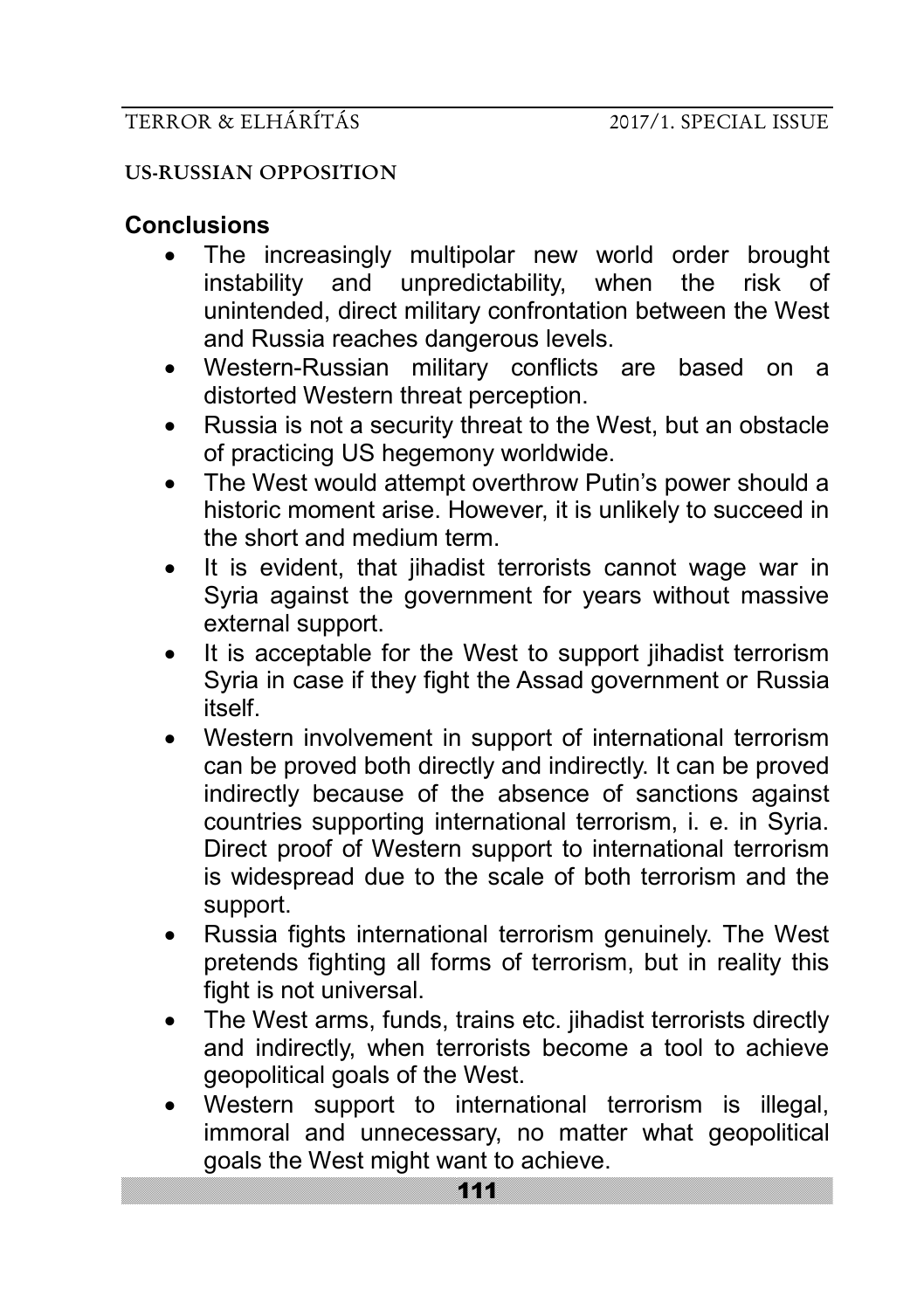## Conclusions

- The increasingly multipolar new world order brought instability and unpredictability, when the risk of unintended, direct military confrontation between the West and Russia reaches dangerous levels.
- Western-Russian military conflicts are based on a distorted Western threat perception.
- Russia is not a security threat to the West, but an obstacle of practicing US hegemony worldwide.
- The West would attempt overthrow Putin's power should a historic moment arise. However, it is unlikely to succeed in the short and medium term.
- It is evident, that jihadist terrorists cannot wage war in Syria against the government for years without massive external support.
- It is acceptable for the West to support jihadist terrorism Syria in case if they fight the Assad government or Russia itself.
- Western involvement in support of international terrorism can be proved both directly and indirectly. It can be proved indirectly because of the absence of sanctions against countries supporting international terrorism, i. e. in Syria. Direct proof of Western support to international terrorism is widespread due to the scale of both terrorism and the support.
- Russia fights international terrorism genuinely. The West pretends fighting all forms of terrorism, but in reality this fight is not universal.
- The West arms, funds, trains etc. jihadist terrorists directly and indirectly, when terrorists become a tool to achieve geopolitical goals of the West.
- Western support to international terrorism is illegal, immoral and unnecessary, no matter what geopolitical goals the West might want to achieve.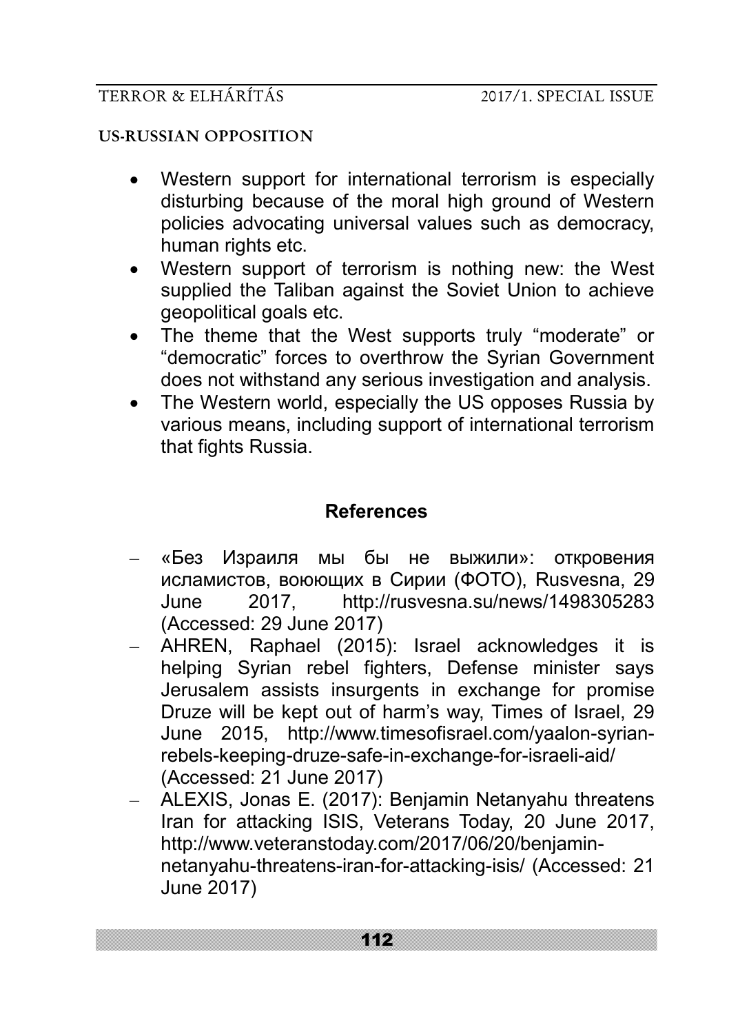- Western support for international terrorism is especially disturbing because of the moral high ground of Western policies advocating universal values such as democracy, human rights etc.
- Western support of terrorism is nothing new: the West supplied the Taliban against the Soviet Union to achieve geopolitical goals etc.
- The theme that the West supports truly "moderate" or "democratic" forces to overthrow the Syrian Government does not withstand any serious investigation and analysis.
- The Western world, especially the US opposes Russia by various means, including support of international terrorism that fights Russia.

## References

- «Без Израиля мы бы не выжили»: откровения исламистов, воюющих в Сирии (ФОТО), Rusvesna, 29 June 2017, http://rusvesna.su/news/1498305283 (Accessed: 29 June 2017)
- AHREN, Raphael (2015): Israel acknowledges it is helping Syrian rebel fighters, Defense minister says Jerusalem assists insurgents in exchange for promise Druze will be kept out of harm's way, Times of Israel, 29 June 2015, http://www.timesofisrael.com/yaalon-syrian-rebels-keeping-druze-safe-in-exchange-for-israeli-aid/ (Accessed: 21 June 2017)
- ALEXIS, Jonas E. (2017): Benjamin Netanyahu threatens Iran for attacking ISIS, Veterans Today, 20 June 2017, http://www.veteranstoday.com/2017/06/20/benjamin-netanyahu-threatens-iran-for-attacking-isis/ (Accessed: 21 June 2017)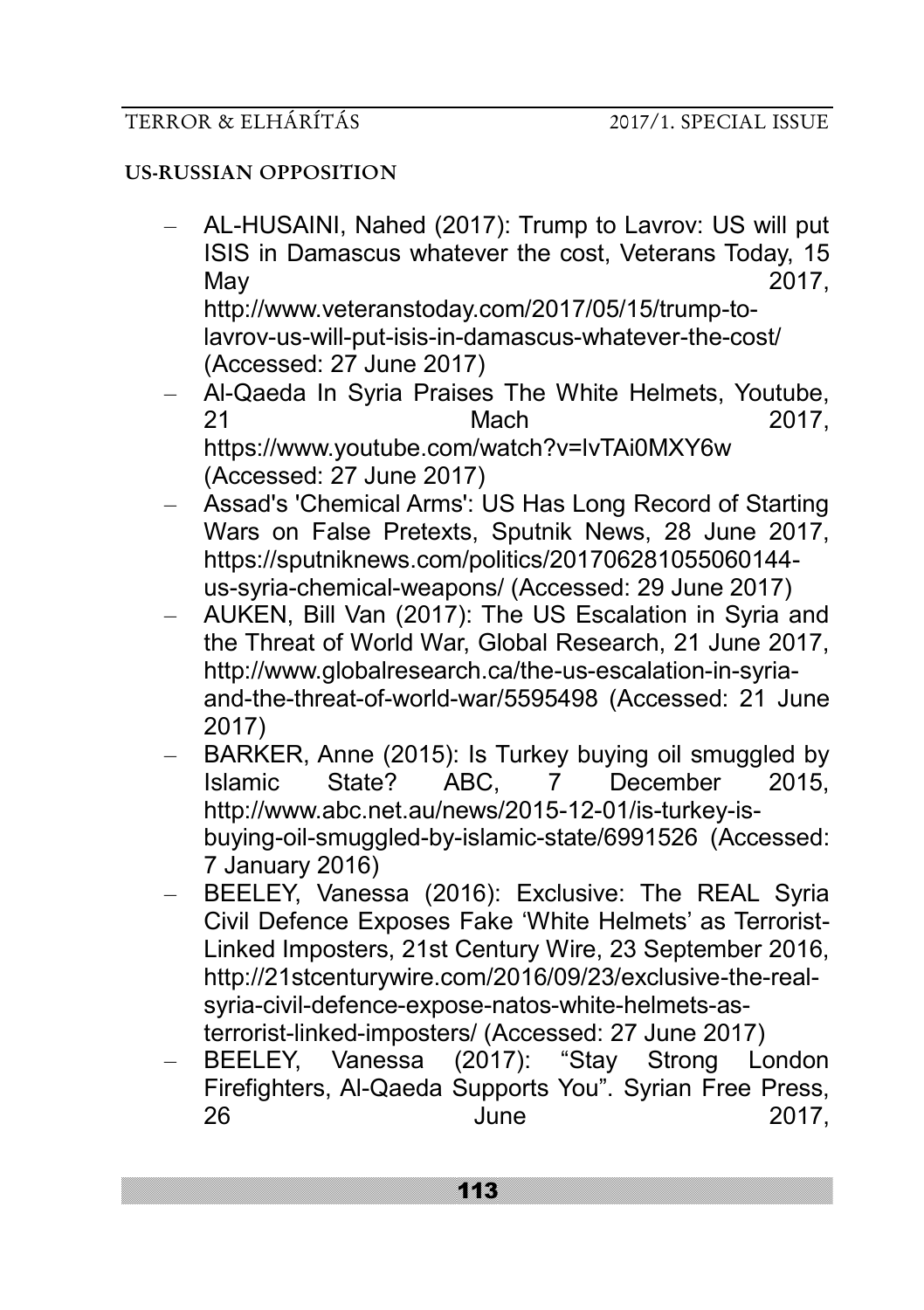- AL-HUSAINI, Nahed (2017): Trump to Lavrov: US will put ISIS in Damascus whatever the cost, Veterans Today, 15 May 2017, http://www.veteranstoday.com/2017/05/15/trump-to-lavrov-us-will-put-isis-in-damascus-whatever-the-cost/ (Accessed: 27 June 2017)
- Al-Qaeda In Syria Praises The White Helmets, Youtube, 21 Mach 2017, https://www.youtube.com/watch?v=IvTAi0MXY6w (Accessed: 27 June 2017)
- Assad's 'Chemical Arms': US Has Long Record of Starting Wars on False Pretexts, Sputnik News, 28 June 2017, https://sputniknews.com/politics/201706281055060144-us-syria-chemical-weapons/ (Accessed: 29 June 2017)
- AUKEN, Bill Van (2017): The US Escalation in Syria and the Threat of World War, Global Research, 21 June 2017, http://www.globalresearch.ca/the-us-escalation-in-syria-and-the-threat-of-world-war/5595498 (Accessed: 21 June 2017)
- BARKER, Anne (2015): Is Turkey buying oil smuggled by Islamic State? ABC, 7 December 2015, http://www.abc.net.au/news/2015-12-01/is-turkey-is-buying-oil-smuggled-by-islamic-state/6991526 (Accessed: 7 January 2016)
- BEELEY, Vanessa (2016): Exclusive: The REAL Syria Civil Defence Exposes Fake 'White Helmets' as Terrorist-Linked Imposters, 21st Century Wire, 23 September 2016, http://21stcenturywire.com/2016/09/23/exclusive-the-real-syria-civil-defence-expose-natos-white-helmets-as-terrorist-linked-imposters/ (Accessed: 27 June 2017)
- BEELEY, Vanessa (2017): "Stay Strong London Firefighters, Al-Qaeda Supports You". Syrian Free Press, 26 June 2017,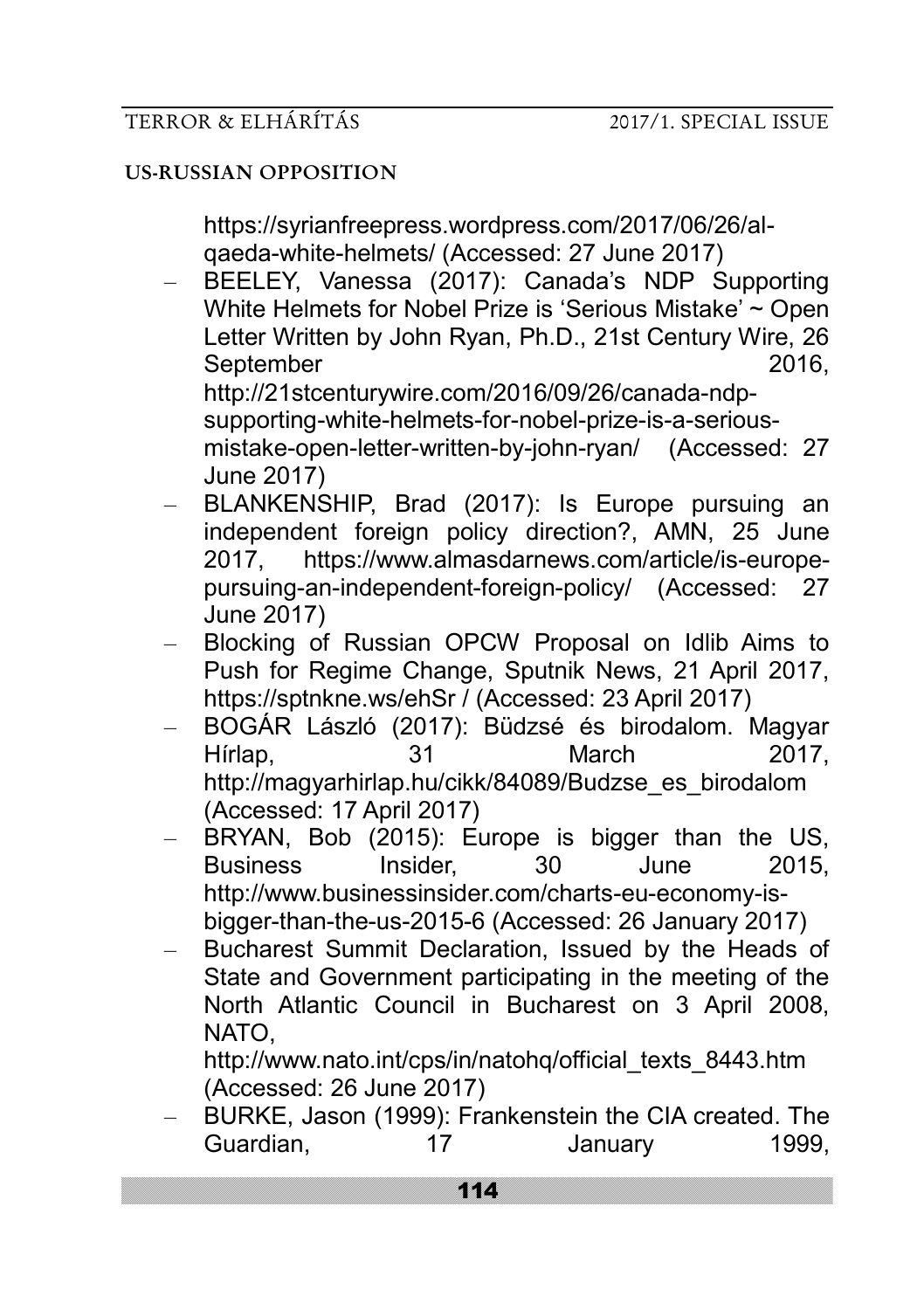https://syrianfreepress.wordpress.com/2017/06/26/al-qaeda-white-helmets/ (Accessed: 27 June 2017)

- BEELEY, Vanessa (2017): Canada's NDP Supporting White Helmets for Nobel Prize is 'Serious Mistake' ~ Open Letter Written by John Ryan, Ph.D., 21st Century Wire, 26 September 2016, http://21stcenturywire.com/2016/09/26/canada-ndp-supporting-white-helmets-for-nobel-prize-is-a-serious-mistake-open-letter-written-by-john-ryan/ (Accessed: 27 June 2017)
- BLANKENSHIP, Brad (2017): Is Europe pursuing an independent foreign policy direction?, AMN, 25 June 2017, https://www.almasdarnews.com/article/is-europe-pursuing-an-independent-foreign-policy/ (Accessed: 27 June 2017)
- Blocking of Russian OPCW Proposal on Idlib Aims to Push for Regime Change, Sputnik News, 21 April 2017, https://sptnkne.ws/ehSr / (Accessed: 23 April 2017)
- BOGÁR László (2017): Büdzsé és birodalom. Magyar Hírlap, 31 March 2017, http://magyarhirlap.hu/cikk/84089/Budzse_es_birodalom (Accessed: 17 April 2017)
- BRYAN, Bob (2015): Europe is bigger than the US, Business Insider, 30 June 2015, http://www.businessinsider.com/charts-eu-economy-is-bigger-than-the-us-2015-6 (Accessed: 26 January 2017)
- Bucharest Summit Declaration, Issued by the Heads of State and Government participating in the meeting of the North Atlantic Council in Bucharest on 3 April 2008, NATO, http://www.nato.int/cps/in/natohq/official_texts_8443.htm (Accessed: 26 June 2017)
- BURKE, Jason (1999): Frankenstein the CIA created. The Guardian, 17 January 1999,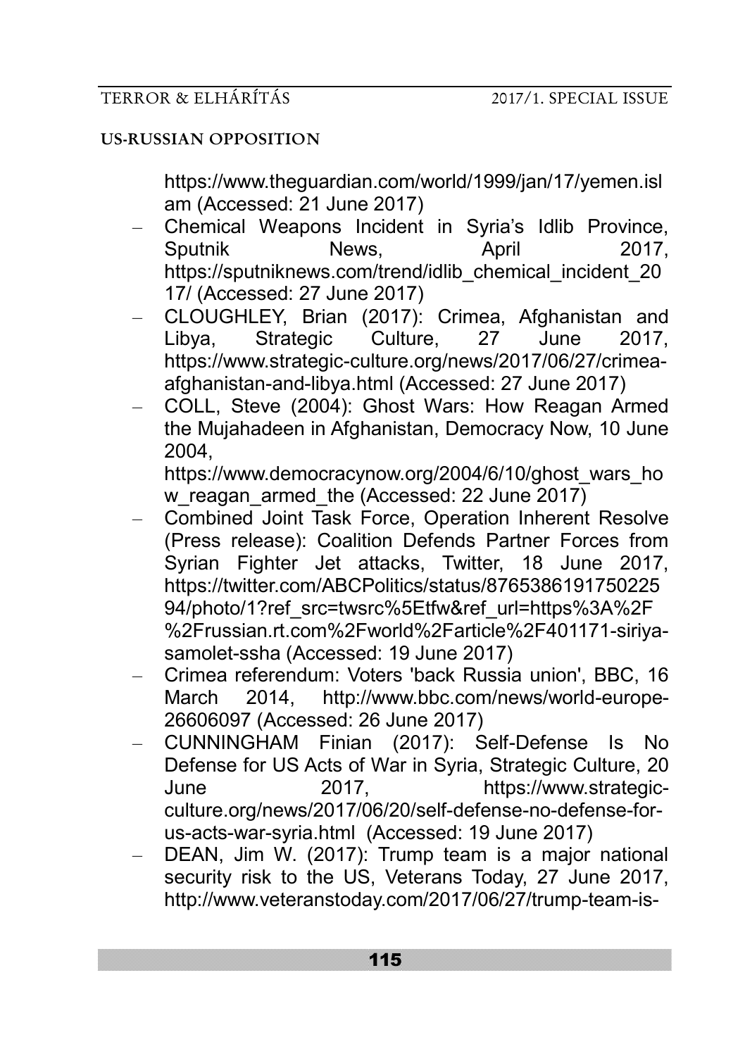https://www.theguardian.com/world/1999/jan/17/yemen.islam (Accessed: 21 June 2017)

- Chemical Weapons Incident in Syria's Idlib Province, Sputnik News, April 2017, https://sputniknews.com/trend/idlib_chemical_incident_2017/ (Accessed: 27 June 2017)
- CLOUGHLEY, Brian (2017): Crimea, Afghanistan and Libya, Strategic Culture, 27 June 2017, https://www.strategic-culture.org/news/2017/06/27/crimea-afghanistan-and-libya.html (Accessed: 27 June 2017)
- COLL, Steve (2004): Ghost Wars: How Reagan Armed the Mujahadeen in Afghanistan, Democracy Now, 10 June 2004, https://www.democracynow.org/2004/6/10/ghost_wars_how_reagan_armed_the (Accessed: 22 June 2017)
- Combined Joint Task Force, Operation Inherent Resolve (Press release): Coalition Defends Partner Forces from Syrian Fighter Jet attacks, Twitter, 18 June 2017, https://twitter.com/ABCPolitics/status/876538619175022594/photo/1?ref_src=twsrc%5Etfw&ref_url=https%3A%2F%2Frussian.rt.com%2Fworld%2Farticle%2F401171-siriya-samolet-ssha (Accessed: 19 June 2017)
- Crimea referendum: Voters 'back Russia union', BBC, 16 March 2014, http://www.bbc.com/news/world-europe-26606097 (Accessed: 26 June 2017)
- CUNNINGHAM Finian (2017): Self-Defense Is No Defense for US Acts of War in Syria, Strategic Culture, 20 June 2017, https://www.strategic-culture.org/news/2017/06/20/self-defense-no-defense-for-us-acts-war-syria.html (Accessed: 19 June 2017)
- DEAN, Jim W. (2017): Trump team is a major national security risk to the US, Veterans Today, 27 June 2017, http://www.veteranstoday.com/2017/06/27/trump-team-is-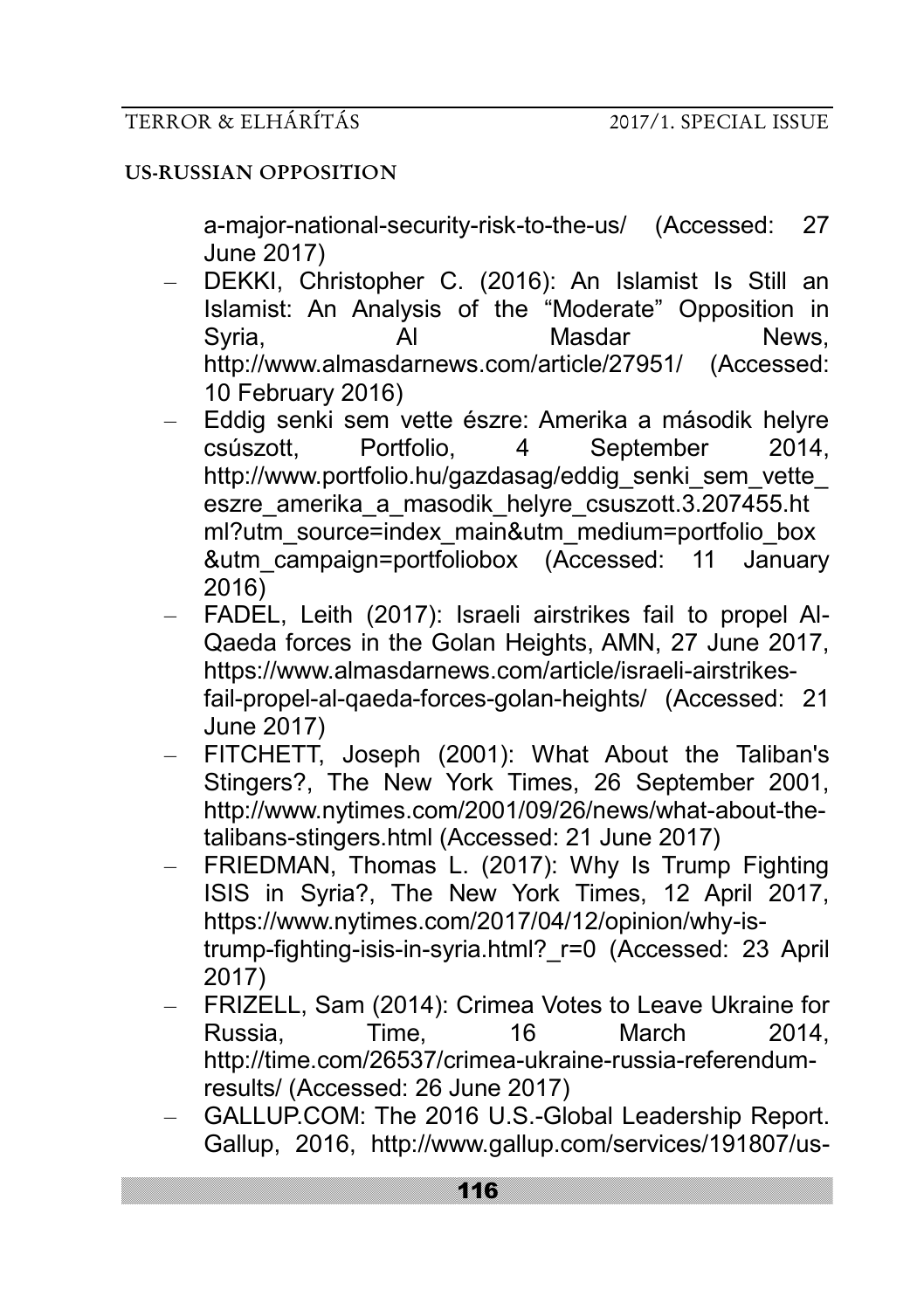a-major-national-security-risk-to-the-us/ (Accessed: 27 June 2017)

- DEKKI, Christopher C. (2016): An Islamist Is Still an Islamist: An Analysis of the "Moderate" Opposition in Syria, Al Masdar News, http://www.almasdarnews.com/article/27951/ (Accessed: 10 February 2016)
- Eddig senki sem vette észre: Amerika a második helyre csúszott, Portfolio, 4 September 2014, http://www.portfolio.hu/gazdasag/eddig_senki_sem_vette_eszre_amerika_a_masodik_helyre_csuszott.3.207455.html?utm_source=index_main&utm_medium=portfolio_box&utm_campaign=portfoliobox (Accessed: 11 January 2016)
- FADEL, Leith (2017): Israeli airstrikes fail to propel Al-Qaeda forces in the Golan Heights, AMN, 27 June 2017, https://www.almasdarnews.com/article/israeli-airstrikes-fail-propel-al-qaeda-forces-golan-heights/ (Accessed: 21 June 2017)
- FITCHETT, Joseph (2001): What About the Taliban's Stingers?, The New York Times, 26 September 2001, http://www.nytimes.com/2001/09/26/news/what-about-the-talibans-stingers.html (Accessed: 21 June 2017)
- FRIEDMAN, Thomas L. (2017): Why Is Trump Fighting ISIS in Syria?, The New York Times, 12 April 2017, https://www.nytimes.com/2017/04/12/opinion/why-is-trump-fighting-isis-in-syria.html?_r=0 (Accessed: 23 April 2017)
- FRIZELL, Sam (2014): Crimea Votes to Leave Ukraine for Russia, Time, 16 March 2014, http://time.com/26537/crimea-ukraine-russia-referendum-results/ (Accessed: 26 June 2017)
- GALLUP.COM: The 2016 U.S.-Global Leadership Report. Gallup, 2016, http://www.gallup.com/services/191807/us-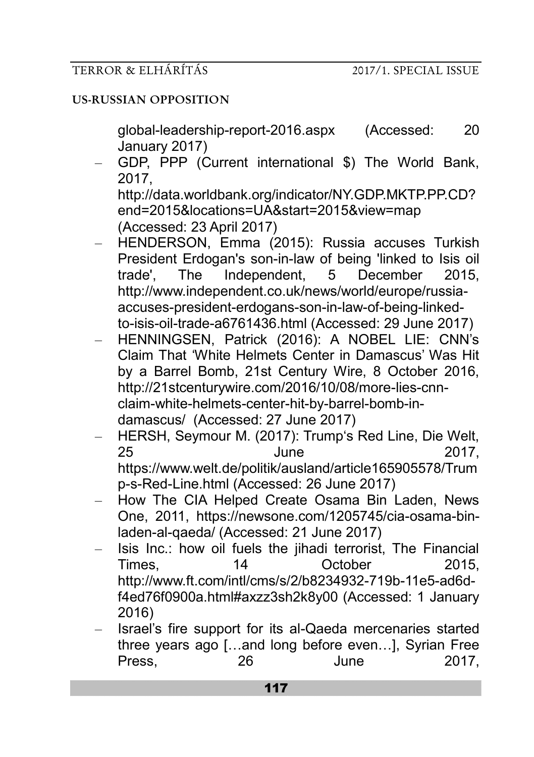global-leadership-report-2016.aspx (Accessed: 20 January 2017)

- GDP, PPP (Current international $) The World Bank, 2017, http://data.worldbank.org/indicator/NY.GDP.MKTP.PP.CD?end=2015&locations=UA&start=2015&view=map (Accessed: 23 April 2017)
- HENDERSON, Emma (2015): Russia accuses Turkish President Erdogan's son-in-law of being 'linked to Isis oil trade', The Independent, 5 December 2015, http://www.independent.co.uk/news/world/europe/russia-accuses-president-erdogans-son-in-law-of-being-linked-to-isis-oil-trade-a6761436.html (Accessed: 29 June 2017)
- HENNINGSEN, Patrick (2016): A NOBEL LIE: CNN's Claim That 'White Helmets Center in Damascus' Was Hit by a Barrel Bomb, 21st Century Wire, 8 October 2016, http://21stcenturywire.com/2016/10/08/more-lies-cnn-claim-white-helmets-center-hit-by-barrel-bomb-in-damascus/ (Accessed: 27 June 2017)
- HERSH, Seymour M. (2017): Trump's Red Line, Die Welt, 25 June 2017, https://www.welt.de/politik/ausland/article165905578/Trump-s-Red-Line.html (Accessed: 26 June 2017)
- How The CIA Helped Create Osama Bin Laden, News One, 2011, https://newsone.com/1205745/cia-osama-bin-laden-al-qaeda/ (Accessed: 21 June 2017)
- Isis Inc.: how oil fuels the jihadi terrorist, The Financial Times, 14 October 2015, http://www.ft.com/intl/cms/s/2/b8234932-719b-11e5-ad6d-f4ed76f0900a.html#axzz3sh2k8y00 (Accessed: 1 January 2016)
- Israel's fire support for its al-Qaeda mercenaries started three years ago […and long before even…], Syrian Free Press, 26 June 2017,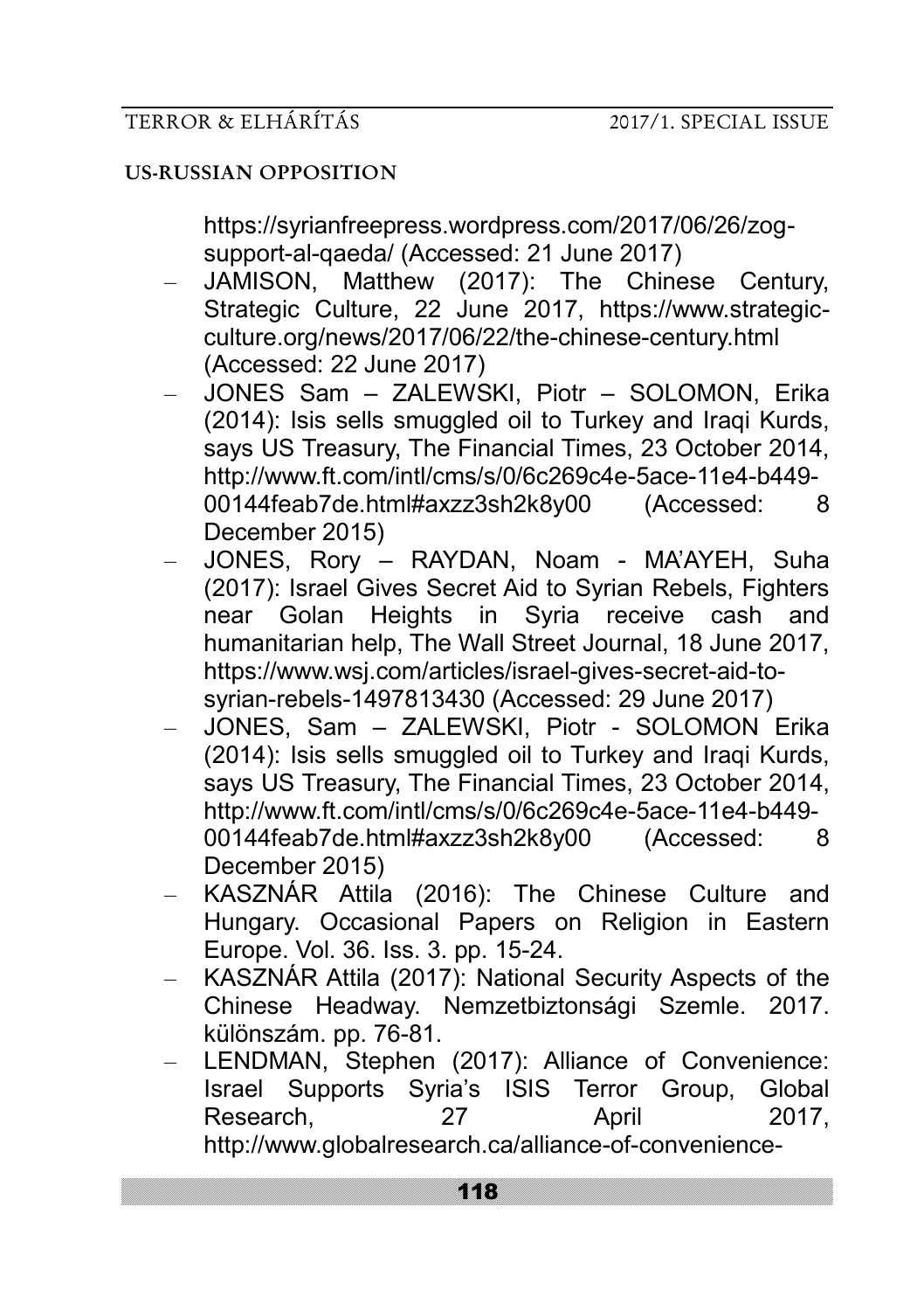https://syrianfreepress.wordpress.com/2017/06/26/zog-support-al-qaeda/ (Accessed: 21 June 2017)

- JAMISON, Matthew (2017): The Chinese Century, Strategic Culture, 22 June 2017, https://www.strategic-culture.org/news/2017/06/22/the-chinese-century.html (Accessed: 22 June 2017)
- JONES Sam – ZALEWSKI, Piotr – SOLOMON, Erika (2014): Isis sells smuggled oil to Turkey and Iraqi Kurds, says US Treasury, The Financial Times, 23 October 2014, http://www.ft.com/intl/cms/s/0/6c269c4e-5ace-11e4-b449-00144feab7de.html#axzz3sh2k8y00 (Accessed: 8 December 2015)
- JONES, Rory – RAYDAN, Noam - MA'AYEH, Suha (2017): Israel Gives Secret Aid to Syrian Rebels, Fighters near Golan Heights in Syria receive cash and humanitarian help, The Wall Street Journal, 18 June 2017, https://www.wsj.com/articles/israel-gives-secret-aid-to-syrian-rebels-1497813430 (Accessed: 29 June 2017)
- JONES, Sam – ZALEWSKI, Piotr - SOLOMON Erika (2014): Isis sells smuggled oil to Turkey and Iraqi Kurds, says US Treasury, The Financial Times, 23 October 2014, http://www.ft.com/intl/cms/s/0/6c269c4e-5ace-11e4-b449-00144feab7de.html#axzz3sh2k8y00 (Accessed: 8 December 2015)
- KASZNÁR Attila (2016): The Chinese Culture and Hungary. Occasional Papers on Religion in Eastern Europe. Vol. 36. Iss. 3. pp. 15-24.
- KASZNÁR Attila (2017): National Security Aspects of the Chinese Headway. Nemzetbiztonsági Szemle. 2017. különszám. pp. 76-81.
- LENDMAN, Stephen (2017): Alliance of Convenience: Israel Supports Syria's ISIS Terror Group, Global Research, 27 April 2017, http://www.globalresearch.ca/alliance-of-convenience-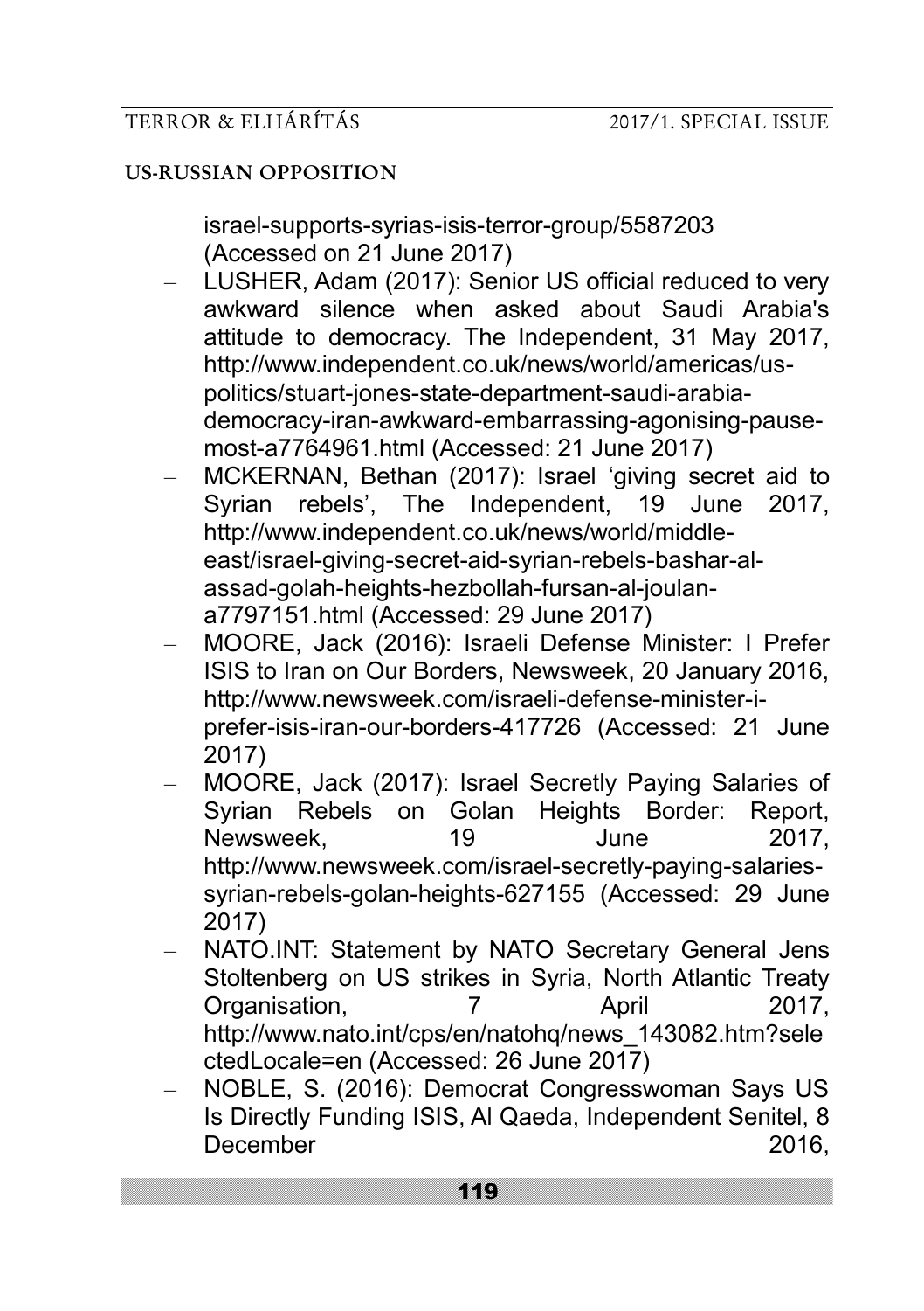israel-supports-syrias-isis-terror-group/5587203 (Accessed on 21 June 2017)

- LUSHER, Adam (2017): Senior US official reduced to very awkward silence when asked about Saudi Arabia's attitude to democracy. The Independent, 31 May 2017, http://www.independent.co.uk/news/world/americas/us-politics/stuart-jones-state-department-saudi-arabia-democracy-iran-awkward-embarrassing-agonising-pause-most-a7764961.html (Accessed: 21 June 2017)
- MCKERNAN, Bethan (2017): Israel 'giving secret aid to Syrian rebels', The Independent, 19 June 2017, http://www.independent.co.uk/news/world/middle-east/israel-giving-secret-aid-syrian-rebels-bashar-al-assad-golah-heights-hezbollah-fursan-al-joulan-a7797151.html (Accessed: 29 June 2017)
- MOORE, Jack (2016): Israeli Defense Minister: I Prefer ISIS to Iran on Our Borders, Newsweek, 20 January 2016, http://www.newsweek.com/israeli-defense-minister-i-prefer-isis-iran-our-borders-417726 (Accessed: 21 June 2017)
- MOORE, Jack (2017): Israel Secretly Paying Salaries of Syrian Rebels on Golan Heights Border: Report, Newsweek, 19 June 2017, http://www.newsweek.com/israel-secretly-paying-salaries-syrian-rebels-golan-heights-627155 (Accessed: 29 June 2017)
- NATO.INT: Statement by NATO Secretary General Jens Stoltenberg on US strikes in Syria, North Atlantic Treaty Organisation, 7 April 2017, http://www.nato.int/cps/en/natohq/news_143082.htm?selectedLocale=en (Accessed: 26 June 2017)
- NOBLE, S. (2016): Democrat Congresswoman Says US Is Directly Funding ISIS, Al Qaeda, Independent Senitel, 8 December 2016,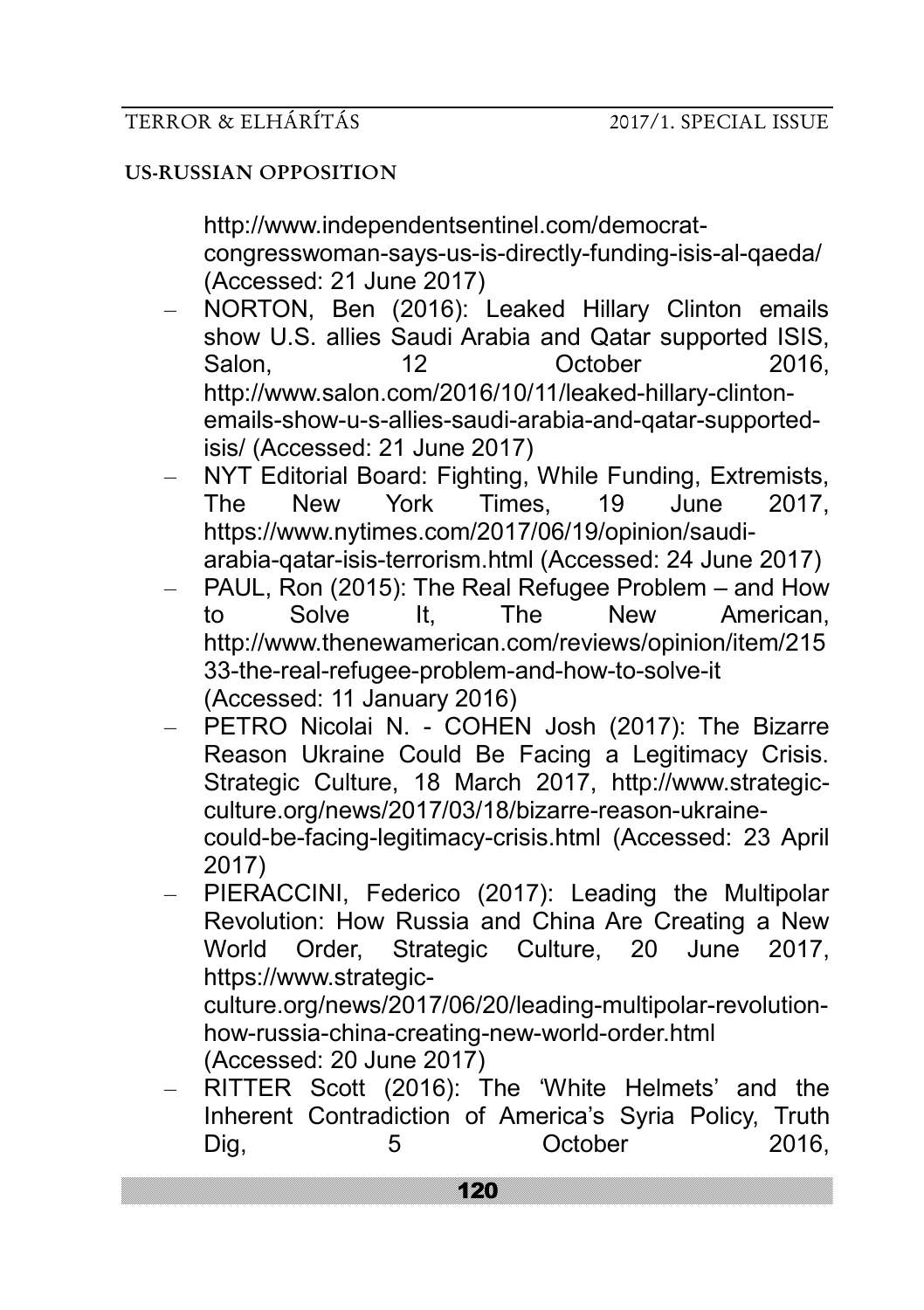http://www.independentsentinel.com/democrat-congresswoman-says-us-is-directly-funding-isis-al-qaeda/ (Accessed: 21 June 2017)

- NORTON, Ben (2016): Leaked Hillary Clinton emails show U.S. allies Saudi Arabia and Qatar supported ISIS, Salon, 12 October 2016, http://www.salon.com/2016/10/11/leaked-hillary-clinton-emails-show-u-s-allies-saudi-arabia-and-qatar-supported-isis/ (Accessed: 21 June 2017)
- NYT Editorial Board: Fighting, While Funding, Extremists, The New York Times, 19 June 2017, https://www.nytimes.com/2017/06/19/opinion/saudi-arabia-qatar-isis-terrorism.html (Accessed: 24 June 2017)
- PAUL, Ron (2015): The Real Refugee Problem – and How to Solve It, The New American, http://www.thenewamerican.com/reviews/opinion/item/21533-the-real-refugee-problem-and-how-to-solve-it (Accessed: 11 January 2016)
- PETRO Nicolai N. - COHEN Josh (2017): The Bizarre Reason Ukraine Could Be Facing a Legitimacy Crisis. Strategic Culture, 18 March 2017, http://www.strategic-culture.org/news/2017/03/18/bizarre-reason-ukraine-could-be-facing-legitimacy-crisis.html (Accessed: 23 April 2017)
- PIERACCINI, Federico (2017): Leading the Multipolar Revolution: How Russia and China Are Creating a New World Order, Strategic Culture, 20 June 2017, https://www.strategic-culture.org/news/2017/06/20/leading-multipolar-revolution-how-russia-china-creating-new-world-order.html (Accessed: 20 June 2017)
- RITTER Scott (2016): The 'White Helmets' and the Inherent Contradiction of America's Syria Policy, Truth Dig, 5 October 2016,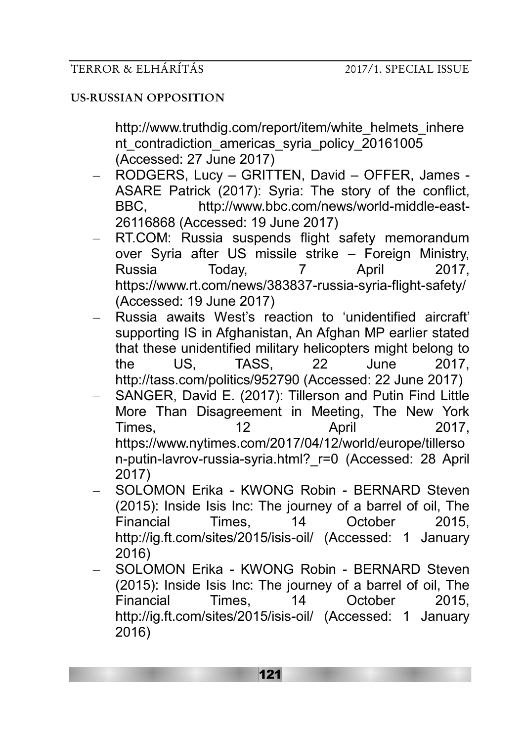http://www.truthdig.com/report/item/white_helmets_inherent_contradiction_americas_syria_policy_20161005 (Accessed: 27 June 2017)

- RODGERS, Lucy – GRITTEN, David – OFFER, James - ASARE Patrick (2017): Syria: The story of the conflict, BBC, http://www.bbc.com/news/world-middle-east-26116868 (Accessed: 19 June 2017)
- RT.COM: Russia suspends flight safety memorandum over Syria after US missile strike – Foreign Ministry, Russia Today, 7 April 2017, https://www.rt.com/news/383837-russia-syria-flight-safety/ (Accessed: 19 June 2017)
- Russia awaits West's reaction to 'unidentified aircraft' supporting IS in Afghanistan, An Afghan MP earlier stated that these unidentified military helicopters might belong to the US, TASS, 22 June 2017, http://tass.com/politics/952790 (Accessed: 22 June 2017)
- SANGER, David E. (2017): Tillerson and Putin Find Little More Than Disagreement in Meeting, The New York Times, 12 April 2017, https://www.nytimes.com/2017/04/12/world/europe/tillerson-putin-lavrov-russia-syria.html?_r=0 (Accessed: 28 April 2017)
- SOLOMON Erika - KWONG Robin - BERNARD Steven (2015): Inside Isis Inc: The journey of a barrel of oil, The Financial Times, 14 October 2015, http://ig.ft.com/sites/2015/isis-oil/ (Accessed: 1 January 2016)
- SOLOMON Erika - KWONG Robin - BERNARD Steven (2015): Inside Isis Inc: The journey of a barrel of oil, The Financial Times, 14 October 2015, http://ig.ft.com/sites/2015/isis-oil/ (Accessed: 1 January 2016)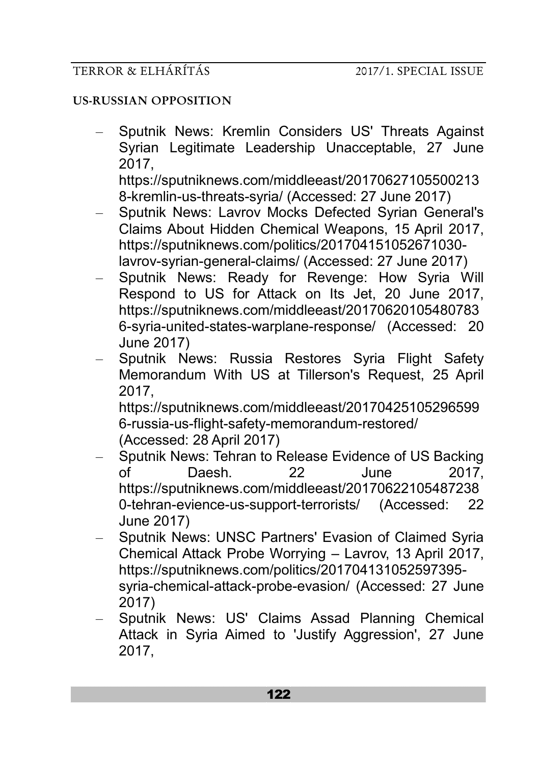- Sputnik News: Kremlin Considers US' Threats Against Syrian Legitimate Leadership Unacceptable, 27 June 2017, https://sputniknews.com/middleeast/201706271055002138-kremlin-us-threats-syria/ (Accessed: 27 June 2017)
- Sputnik News: Lavrov Mocks Defected Syrian General's Claims About Hidden Chemical Weapons, 15 April 2017, https://sputniknews.com/politics/201704151052671030-lavrov-syrian-general-claims/ (Accessed: 27 June 2017)
- Sputnik News: Ready for Revenge: How Syria Will Respond to US for Attack on Its Jet, 20 June 2017, https://sputniknews.com/middleeast/201706201054807836-syria-united-states-warplane-response/ (Accessed: 20 June 2017)
- Sputnik News: Russia Restores Syria Flight Safety Memorandum With US at Tillerson's Request, 25 April 2017, https://sputniknews.com/middleeast/201704251052965996-russia-us-flight-safety-memorandum-restored/ (Accessed: 28 April 2017)
- Sputnik News: Tehran to Release Evidence of US Backing of Daesh. 22 June 2017, https://sputniknews.com/middleeast/201706221054872380-tehran-evience-us-support-terrorists/ (Accessed: 22 June 2017)
- Sputnik News: UNSC Partners' Evasion of Claimed Syria Chemical Attack Probe Worrying – Lavrov, 13 April 2017, https://sputniknews.com/politics/201704131052597395-syria-chemical-attack-probe-evasion/ (Accessed: 27 June 2017)
- Sputnik News: US' Claims Assad Planning Chemical Attack in Syria Aimed to 'Justify Aggression', 27 June 2017,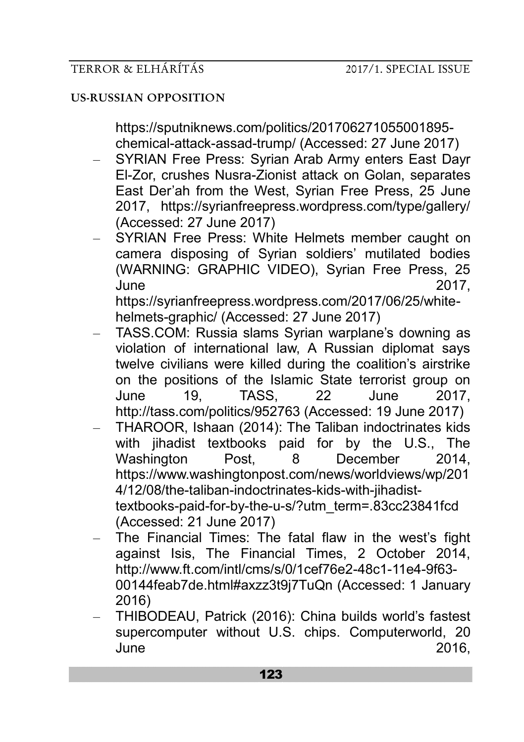https://sputniknews.com/politics/201706271055001895-chemical-attack-assad-trump/ (Accessed: 27 June 2017)

- SYRIAN Free Press: Syrian Arab Army enters East Dayr El-Zor, crushes Nusra-Zionist attack on Golan, separates East Der'ah from the West, Syrian Free Press, 25 June 2017, https://syrianfreepress.wordpress.com/type/gallery/ (Accessed: 27 June 2017)
- SYRIAN Free Press: White Helmets member caught on camera disposing of Syrian soldiers' mutilated bodies (WARNING: GRAPHIC VIDEO), Syrian Free Press, 25 June 2017, https://syrianfreepress.wordpress.com/2017/06/25/white-helmets-graphic/ (Accessed: 27 June 2017)
- TASS.COM: Russia slams Syrian warplane's downing as violation of international law, A Russian diplomat says twelve civilians were killed during the coalition's airstrike on the positions of the Islamic State terrorist group on June 19, TASS, 22 June 2017, http://tass.com/politics/952763 (Accessed: 19 June 2017)
- THAROOR, Ishaan (2014): The Taliban indoctrinates kids with jihadist textbooks paid for by the U.S., The Washington Post, 8 December 2014, https://www.washingtonpost.com/news/worldviews/wp/2014/12/08/the-taliban-indoctrinates-kids-with-jihadist-textbooks-paid-for-by-the-u-s/?utm_term=.83cc23841fcd (Accessed: 21 June 2017)
- The Financial Times: The fatal flaw in the west's fight against Isis, The Financial Times, 2 October 2014, http://www.ft.com/intl/cms/s/0/1cef76e2-48c1-11e4-9f63-00144feab7de.html#axzz3t9j7TuQn (Accessed: 1 January 2016)
- THIBODEAU, Patrick (2016): China builds world's fastest supercomputer without U.S. chips. Computerworld, 20 June 2016,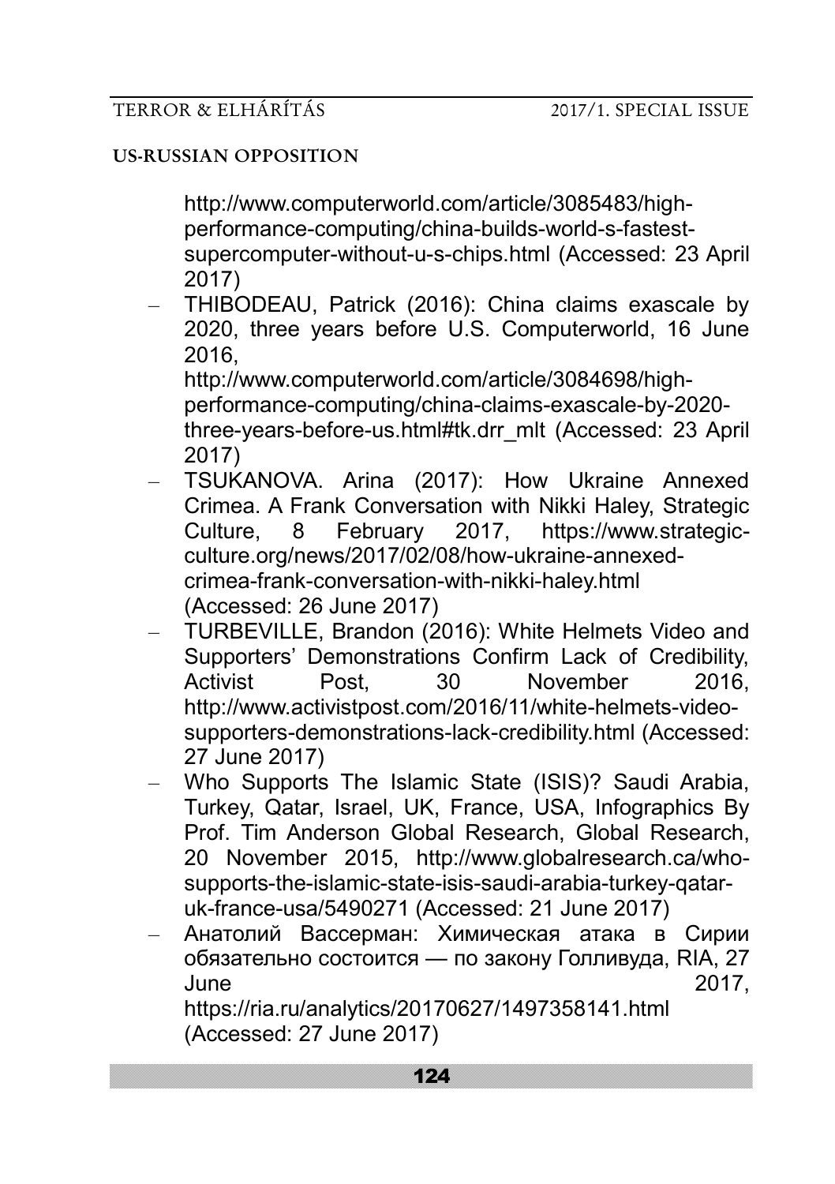http://www.computerworld.com/article/3085483/high-performance-computing/china-builds-world-s-fastest-supercomputer-without-u-s-chips.html (Accessed: 23 April 2017)

- THIBODEAU, Patrick (2016): China claims exascale by 2020, three years before U.S. Computerworld, 16 June 2016, http://www.computerworld.com/article/3084698/high-performance-computing/china-claims-exascale-by-2020-three-years-before-us.html#tk.drr_mlt (Accessed: 23 April 2017)
- TSUKANOVA. Arina (2017): How Ukraine Annexed Crimea. A Frank Conversation with Nikki Haley, Strategic Culture, 8 February 2017, https://www.strategic-culture.org/news/2017/02/08/how-ukraine-annexed-crimea-frank-conversation-with-nikki-haley.html (Accessed: 26 June 2017)
- TURBEVILLE, Brandon (2016): White Helmets Video and Supporters' Demonstrations Confirm Lack of Credibility, Activist Post, 30 November 2016, http://www.activistpost.com/2016/11/white-helmets-video-supporters-demonstrations-lack-credibility.html (Accessed: 27 June 2017)
- Who Supports The Islamic State (ISIS)? Saudi Arabia, Turkey, Qatar, Israel, UK, France, USA, Infographics By Prof. Tim Anderson Global Research, Global Research, 20 November 2015, http://www.globalresearch.ca/who-supports-the-islamic-state-isis-saudi-arabia-turkey-qatar-uk-france-usa/5490271 (Accessed: 21 June 2017)
- Анатолий Вассерман: Химическая атака в Сирии обязательно состоится — по закону Голливуда, RIA, 27 June 2017, https://ria.ru/analytics/20170627/1497358141.html (Accessed: 27 June 2017)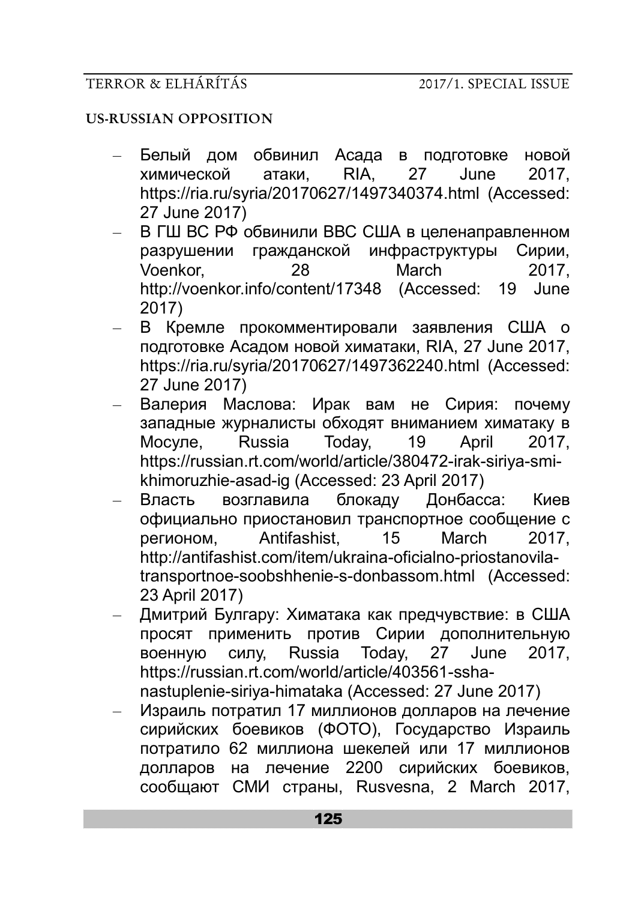- Белый дом обвинил Асада в подготовке новой химической атаки, RIA, 27 June 2017, https://ria.ru/syria/20170627/1497340374.html (Accessed: 27 June 2017)
- В ГШ ВС РФ обвинили ВВС США в целенаправленном разрушении гражданской инфраструктуры Сирии, Voenkor, 28 March 2017, http://voenkor.info/content/17348 (Accessed: 19 June 2017)
- В Кремле прокомментировали заявления США о подготовке Асадом новой химатаки, RIA, 27 June 2017, https://ria.ru/syria/20170627/1497362240.html (Accessed: 27 June 2017)
- Валерия Маслова: Ирак вам не Сирия: почему западные журналисты обходят вниманием химатаку в Мосуле, Russia Today, 19 April 2017, https://russian.rt.com/world/article/380472-irak-siriya-smi-khimoruzhie-asad-ig (Accessed: 23 April 2017)
- Власть возглавила блокаду Донбасса: Киев официально приостановил транспортное сообщение с регионом, Antifashist, 15 March 2017, http://antifashist.com/item/ukraina-oficialno-priostanovila-transportnoe-soobshhenie-s-donbassom.html (Accessed: 23 April 2017)
- Дмитрий Булгару: Химатака как предчувствие: в США просят применить против Сирии дополнительную военную силу, Russia Today, 27 June 2017, https://russian.rt.com/world/article/403561-ssha-nastuplenie-siriya-himataka (Accessed: 27 June 2017)
- Израиль потратил 17 миллионов долларов на лечение сирийских боевиков (ФОТО), Государство Израиль потратило 62 миллиона шекелей или 17 миллионов долларов на лечение 2200 сирийских боевиков, сообщают СМИ страны, Rusvesna, 2 March 2017,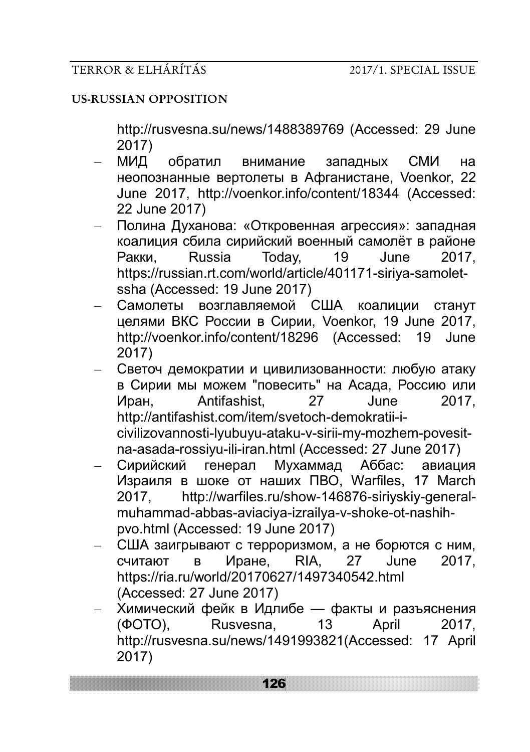http://rusvesna.su/news/1488389769 (Accessed: 29 June 2017)

- МИД обратил внимание западных СМИ на неопознанные вертолеты в Афганистане, Voenkor, 22 June 2017, http://voenkor.info/content/18344 (Accessed: 22 June 2017)
- Полина Духанова: «Откровенная агрессия»: западная коалиция сбила сирийский военный самолёт в районе Ракки, Russia Today, 19 June 2017, https://russian.rt.com/world/article/401171-siriya-samolet-ssha (Accessed: 19 June 2017)
- Самолеты возглавляемой США коалиции станут целями ВКС России в Сирии, Voenkor, 19 June 2017, http://voenkor.info/content/18296 (Accessed: 19 June 2017)
- Светоч демократии и цивилизованности: любую атаку в Сирии мы можем "повесить" на Асада, Россию или Иран, Antifashist, 27 June 2017, http://antifashist.com/item/svetoch-demokratii-i-civilizovannosti-lyubuyu-ataku-v-sirii-my-mozhem-povesit-na-asada-rossiyu-ili-iran.html (Accessed: 27 June 2017)
- Сирийский генерал Мухаммад Аббас: авиация Израиля в шоке от наших ПВО, Warfiles, 17 March 2017, http://warfiles.ru/show-146876-siriyskiy-general-muhammad-abbas-aviaciya-izrailya-v-shoke-ot-nashih-pvo.html (Accessed: 19 June 2017)
- США заигрывают с терроризмом, а не борются с ним, считают в Иране, RIA, 27 June 2017, https://ria.ru/world/20170627/1497340542.html (Accessed: 27 June 2017)
- Химический фейк в Идлибе — факты и разъяснения (ФОТО), Rusvesna, 13 April 2017, http://rusvesna.su/news/1491993821(Accessed: 17 April 2017)